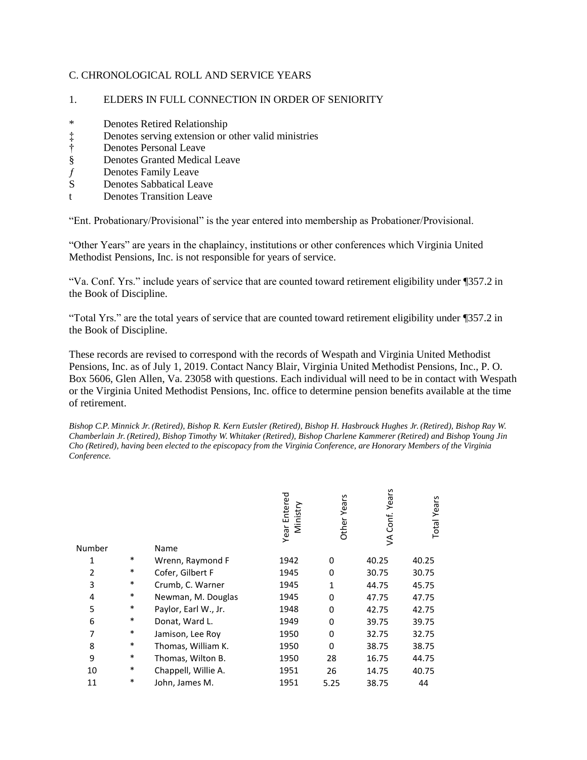## C. CHRONOLOGICAL ROLL AND SERVICE YEARS

### 1. ELDERS IN FULL CONNECTION IN ORDER OF SENIORITY

- \* Denotes Retired Relationship
- ‡ Denotes serving extension or other valid ministries
- † Denotes Personal Leave
- § Denotes Granted Medical Leave
- *ƒ* Denotes Family Leave
- S Denotes Sabbatical Leave
- t Denotes Transition Leave

"Ent. Probationary/Provisional" is the year entered into membership as Probationer/Provisional.

"Other Years" are years in the chaplaincy, institutions or other conferences which Virginia United Methodist Pensions, Inc. is not responsible for years of service.

"Va. Conf. Yrs." include years of service that are counted toward retirement eligibility under ¶357.2 in the Book of Discipline.

"Total Yrs." are the total years of service that are counted toward retirement eligibility under ¶357.2 in the Book of Discipline.

These records are revised to correspond with the records of Wespath and Virginia United Methodist Pensions, Inc. as of July 1, 2019. Contact Nancy Blair, Virginia United Methodist Pensions, Inc., P. O. Box 5606, Glen Allen, Va. 23058 with questions. Each individual will need to be in contact with Wespath or the Virginia United Methodist Pensions, Inc. office to determine pension benefits available at the time of retirement.

*Bishop C.P. Minnick Jr. (Retired), Bishop R. Kern Eutsler (Retired), Bishop H. Hasbrouck Hughes Jr. (Retired), Bishop Ray W. Chamberlain Jr. (Retired), Bishop Timothy W. Whitaker (Retired), Bishop Charlene Kammerer (Retired) and Bishop Young Jin Cho (Retired), having been elected to the episcopacy from the Virginia Conference, are Honorary Members of the Virginia Conference.*

| Number | | Name | Year Entered Ministry | Other Years | VA Conf. Years | Total Years |
|---|---|---|---|---|---|---|
| 1 | * | Wrenn, Raymond F | 1942 | 0 | 40.25 | 40.25 |
| 2 | * | Cofer, Gilbert F | 1945 | 0 | 30.75 | 30.75 |
| 3 | * | Crumb, C. Warner | 1945 | 1 | 44.75 | 45.75 |
| 4 | * | Newman, M. Douglas | 1945 | 0 | 47.75 | 47.75 |
| 5 | * | Paylor, Earl W., Jr. | 1948 | 0 | 42.75 | 42.75 |
| 6 | * | Donat, Ward L. | 1949 | 0 | 39.75 | 39.75 |
| 7 | * | Jamison, Lee Roy | 1950 | 0 | 32.75 | 32.75 |
| 8 | * | Thomas, William K. | 1950 | 0 | 38.75 | 38.75 |
| 9 | * | Thomas, Wilton B. | 1950 | 28 | 16.75 | 44.75 |
| 10 | * | Chappell, Willie A. | 1951 | 26 | 14.75 | 40.75 |
| 11 | * | John, James M. | 1951 | 5.25 | 38.75 | 44 |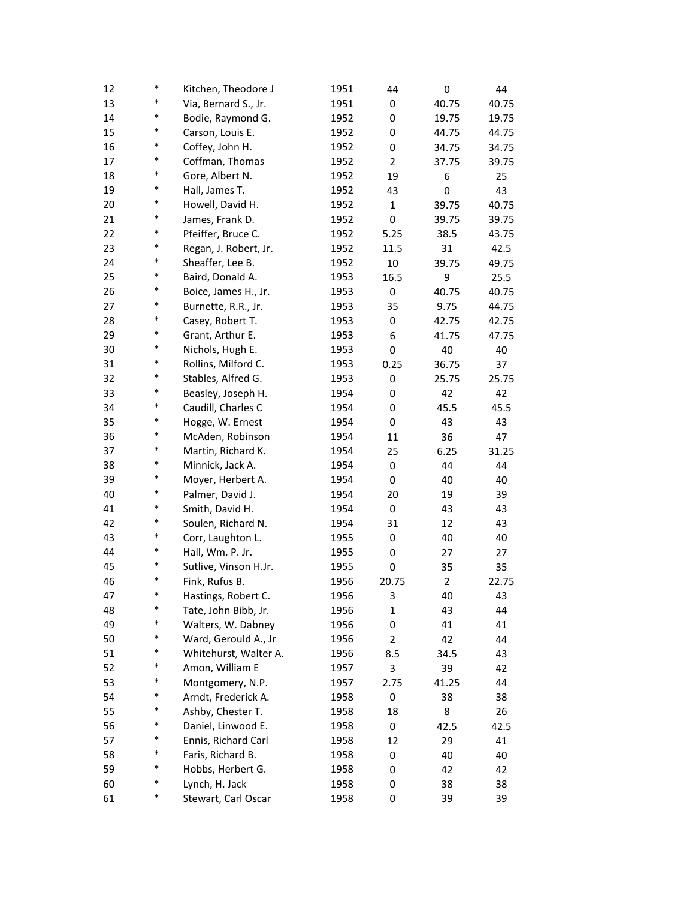| | | | | | | |
|---|---|---|---|---|---|---|
| 12 | * | Kitchen, Theodore J | 1951 | 44 | 0 | 44 |
| 13 | * | Via, Bernard S., Jr. | 1951 | 0 | 40.75 | 40.75 |
| 14 | * | Bodie, Raymond G. | 1952 | 0 | 19.75 | 19.75 |
| 15 | * | Carson, Louis E. | 1952 | 0 | 44.75 | 44.75 |
| 16 | * | Coffey, John H. | 1952 | 0 | 34.75 | 34.75 |
| 17 | * | Coffman, Thomas | 1952 | 2 | 37.75 | 39.75 |
| 18 | * | Gore, Albert N. | 1952 | 19 | 6 | 25 |
| 19 | * | Hall, James T. | 1952 | 43 | 0 | 43 |
| 20 | * | Howell, David H. | 1952 | 1 | 39.75 | 40.75 |
| 21 | * | James, Frank D. | 1952 | 0 | 39.75 | 39.75 |
| 22 | * | Pfeiffer, Bruce C. | 1952 | 5.25 | 38.5 | 43.75 |
| 23 | * | Regan, J. Robert, Jr. | 1952 | 11.5 | 31 | 42.5 |
| 24 | * | Sheaffer, Lee B. | 1952 | 10 | 39.75 | 49.75 |
| 25 | * | Baird, Donald A. | 1953 | 16.5 | 9 | 25.5 |
| 26 | * | Boice, James H., Jr. | 1953 | 0 | 40.75 | 40.75 |
| 27 | * | Burnette, R.R., Jr. | 1953 | 35 | 9.75 | 44.75 |
| 28 | * | Casey, Robert T. | 1953 | 0 | 42.75 | 42.75 |
| 29 | * | Grant, Arthur E. | 1953 | 6 | 41.75 | 47.75 |
| 30 | * | Nichols, Hugh E. | 1953 | 0 | 40 | 40 |
| 31 | * | Rollins, Milford C. | 1953 | 0.25 | 36.75 | 37 |
| 32 | * | Stables, Alfred G. | 1953 | 0 | 25.75 | 25.75 |
| 33 | * | Beasley, Joseph H. | 1954 | 0 | 42 | 42 |
| 34 | * | Caudill, Charles C | 1954 | 0 | 45.5 | 45.5 |
| 35 | * | Hogge, W. Ernest | 1954 | 0 | 43 | 43 |
| 36 | * | McAden, Robinson | 1954 | 11 | 36 | 47 |
| 37 | * | Martin, Richard K. | 1954 | 25 | 6.25 | 31.25 |
| 38 | * | Minnick, Jack A. | 1954 | 0 | 44 | 44 |
| 39 | * | Moyer, Herbert A. | 1954 | 0 | 40 | 40 |
| 40 | * | Palmer, David J. | 1954 | 20 | 19 | 39 |
| 41 | * | Smith, David H. | 1954 | 0 | 43 | 43 |
| 42 | * | Soulen, Richard N. | 1954 | 31 | 12 | 43 |
| 43 | * | Corr, Laughton L. | 1955 | 0 | 40 | 40 |
| 44 | * | Hall, Wm. P. Jr. | 1955 | 0 | 27 | 27 |
| 45 | * | Sutlive, Vinson H.Jr. | 1955 | 0 | 35 | 35 |
| 46 | * | Fink, Rufus B. | 1956 | 20.75 | 2 | 22.75 |
| 47 | * | Hastings, Robert C. | 1956 | 3 | 40 | 43 |
| 48 | * | Tate, John Bibb, Jr. | 1956 | 1 | 43 | 44 |
| 49 | * | Walters, W. Dabney | 1956 | 0 | 41 | 41 |
| 50 | * | Ward, Gerould A., Jr | 1956 | 2 | 42 | 44 |
| 51 | * | Whitehurst, Walter A. | 1956 | 8.5 | 34.5 | 43 |
| 52 | * | Amon, William E | 1957 | 3 | 39 | 42 |
| 53 | * | Montgomery, N.P. | 1957 | 2.75 | 41.25 | 44 |
| 54 | * | Arndt, Frederick A. | 1958 | 0 | 38 | 38 |
| 55 | * | Ashby, Chester T. | 1958 | 18 | 8 | 26 |
| 56 | * | Daniel, Linwood E. | 1958 | 0 | 42.5 | 42.5 |
| 57 | * | Ennis, Richard Carl | 1958 | 12 | 29 | 41 |
| 58 | * | Faris, Richard B. | 1958 | 0 | 40 | 40 |
| 59 | * | Hobbs, Herbert G. | 1958 | 0 | 42 | 42 |
| 60 | * | Lynch, H. Jack | 1958 | 0 | 38 | 38 |
| 61 | * | Stewart, Carl Oscar | 1958 | 0 | 39 | 39 |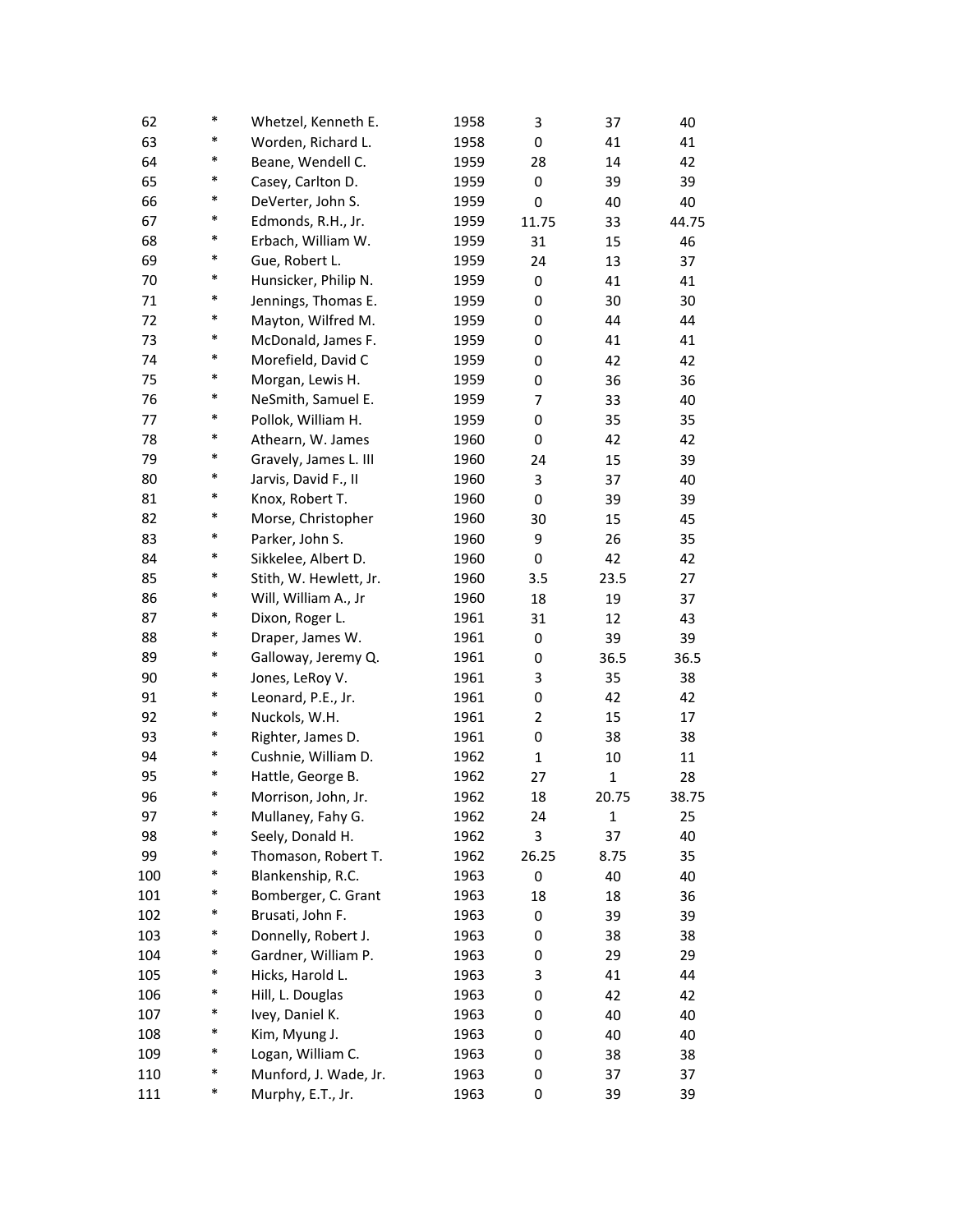| | | | | | | |
|---|---|---|---|---|---|---|
| 62 | * | Whetzel, Kenneth E. | 1958 | 3 | 37 | 40 |
| 63 | * | Worden, Richard L. | 1958 | 0 | 41 | 41 |
| 64 | * | Beane, Wendell C. | 1959 | 28 | 14 | 42 |
| 65 | * | Casey, Carlton D. | 1959 | 0 | 39 | 39 |
| 66 | * | DeVerter, John S. | 1959 | 0 | 40 | 40 |
| 67 | * | Edmonds, R.H., Jr. | 1959 | 11.75 | 33 | 44.75 |
| 68 | * | Erbach, William W. | 1959 | 31 | 15 | 46 |
| 69 | * | Gue, Robert L. | 1959 | 24 | 13 | 37 |
| 70 | * | Hunsicker, Philip N. | 1959 | 0 | 41 | 41 |
| 71 | * | Jennings, Thomas E. | 1959 | 0 | 30 | 30 |
| 72 | * | Mayton, Wilfred M. | 1959 | 0 | 44 | 44 |
| 73 | * | McDonald, James F. | 1959 | 0 | 41 | 41 |
| 74 | * | Morefield, David C | 1959 | 0 | 42 | 42 |
| 75 | * | Morgan, Lewis H. | 1959 | 0 | 36 | 36 |
| 76 | * | NeSmith, Samuel E. | 1959 | 7 | 33 | 40 |
| 77 | * | Pollok, William H. | 1959 | 0 | 35 | 35 |
| 78 | * | Athearn, W. James | 1960 | 0 | 42 | 42 |
| 79 | * | Gravely, James L. III | 1960 | 24 | 15 | 39 |
| 80 | * | Jarvis, David F., II | 1960 | 3 | 37 | 40 |
| 81 | * | Knox, Robert T. | 1960 | 0 | 39 | 39 |
| 82 | * | Morse, Christopher | 1960 | 30 | 15 | 45 |
| 83 | * | Parker, John S. | 1960 | 9 | 26 | 35 |
| 84 | * | Sikkelee, Albert D. | 1960 | 0 | 42 | 42 |
| 85 | * | Stith, W. Hewlett, Jr. | 1960 | 3.5 | 23.5 | 27 |
| 86 | * | Will, William A., Jr | 1960 | 18 | 19 | 37 |
| 87 | * | Dixon, Roger L. | 1961 | 31 | 12 | 43 |
| 88 | * | Draper, James W. | 1961 | 0 | 39 | 39 |
| 89 | * | Galloway, Jeremy Q. | 1961 | 0 | 36.5 | 36.5 |
| 90 | * | Jones, LeRoy V. | 1961 | 3 | 35 | 38 |
| 91 | * | Leonard, P.E., Jr. | 1961 | 0 | 42 | 42 |
| 92 | * | Nuckols, W.H. | 1961 | 2 | 15 | 17 |
| 93 | * | Righter, James D. | 1961 | 0 | 38 | 38 |
| 94 | * | Cushnie, William D. | 1962 | 1 | 10 | 11 |
| 95 | * | Hattle, George B. | 1962 | 27 | 1 | 28 |
| 96 | * | Morrison, John, Jr. | 1962 | 18 | 20.75 | 38.75 |
| 97 | * | Mullaney, Fahy G. | 1962 | 24 | 1 | 25 |
| 98 | * | Seely, Donald H. | 1962 | 3 | 37 | 40 |
| 99 | * | Thomason, Robert T. | 1962 | 26.25 | 8.75 | 35 |
| 100 | * | Blankenship, R.C. | 1963 | 0 | 40 | 40 |
| 101 | * | Bomberger, C. Grant | 1963 | 18 | 18 | 36 |
| 102 | * | Brusati, John F. | 1963 | 0 | 39 | 39 |
| 103 | * | Donnelly, Robert J. | 1963 | 0 | 38 | 38 |
| 104 | * | Gardner, William P. | 1963 | 0 | 29 | 29 |
| 105 | * | Hicks, Harold L. | 1963 | 3 | 41 | 44 |
| 106 | * | Hill, L. Douglas | 1963 | 0 | 42 | 42 |
| 107 | * | Ivey, Daniel K. | 1963 | 0 | 40 | 40 |
| 108 | * | Kim, Myung J. | 1963 | 0 | 40 | 40 |
| 109 | * | Logan, William C. | 1963 | 0 | 38 | 38 |
| 110 | * | Munford, J. Wade, Jr. | 1963 | 0 | 37 | 37 |
| 111 | * | Murphy, E.T., Jr. | 1963 | 0 | 39 | 39 |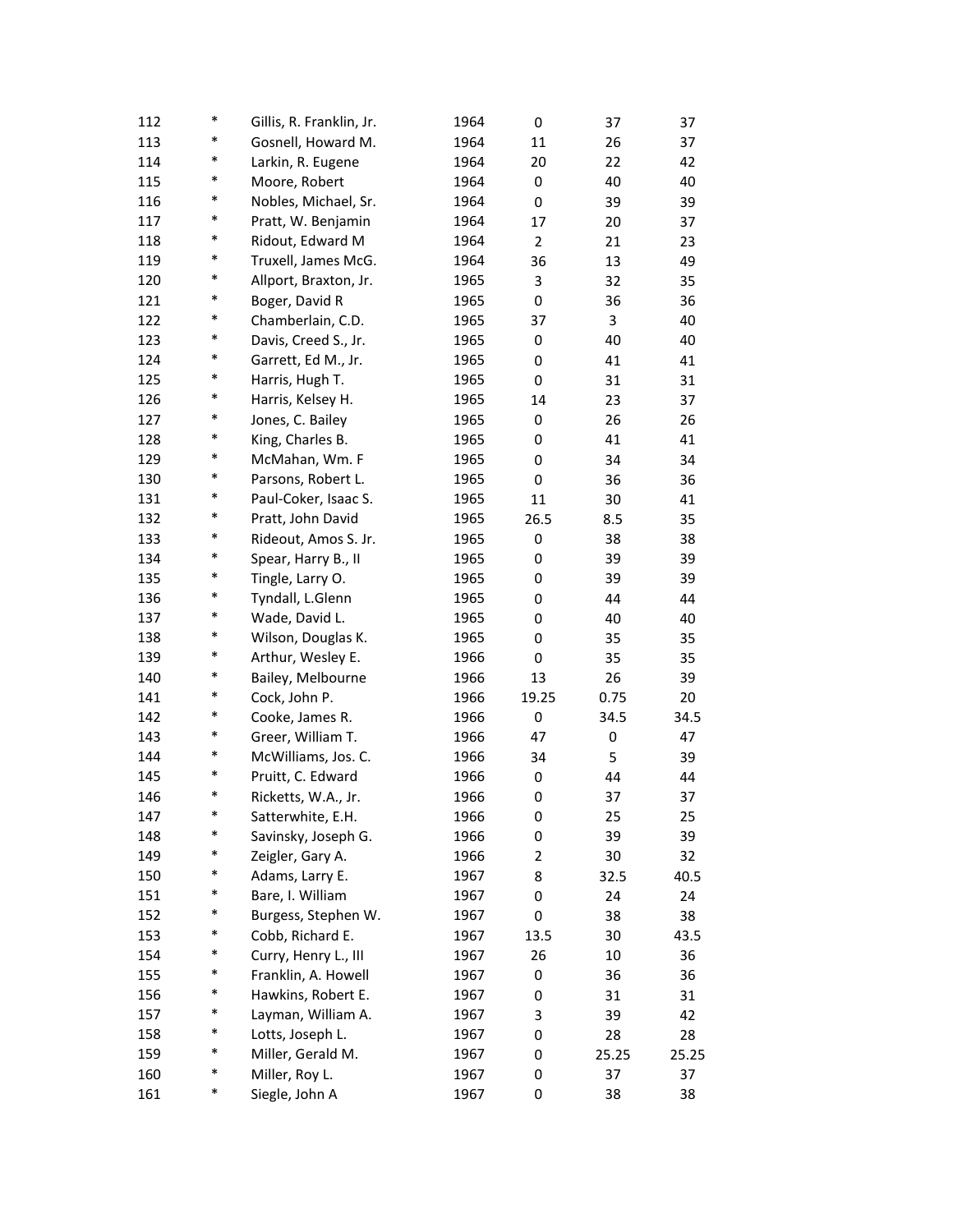| | | | | | | |
|---|---|---|---|---|---|---|
| 112 | * | Gillis, R. Franklin, Jr. | 1964 | 0 | 37 | 37 |
| 113 | * | Gosnell, Howard M. | 1964 | 11 | 26 | 37 |
| 114 | * | Larkin, R. Eugene | 1964 | 20 | 22 | 42 |
| 115 | * | Moore, Robert | 1964 | 0 | 40 | 40 |
| 116 | * | Nobles, Michael, Sr. | 1964 | 0 | 39 | 39 |
| 117 | * | Pratt, W. Benjamin | 1964 | 17 | 20 | 37 |
| 118 | * | Ridout, Edward M | 1964 | 2 | 21 | 23 |
| 119 | * | Truxell, James McG. | 1964 | 36 | 13 | 49 |
| 120 | * | Allport, Braxton, Jr. | 1965 | 3 | 32 | 35 |
| 121 | * | Boger, David R | 1965 | 0 | 36 | 36 |
| 122 | * | Chamberlain, C.D. | 1965 | 37 | 3 | 40 |
| 123 | * | Davis, Creed S., Jr. | 1965 | 0 | 40 | 40 |
| 124 | * | Garrett, Ed M., Jr. | 1965 | 0 | 41 | 41 |
| 125 | * | Harris, Hugh T. | 1965 | 0 | 31 | 31 |
| 126 | * | Harris, Kelsey H. | 1965 | 14 | 23 | 37 |
| 127 | * | Jones, C. Bailey | 1965 | 0 | 26 | 26 |
| 128 | * | King, Charles B. | 1965 | 0 | 41 | 41 |
| 129 | * | McMahan, Wm. F | 1965 | 0 | 34 | 34 |
| 130 | * | Parsons, Robert L. | 1965 | 0 | 36 | 36 |
| 131 | * | Paul-Coker, Isaac S. | 1965 | 11 | 30 | 41 |
| 132 | * | Pratt, John David | 1965 | 26.5 | 8.5 | 35 |
| 133 | * | Rideout, Amos S. Jr. | 1965 | 0 | 38 | 38 |
| 134 | * | Spear, Harry B., II | 1965 | 0 | 39 | 39 |
| 135 | * | Tingle, Larry O. | 1965 | 0 | 39 | 39 |
| 136 | * | Tyndall, L.Glenn | 1965 | 0 | 44 | 44 |
| 137 | * | Wade, David L. | 1965 | 0 | 40 | 40 |
| 138 | * | Wilson, Douglas K. | 1965 | 0 | 35 | 35 |
| 139 | * | Arthur, Wesley E. | 1966 | 0 | 35 | 35 |
| 140 | * | Bailey, Melbourne | 1966 | 13 | 26 | 39 |
| 141 | * | Cock, John P. | 1966 | 19.25 | 0.75 | 20 |
| 142 | * | Cooke, James R. | 1966 | 0 | 34.5 | 34.5 |
| 143 | * | Greer, William T. | 1966 | 47 | 0 | 47 |
| 144 | * | McWilliams, Jos. C. | 1966 | 34 | 5 | 39 |
| 145 | * | Pruitt, C. Edward | 1966 | 0 | 44 | 44 |
| 146 | * | Ricketts, W.A., Jr. | 1966 | 0 | 37 | 37 |
| 147 | * | Satterwhite, E.H. | 1966 | 0 | 25 | 25 |
| 148 | * | Savinsky, Joseph G. | 1966 | 0 | 39 | 39 |
| 149 | * | Zeigler, Gary A. | 1966 | 2 | 30 | 32 |
| 150 | * | Adams, Larry E. | 1967 | 8 | 32.5 | 40.5 |
| 151 | * | Bare, I. William | 1967 | 0 | 24 | 24 |
| 152 | * | Burgess, Stephen W. | 1967 | 0 | 38 | 38 |
| 153 | * | Cobb, Richard E. | 1967 | 13.5 | 30 | 43.5 |
| 154 | * | Curry, Henry L., III | 1967 | 26 | 10 | 36 |
| 155 | * | Franklin, A. Howell | 1967 | 0 | 36 | 36 |
| 156 | * | Hawkins, Robert E. | 1967 | 0 | 31 | 31 |
| 157 | * | Layman, William A. | 1967 | 3 | 39 | 42 |
| 158 | * | Lotts, Joseph L. | 1967 | 0 | 28 | 28 |
| 159 | * | Miller, Gerald M. | 1967 | 0 | 25.25 | 25.25 |
| 160 | * | Miller, Roy L. | 1967 | 0 | 37 | 37 |
| 161 | * | Siegle, John A | 1967 | 0 | 38 | 38 |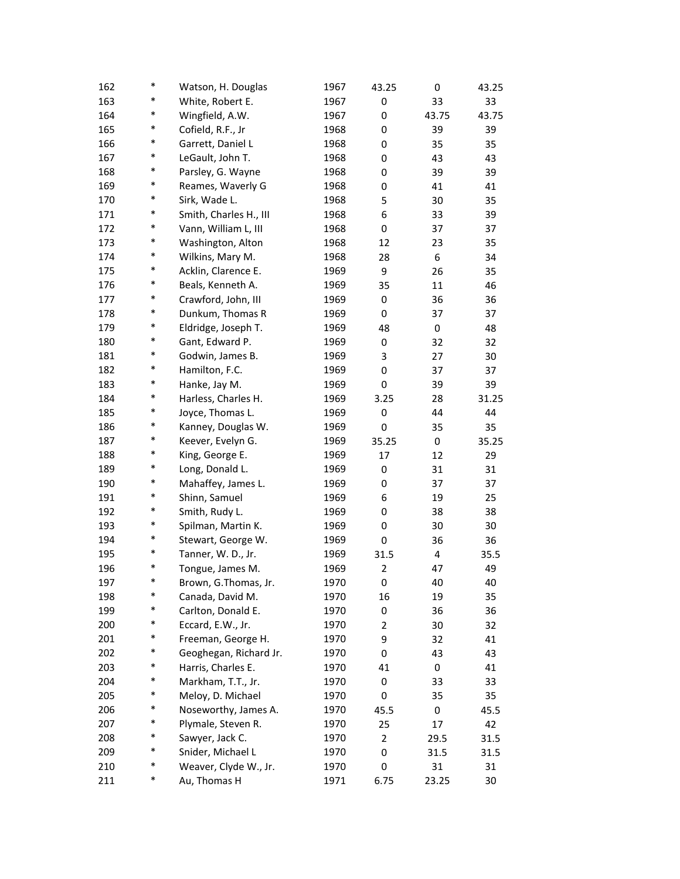| | | | | | | |
|---|---|---|---|---|---|---|
| 162 | * | Watson, H. Douglas | 1967 | 43.25 | 0 | 43.25 |
| 163 | * | White, Robert E. | 1967 | 0 | 33 | 33 |
| 164 | * | Wingfield, A.W. | 1967 | 0 | 43.75 | 43.75 |
| 165 | * | Cofield, R.F., Jr | 1968 | 0 | 39 | 39 |
| 166 | * | Garrett, Daniel L | 1968 | 0 | 35 | 35 |
| 167 | * | LeGault, John T. | 1968 | 0 | 43 | 43 |
| 168 | * | Parsley, G. Wayne | 1968 | 0 | 39 | 39 |
| 169 | * | Reames, Waverly G | 1968 | 0 | 41 | 41 |
| 170 | * | Sirk, Wade L. | 1968 | 5 | 30 | 35 |
| 171 | * | Smith, Charles H., III | 1968 | 6 | 33 | 39 |
| 172 | * | Vann, William L, III | 1968 | 0 | 37 | 37 |
| 173 | * | Washington, Alton | 1968 | 12 | 23 | 35 |
| 174 | * | Wilkins, Mary M. | 1968 | 28 | 6 | 34 |
| 175 | * | Acklin, Clarence E. | 1969 | 9 | 26 | 35 |
| 176 | * | Beals, Kenneth A. | 1969 | 35 | 11 | 46 |
| 177 | * | Crawford, John, III | 1969 | 0 | 36 | 36 |
| 178 | * | Dunkum, Thomas R | 1969 | 0 | 37 | 37 |
| 179 | * | Eldridge, Joseph T. | 1969 | 48 | 0 | 48 |
| 180 | * | Gant, Edward P. | 1969 | 0 | 32 | 32 |
| 181 | * | Godwin, James B. | 1969 | 3 | 27 | 30 |
| 182 | * | Hamilton, F.C. | 1969 | 0 | 37 | 37 |
| 183 | * | Hanke, Jay M. | 1969 | 0 | 39 | 39 |
| 184 | * | Harless, Charles H. | 1969 | 3.25 | 28 | 31.25 |
| 185 | * | Joyce, Thomas L. | 1969 | 0 | 44 | 44 |
| 186 | * | Kanney, Douglas W. | 1969 | 0 | 35 | 35 |
| 187 | * | Keever, Evelyn G. | 1969 | 35.25 | 0 | 35.25 |
| 188 | * | King, George E. | 1969 | 17 | 12 | 29 |
| 189 | * | Long, Donald L. | 1969 | 0 | 31 | 31 |
| 190 | * | Mahaffey, James L. | 1969 | 0 | 37 | 37 |
| 191 | * | Shinn, Samuel | 1969 | 6 | 19 | 25 |
| 192 | * | Smith, Rudy L. | 1969 | 0 | 38 | 38 |
| 193 | * | Spilman, Martin K. | 1969 | 0 | 30 | 30 |
| 194 | * | Stewart, George W. | 1969 | 0 | 36 | 36 |
| 195 | * | Tanner, W. D., Jr. | 1969 | 31.5 | 4 | 35.5 |
| 196 | * | Tongue, James M. | 1969 | 2 | 47 | 49 |
| 197 | * | Brown, G.Thomas, Jr. | 1970 | 0 | 40 | 40 |
| 198 | * | Canada, David M. | 1970 | 16 | 19 | 35 |
| 199 | * | Carlton, Donald E. | 1970 | 0 | 36 | 36 |
| 200 | * | Eccard, E.W., Jr. | 1970 | 2 | 30 | 32 |
| 201 | * | Freeman, George H. | 1970 | 9 | 32 | 41 |
| 202 | * | Geoghegan, Richard Jr. | 1970 | 0 | 43 | 43 |
| 203 | * | Harris, Charles E. | 1970 | 41 | 0 | 41 |
| 204 | * | Markham, T.T., Jr. | 1970 | 0 | 33 | 33 |
| 205 | * | Meloy, D. Michael | 1970 | 0 | 35 | 35 |
| 206 | * | Noseworthy, James A. | 1970 | 45.5 | 0 | 45.5 |
| 207 | * | Plymale, Steven R. | 1970 | 25 | 17 | 42 |
| 208 | * | Sawyer, Jack C. | 1970 | 2 | 29.5 | 31.5 |
| 209 | * | Snider, Michael L | 1970 | 0 | 31.5 | 31.5 |
| 210 | * | Weaver, Clyde W., Jr. | 1970 | 0 | 31 | 31 |
| 211 | * | Au, Thomas H | 1971 | 6.75 | 23.25 | 30 |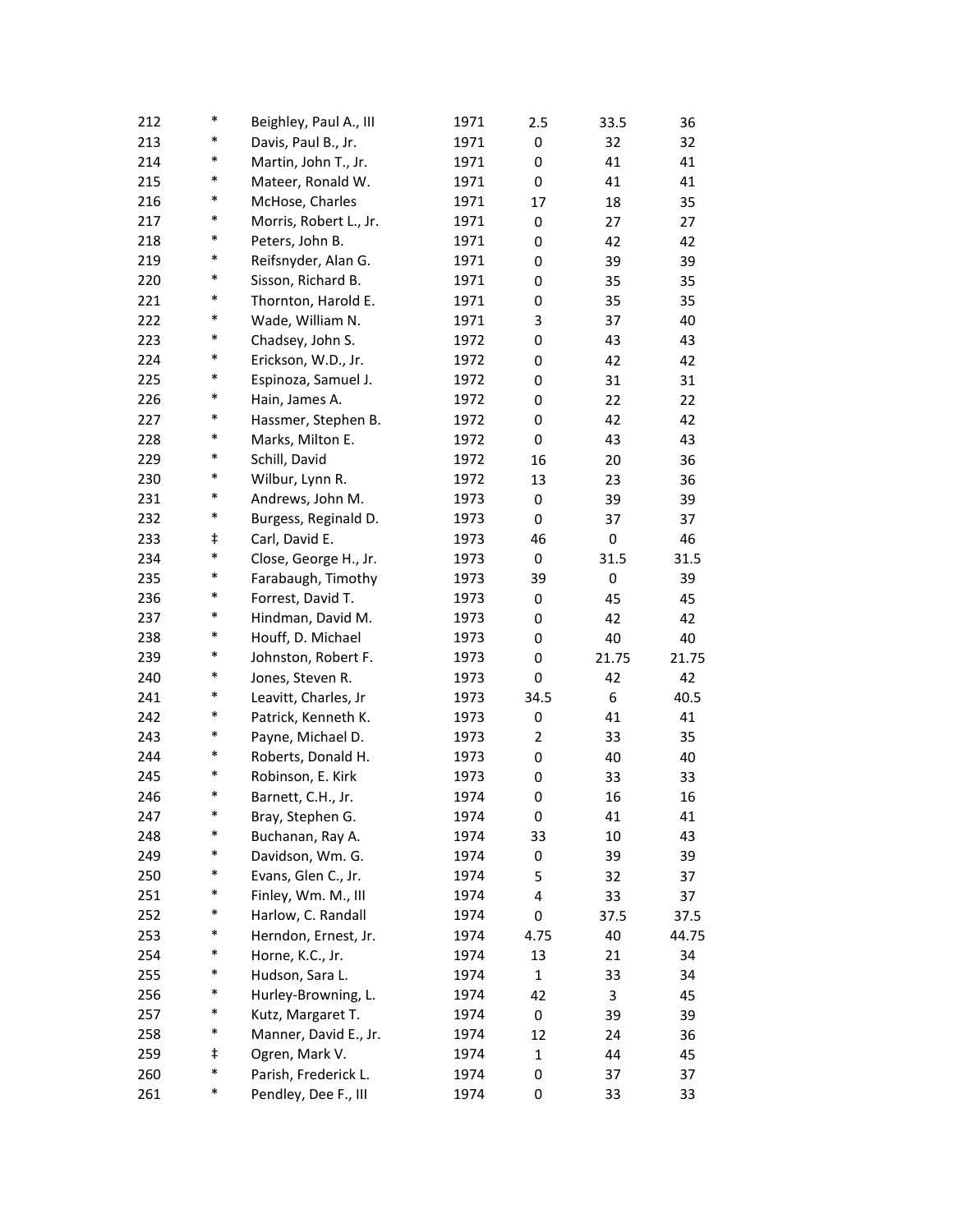| | | | | | | |
|---|---|---|---|---|---|---|
| 212 | * | Beighley, Paul A., III | 1971 | 2.5 | 33.5 | 36 |
| 213 | * | Davis, Paul B., Jr. | 1971 | 0 | 32 | 32 |
| 214 | * | Martin, John T., Jr. | 1971 | 0 | 41 | 41 |
| 215 | * | Mateer, Ronald W. | 1971 | 0 | 41 | 41 |
| 216 | * | McHose, Charles | 1971 | 17 | 18 | 35 |
| 217 | * | Morris, Robert L., Jr. | 1971 | 0 | 27 | 27 |
| 218 | * | Peters, John B. | 1971 | 0 | 42 | 42 |
| 219 | * | Reifsnyder, Alan G. | 1971 | 0 | 39 | 39 |
| 220 | * | Sisson, Richard B. | 1971 | 0 | 35 | 35 |
| 221 | * | Thornton, Harold E. | 1971 | 0 | 35 | 35 |
| 222 | * | Wade, William N. | 1971 | 3 | 37 | 40 |
| 223 | * | Chadsey, John S. | 1972 | 0 | 43 | 43 |
| 224 | * | Erickson, W.D., Jr. | 1972 | 0 | 42 | 42 |
| 225 | * | Espinoza, Samuel J. | 1972 | 0 | 31 | 31 |
| 226 | * | Hain, James A. | 1972 | 0 | 22 | 22 |
| 227 | * | Hassmer, Stephen B. | 1972 | 0 | 42 | 42 |
| 228 | * | Marks, Milton E. | 1972 | 0 | 43 | 43 |
| 229 | * | Schill, David | 1972 | 16 | 20 | 36 |
| 230 | * | Wilbur, Lynn R. | 1972 | 13 | 23 | 36 |
| 231 | * | Andrews, John M. | 1973 | 0 | 39 | 39 |
| 232 | * | Burgess, Reginald D. | 1973 | 0 | 37 | 37 |
| 233 | ‡ | Carl, David E. | 1973 | 46 | 0 | 46 |
| 234 | * | Close, George H., Jr. | 1973 | 0 | 31.5 | 31.5 |
| 235 | * | Farabaugh, Timothy | 1973 | 39 | 0 | 39 |
| 236 | * | Forrest, David T. | 1973 | 0 | 45 | 45 |
| 237 | * | Hindman, David M. | 1973 | 0 | 42 | 42 |
| 238 | * | Houff, D. Michael | 1973 | 0 | 40 | 40 |
| 239 | * | Johnston, Robert F. | 1973 | 0 | 21.75 | 21.75 |
| 240 | * | Jones, Steven R. | 1973 | 0 | 42 | 42 |
| 241 | * | Leavitt, Charles, Jr | 1973 | 34.5 | 6 | 40.5 |
| 242 | * | Patrick, Kenneth K. | 1973 | 0 | 41 | 41 |
| 243 | * | Payne, Michael D. | 1973 | 2 | 33 | 35 |
| 244 | * | Roberts, Donald H. | 1973 | 0 | 40 | 40 |
| 245 | * | Robinson, E. Kirk | 1973 | 0 | 33 | 33 |
| 246 | * | Barnett, C.H., Jr. | 1974 | 0 | 16 | 16 |
| 247 | * | Bray, Stephen G. | 1974 | 0 | 41 | 41 |
| 248 | * | Buchanan, Ray A. | 1974 | 33 | 10 | 43 |
| 249 | * | Davidson, Wm. G. | 1974 | 0 | 39 | 39 |
| 250 | * | Evans, Glen C., Jr. | 1974 | 5 | 32 | 37 |
| 251 | * | Finley, Wm. M., III | 1974 | 4 | 33 | 37 |
| 252 | * | Harlow, C. Randall | 1974 | 0 | 37.5 | 37.5 |
| 253 | * | Herndon, Ernest, Jr. | 1974 | 4.75 | 40 | 44.75 |
| 254 | * | Horne, K.C., Jr. | 1974 | 13 | 21 | 34 |
| 255 | * | Hudson, Sara L. | 1974 | 1 | 33 | 34 |
| 256 | * | Hurley-Browning, L. | 1974 | 42 | 3 | 45 |
| 257 | * | Kutz, Margaret T. | 1974 | 0 | 39 | 39 |
| 258 | * | Manner, David E., Jr. | 1974 | 12 | 24 | 36 |
| 259 | ‡ | Ogren, Mark V. | 1974 | 1 | 44 | 45 |
| 260 | * | Parish, Frederick L. | 1974 | 0 | 37 | 37 |
| 261 | * | Pendley, Dee F., III | 1974 | 0 | 33 | 33 |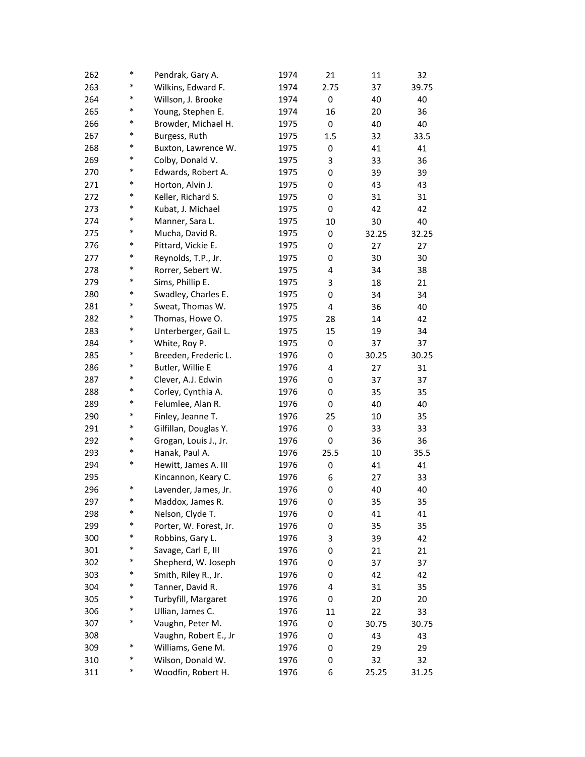| | | | | | | |
|---|---|---|---|---|---|---|
| 262 | * | Pendrak, Gary A. | 1974 | 21 | 11 | 32 |
| 263 | * | Wilkins, Edward F. | 1974 | 2.75 | 37 | 39.75 |
| 264 | * | Willson, J. Brooke | 1974 | 0 | 40 | 40 |
| 265 | * | Young, Stephen E. | 1974 | 16 | 20 | 36 |
| 266 | * | Browder, Michael H. | 1975 | 0 | 40 | 40 |
| 267 | * | Burgess, Ruth | 1975 | 1.5 | 32 | 33.5 |
| 268 | * | Buxton, Lawrence W. | 1975 | 0 | 41 | 41 |
| 269 | * | Colby, Donald V. | 1975 | 3 | 33 | 36 |
| 270 | * | Edwards, Robert A. | 1975 | 0 | 39 | 39 |
| 271 | * | Horton, Alvin J. | 1975 | 0 | 43 | 43 |
| 272 | * | Keller, Richard S. | 1975 | 0 | 31 | 31 |
| 273 | * | Kubat, J. Michael | 1975 | 0 | 42 | 42 |
| 274 | * | Manner, Sara L. | 1975 | 10 | 30 | 40 |
| 275 | * | Mucha, David R. | 1975 | 0 | 32.25 | 32.25 |
| 276 | * | Pittard, Vickie E. | 1975 | 0 | 27 | 27 |
| 277 | * | Reynolds, T.P., Jr. | 1975 | 0 | 30 | 30 |
| 278 | * | Rorrer, Sebert W. | 1975 | 4 | 34 | 38 |
| 279 | * | Sims, Phillip E. | 1975 | 3 | 18 | 21 |
| 280 | * | Swadley, Charles E. | 1975 | 0 | 34 | 34 |
| 281 | * | Sweat, Thomas W. | 1975 | 4 | 36 | 40 |
| 282 | * | Thomas, Howe O. | 1975 | 28 | 14 | 42 |
| 283 | * | Unterberger, Gail L. | 1975 | 15 | 19 | 34 |
| 284 | * | White, Roy P. | 1975 | 0 | 37 | 37 |
| 285 | * | Breeden, Frederic L. | 1976 | 0 | 30.25 | 30.25 |
| 286 | * | Butler, Willie E | 1976 | 4 | 27 | 31 |
| 287 | * | Clever, A.J. Edwin | 1976 | 0 | 37 | 37 |
| 288 | * | Corley, Cynthia A. | 1976 | 0 | 35 | 35 |
| 289 | * | Felumlee, Alan R. | 1976 | 0 | 40 | 40 |
| 290 | * | Finley, Jeanne T. | 1976 | 25 | 10 | 35 |
| 291 | * | Gilfillan, Douglas Y. | 1976 | 0 | 33 | 33 |
| 292 | * | Grogan, Louis J., Jr. | 1976 | 0 | 36 | 36 |
| 293 | * | Hanak, Paul A. | 1976 | 25.5 | 10 | 35.5 |
| 294 | * | Hewitt, James A. III | 1976 | 0 | 41 | 41 |
| 295 | | Kincannon, Keary C. | 1976 | 6 | 27 | 33 |
| 296 | * | Lavender, James, Jr. | 1976 | 0 | 40 | 40 |
| 297 | * | Maddox, James R. | 1976 | 0 | 35 | 35 |
| 298 | * | Nelson, Clyde T. | 1976 | 0 | 41 | 41 |
| 299 | * | Porter, W. Forest, Jr. | 1976 | 0 | 35 | 35 |
| 300 | * | Robbins, Gary L. | 1976 | 3 | 39 | 42 |
| 301 | * | Savage, Carl E, III | 1976 | 0 | 21 | 21 |
| 302 | * | Shepherd, W. Joseph | 1976 | 0 | 37 | 37 |
| 303 | * | Smith, Riley R., Jr. | 1976 | 0 | 42 | 42 |
| 304 | * | Tanner, David R. | 1976 | 4 | 31 | 35 |
| 305 | * | Turbyfill, Margaret | 1976 | 0 | 20 | 20 |
| 306 | * | Ullian, James C. | 1976 | 11 | 22 | 33 |
| 307 | * | Vaughn, Peter M. | 1976 | 0 | 30.75 | 30.75 |
| 308 | | Vaughn, Robert E., Jr | 1976 | 0 | 43 | 43 |
| 309 | * | Williams, Gene M. | 1976 | 0 | 29 | 29 |
| 310 | * | Wilson, Donald W. | 1976 | 0 | 32 | 32 |
| 311 | * | Woodfin, Robert H. | 1976 | 6 | 25.25 | 31.25 |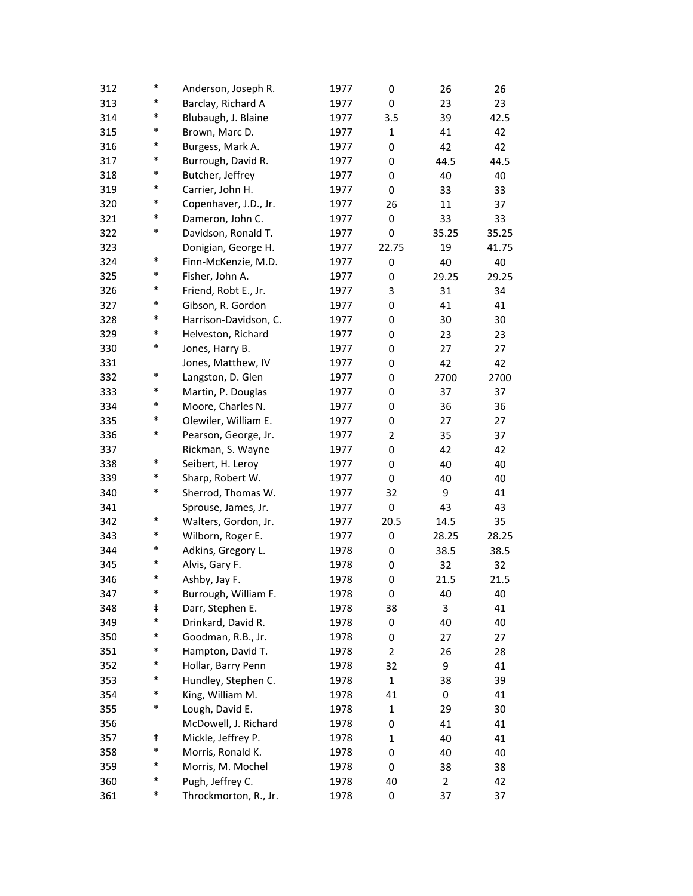| | | | | | | |
|---|---|---|---|---|---|---|
| 312 | * | Anderson, Joseph R. | 1977 | 0 | 26 | 26 |
| 313 | * | Barclay, Richard A | 1977 | 0 | 23 | 23 |
| 314 | * | Blubaugh, J. Blaine | 1977 | 3.5 | 39 | 42.5 |
| 315 | * | Brown, Marc D. | 1977 | 1 | 41 | 42 |
| 316 | * | Burgess, Mark A. | 1977 | 0 | 42 | 42 |
| 317 | * | Burrough, David R. | 1977 | 0 | 44.5 | 44.5 |
| 318 | * | Butcher, Jeffrey | 1977 | 0 | 40 | 40 |
| 319 | * | Carrier, John H. | 1977 | 0 | 33 | 33 |
| 320 | * | Copenhaver, J.D., Jr. | 1977 | 26 | 11 | 37 |
| 321 | * | Dameron, John C. | 1977 | 0 | 33 | 33 |
| 322 | * | Davidson, Ronald T. | 1977 | 0 | 35.25 | 35.25 |
| 323 | | Donigian, George H. | 1977 | 22.75 | 19 | 41.75 |
| 324 | * | Finn-McKenzie, M.D. | 1977 | 0 | 40 | 40 |
| 325 | * | Fisher, John A. | 1977 | 0 | 29.25 | 29.25 |
| 326 | * | Friend, Robt E., Jr. | 1977 | 3 | 31 | 34 |
| 327 | * | Gibson, R. Gordon | 1977 | 0 | 41 | 41 |
| 328 | * | Harrison-Davidson, C. | 1977 | 0 | 30 | 30 |
| 329 | * | Helveston, Richard | 1977 | 0 | 23 | 23 |
| 330 | * | Jones, Harry B. | 1977 | 0 | 27 | 27 |
| 331 | | Jones, Matthew, IV | 1977 | 0 | 42 | 42 |
| 332 | * | Langston, D. Glen | 1977 | 0 | 2700 | 2700 |
| 333 | * | Martin, P. Douglas | 1977 | 0 | 37 | 37 |
| 334 | * | Moore, Charles N. | 1977 | 0 | 36 | 36 |
| 335 | * | Olewiler, William E. | 1977 | 0 | 27 | 27 |
| 336 | * | Pearson, George, Jr. | 1977 | 2 | 35 | 37 |
| 337 | | Rickman, S. Wayne | 1977 | 0 | 42 | 42 |
| 338 | * | Seibert, H. Leroy | 1977 | 0 | 40 | 40 |
| 339 | * | Sharp, Robert W. | 1977 | 0 | 40 | 40 |
| 340 | * | Sherrod, Thomas W. | 1977 | 32 | 9 | 41 |
| 341 | | Sprouse, James, Jr. | 1977 | 0 | 43 | 43 |
| 342 | * | Walters, Gordon, Jr. | 1977 | 20.5 | 14.5 | 35 |
| 343 | * | Wilborn, Roger E. | 1977 | 0 | 28.25 | 28.25 |
| 344 | * | Adkins, Gregory L. | 1978 | 0 | 38.5 | 38.5 |
| 345 | * | Alvis, Gary F. | 1978 | 0 | 32 | 32 |
| 346 | * | Ashby, Jay F. | 1978 | 0 | 21.5 | 21.5 |
| 347 | * | Burrough, William F. | 1978 | 0 | 40 | 40 |
| 348 | ‡ | Darr, Stephen E. | 1978 | 38 | 3 | 41 |
| 349 | * | Drinkard, David R. | 1978 | 0 | 40 | 40 |
| 350 | * | Goodman, R.B., Jr. | 1978 | 0 | 27 | 27 |
| 351 | * | Hampton, David T. | 1978 | 2 | 26 | 28 |
| 352 | * | Hollar, Barry Penn | 1978 | 32 | 9 | 41 |
| 353 | * | Hundley, Stephen C. | 1978 | 1 | 38 | 39 |
| 354 | * | King, William M. | 1978 | 41 | 0 | 41 |
| 355 | * | Lough, David E. | 1978 | 1 | 29 | 30 |
| 356 | | McDowell, J. Richard | 1978 | 0 | 41 | 41 |
| 357 | ‡ | Mickle, Jeffrey P. | 1978 | 1 | 40 | 41 |
| 358 | * | Morris, Ronald K. | 1978 | 0 | 40 | 40 |
| 359 | * | Morris, M. Mochel | 1978 | 0 | 38 | 38 |
| 360 | * | Pugh, Jeffrey C. | 1978 | 40 | 2 | 42 |
| 361 | * | Throckmorton, R., Jr. | 1978 | 0 | 37 | 37 |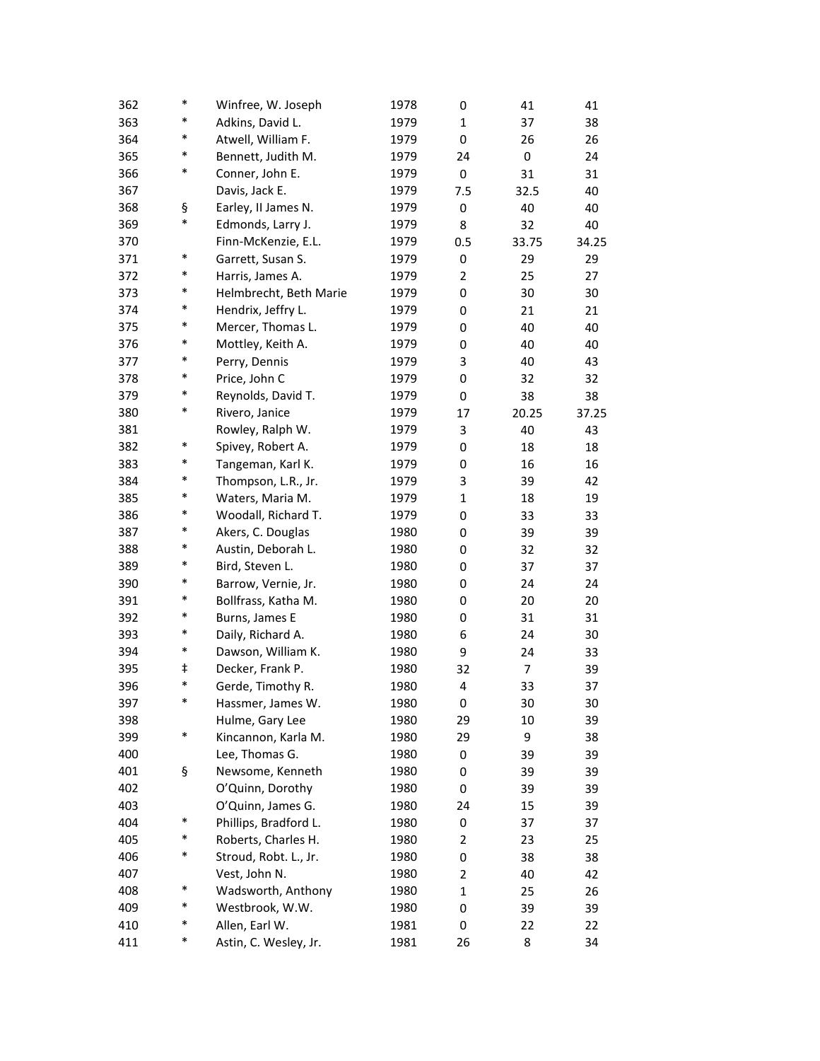| | | | | | | |
|---|---|---|---|---|---|---|
| 362 | * | Winfree, W. Joseph | 1978 | 0 | 41 | 41 |
| 363 | * | Adkins, David L. | 1979 | 1 | 37 | 38 |
| 364 | * | Atwell, William F. | 1979 | 0 | 26 | 26 |
| 365 | * | Bennett, Judith M. | 1979 | 24 | 0 | 24 |
| 366 | * | Conner, John E. | 1979 | 0 | 31 | 31 |
| 367 | | Davis, Jack E. | 1979 | 7.5 | 32.5 | 40 |
| 368 | § | Earley, II James N. | 1979 | 0 | 40 | 40 |
| 369 | * | Edmonds, Larry J. | 1979 | 8 | 32 | 40 |
| 370 | | Finn-McKenzie, E.L. | 1979 | 0.5 | 33.75 | 34.25 |
| 371 | * | Garrett, Susan S. | 1979 | 0 | 29 | 29 |
| 372 | * | Harris, James A. | 1979 | 2 | 25 | 27 |
| 373 | * | Helmbrecht, Beth Marie | 1979 | 0 | 30 | 30 |
| 374 | * | Hendrix, Jeffry L. | 1979 | 0 | 21 | 21 |
| 375 | * | Mercer, Thomas L. | 1979 | 0 | 40 | 40 |
| 376 | * | Mottley, Keith A. | 1979 | 0 | 40 | 40 |
| 377 | * | Perry, Dennis | 1979 | 3 | 40 | 43 |
| 378 | * | Price, John C | 1979 | 0 | 32 | 32 |
| 379 | * | Reynolds, David T. | 1979 | 0 | 38 | 38 |
| 380 | * | Rivero, Janice | 1979 | 17 | 20.25 | 37.25 |
| 381 | | Rowley, Ralph W. | 1979 | 3 | 40 | 43 |
| 382 | * | Spivey, Robert A. | 1979 | 0 | 18 | 18 |
| 383 | * | Tangeman, Karl K. | 1979 | 0 | 16 | 16 |
| 384 | * | Thompson, L.R., Jr. | 1979 | 3 | 39 | 42 |
| 385 | * | Waters, Maria M. | 1979 | 1 | 18 | 19 |
| 386 | * | Woodall, Richard T. | 1979 | 0 | 33 | 33 |
| 387 | * | Akers, C. Douglas | 1980 | 0 | 39 | 39 |
| 388 | * | Austin, Deborah L. | 1980 | 0 | 32 | 32 |
| 389 | * | Bird, Steven L. | 1980 | 0 | 37 | 37 |
| 390 | * | Barrow, Vernie, Jr. | 1980 | 0 | 24 | 24 |
| 391 | * | Bollfrass, Katha M. | 1980 | 0 | 20 | 20 |
| 392 | * | Burns, James E | 1980 | 0 | 31 | 31 |
| 393 | * | Daily, Richard A. | 1980 | 6 | 24 | 30 |
| 394 | * | Dawson, William K. | 1980 | 9 | 24 | 33 |
| 395 | ‡ | Decker, Frank P. | 1980 | 32 | 7 | 39 |
| 396 | * | Gerde, Timothy R. | 1980 | 4 | 33 | 37 |
| 397 | * | Hassmer, James W. | 1980 | 0 | 30 | 30 |
| 398 | | Hulme, Gary Lee | 1980 | 29 | 10 | 39 |
| 399 | * | Kincannon, Karla M. | 1980 | 29 | 9 | 38 |
| 400 | | Lee, Thomas G. | 1980 | 0 | 39 | 39 |
| 401 | § | Newsome, Kenneth | 1980 | 0 | 39 | 39 |
| 402 | | O'Quinn, Dorothy | 1980 | 0 | 39 | 39 |
| 403 | | O'Quinn, James G. | 1980 | 24 | 15 | 39 |
| 404 | * | Phillips, Bradford L. | 1980 | 0 | 37 | 37 |
| 405 | * | Roberts, Charles H. | 1980 | 2 | 23 | 25 |
| 406 | * | Stroud, Robt. L., Jr. | 1980 | 0 | 38 | 38 |
| 407 | | Vest, John N. | 1980 | 2 | 40 | 42 |
| 408 | * | Wadsworth, Anthony | 1980 | 1 | 25 | 26 |
| 409 | * | Westbrook, W.W. | 1980 | 0 | 39 | 39 |
| 410 | * | Allen, Earl W. | 1981 | 0 | 22 | 22 |
| 411 | * | Astin, C. Wesley, Jr. | 1981 | 26 | 8 | 34 |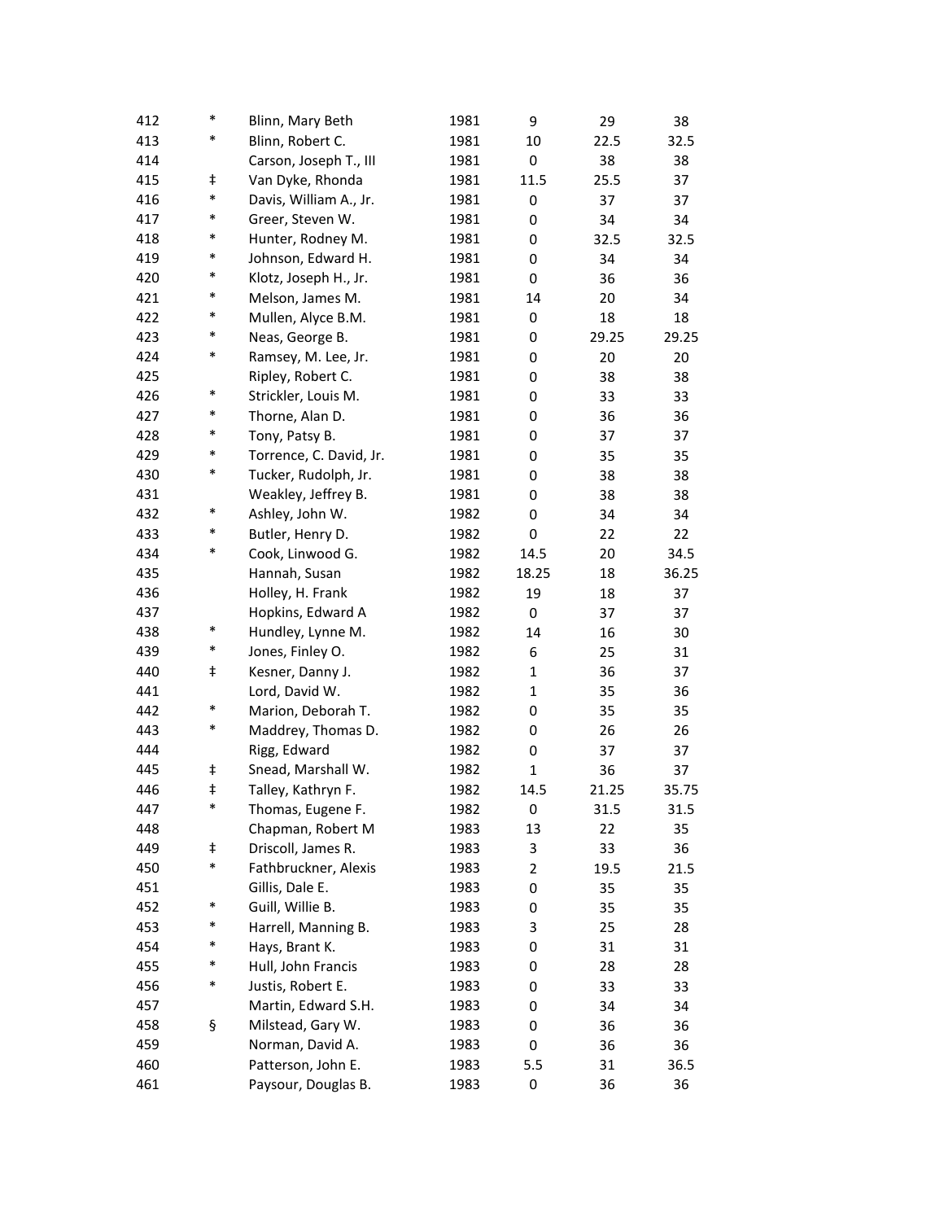| | | | | | | |
|---|---|---|---|---|---|---|
| 412 | * | Blinn, Mary Beth | 1981 | 9 | 29 | 38 |
| 413 | * | Blinn, Robert C. | 1981 | 10 | 22.5 | 32.5 |
| 414 | | Carson, Joseph T., III | 1981 | 0 | 38 | 38 |
| 415 | ‡ | Van Dyke, Rhonda | 1981 | 11.5 | 25.5 | 37 |
| 416 | * | Davis, William A., Jr. | 1981 | 0 | 37 | 37 |
| 417 | * | Greer, Steven W. | 1981 | 0 | 34 | 34 |
| 418 | * | Hunter, Rodney M. | 1981 | 0 | 32.5 | 32.5 |
| 419 | * | Johnson, Edward H. | 1981 | 0 | 34 | 34 |
| 420 | * | Klotz, Joseph H., Jr. | 1981 | 0 | 36 | 36 |
| 421 | * | Melson, James M. | 1981 | 14 | 20 | 34 |
| 422 | * | Mullen, Alyce B.M. | 1981 | 0 | 18 | 18 |
| 423 | * | Neas, George B. | 1981 | 0 | 29.25 | 29.25 |
| 424 | * | Ramsey, M. Lee, Jr. | 1981 | 0 | 20 | 20 |
| 425 | | Ripley, Robert C. | 1981 | 0 | 38 | 38 |
| 426 | * | Strickler, Louis M. | 1981 | 0 | 33 | 33 |
| 427 | * | Thorne, Alan D. | 1981 | 0 | 36 | 36 |
| 428 | * | Tony, Patsy B. | 1981 | 0 | 37 | 37 |
| 429 | * | Torrence, C. David, Jr. | 1981 | 0 | 35 | 35 |
| 430 | * | Tucker, Rudolph, Jr. | 1981 | 0 | 38 | 38 |
| 431 | | Weakley, Jeffrey B. | 1981 | 0 | 38 | 38 |
| 432 | * | Ashley, John W. | 1982 | 0 | 34 | 34 |
| 433 | * | Butler, Henry D. | 1982 | 0 | 22 | 22 |
| 434 | * | Cook, Linwood G. | 1982 | 14.5 | 20 | 34.5 |
| 435 | | Hannah, Susan | 1982 | 18.25 | 18 | 36.25 |
| 436 | | Holley, H. Frank | 1982 | 19 | 18 | 37 |
| 437 | | Hopkins, Edward A | 1982 | 0 | 37 | 37 |
| 438 | * | Hundley, Lynne M. | 1982 | 14 | 16 | 30 |
| 439 | * | Jones, Finley O. | 1982 | 6 | 25 | 31 |
| 440 | ‡ | Kesner, Danny J. | 1982 | 1 | 36 | 37 |
| 441 | | Lord, David W. | 1982 | 1 | 35 | 36 |
| 442 | * | Marion, Deborah T. | 1982 | 0 | 35 | 35 |
| 443 | * | Maddrey, Thomas D. | 1982 | 0 | 26 | 26 |
| 444 | | Rigg, Edward | 1982 | 0 | 37 | 37 |
| 445 | ‡ | Snead, Marshall W. | 1982 | 1 | 36 | 37 |
| 446 | ‡ | Talley, Kathryn F. | 1982 | 14.5 | 21.25 | 35.75 |
| 447 | * | Thomas, Eugene F. | 1982 | 0 | 31.5 | 31.5 |
| 448 | | Chapman, Robert M | 1983 | 13 | 22 | 35 |
| 449 | ‡ | Driscoll, James R. | 1983 | 3 | 33 | 36 |
| 450 | * | Fathbruckner, Alexis | 1983 | 2 | 19.5 | 21.5 |
| 451 | | Gillis, Dale E. | 1983 | 0 | 35 | 35 |
| 452 | * | Guill, Willie B. | 1983 | 0 | 35 | 35 |
| 453 | * | Harrell, Manning B. | 1983 | 3 | 25 | 28 |
| 454 | * | Hays, Brant K. | 1983 | 0 | 31 | 31 |
| 455 | * | Hull, John Francis | 1983 | 0 | 28 | 28 |
| 456 | * | Justis, Robert E. | 1983 | 0 | 33 | 33 |
| 457 | | Martin, Edward S.H. | 1983 | 0 | 34 | 34 |
| 458 | § | Milstead, Gary W. | 1983 | 0 | 36 | 36 |
| 459 | | Norman, David A. | 1983 | 0 | 36 | 36 |
| 460 | | Patterson, John E. | 1983 | 5.5 | 31 | 36.5 |
| 461 | | Paysour, Douglas B. | 1983 | 0 | 36 | 36 |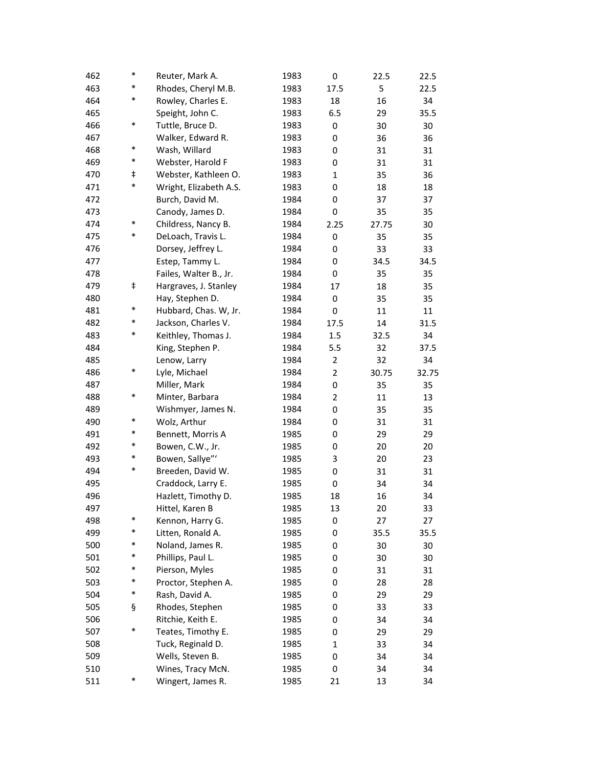| | | | | | | |
|---|---|---|---|---|---|---|
| 462 | * | Reuter, Mark A. | 1983 | 0 | 22.5 | 22.5 |
| 463 | * | Rhodes, Cheryl M.B. | 1983 | 17.5 | 5 | 22.5 |
| 464 | * | Rowley, Charles E. | 1983 | 18 | 16 | 34 |
| 465 | | Speight, John C. | 1983 | 6.5 | 29 | 35.5 |
| 466 | * | Tuttle, Bruce D. | 1983 | 0 | 30 | 30 |
| 467 | | Walker, Edward R. | 1983 | 0 | 36 | 36 |
| 468 | * | Wash, Willard | 1983 | 0 | 31 | 31 |
| 469 | * | Webster, Harold F | 1983 | 0 | 31 | 31 |
| 470 | ‡ | Webster, Kathleen O. | 1983 | 1 | 35 | 36 |
| 471 | * | Wright, Elizabeth A.S. | 1983 | 0 | 18 | 18 |
| 472 | | Burch, David M. | 1984 | 0 | 37 | 37 |
| 473 | | Canody, James D. | 1984 | 0 | 35 | 35 |
| 474 | * | Childress, Nancy B. | 1984 | 2.25 | 27.75 | 30 |
| 475 | * | DeLoach, Travis L. | 1984 | 0 | 35 | 35 |
| 476 | | Dorsey, Jeffrey L. | 1984 | 0 | 33 | 33 |
| 477 | | Estep, Tammy L. | 1984 | 0 | 34.5 | 34.5 |
| 478 | | Failes, Walter B., Jr. | 1984 | 0 | 35 | 35 |
| 479 | ‡ | Hargraves, J. Stanley | 1984 | 17 | 18 | 35 |
| 480 | | Hay, Stephen D. | 1984 | 0 | 35 | 35 |
| 481 | * | Hubbard, Chas. W, Jr. | 1984 | 0 | 11 | 11 |
| 482 | * | Jackson, Charles V. | 1984 | 17.5 | 14 | 31.5 |
| 483 | * | Keithley, Thomas J. | 1984 | 1.5 | 32.5 | 34 |
| 484 | | King, Stephen P. | 1984 | 5.5 | 32 | 37.5 |
| 485 | | Lenow, Larry | 1984 | 2 | 32 | 34 |
| 486 | * | Lyle, Michael | 1984 | 2 | 30.75 | 32.75 |
| 487 | | Miller, Mark | 1984 | 0 | 35 | 35 |
| 488 | * | Minter, Barbara | 1984 | 2 | 11 | 13 |
| 489 | | Wishmyer, James N. | 1984 | 0 | 35 | 35 |
| 490 | * | Wolz, Arthur | 1984 | 0 | 31 | 31 |
| 491 | * | Bennett, Morris A | 1985 | 0 | 29 | 29 |
| 492 | * | Bowen, C.W., Jr. | 1985 | 0 | 20 | 20 |
| 493 | * | Bowen, Sallye"' | 1985 | 3 | 20 | 23 |
| 494 | * | Breeden, David W. | 1985 | 0 | 31 | 31 |
| 495 | | Craddock, Larry E. | 1985 | 0 | 34 | 34 |
| 496 | | Hazlett, Timothy D. | 1985 | 18 | 16 | 34 |
| 497 | | Hittel, Karen B | 1985 | 13 | 20 | 33 |
| 498 | * | Kennon, Harry G. | 1985 | 0 | 27 | 27 |
| 499 | * | Litten, Ronald A. | 1985 | 0 | 35.5 | 35.5 |
| 500 | * | Noland, James R. | 1985 | 0 | 30 | 30 |
| 501 | * | Phillips, Paul L. | 1985 | 0 | 30 | 30 |
| 502 | * | Pierson, Myles | 1985 | 0 | 31 | 31 |
| 503 | * | Proctor, Stephen A. | 1985 | 0 | 28 | 28 |
| 504 | * | Rash, David A. | 1985 | 0 | 29 | 29 |
| 505 | § | Rhodes, Stephen | 1985 | 0 | 33 | 33 |
| 506 | | Ritchie, Keith E. | 1985 | 0 | 34 | 34 |
| 507 | * | Teates, Timothy E. | 1985 | 0 | 29 | 29 |
| 508 | | Tuck, Reginald D. | 1985 | 1 | 33 | 34 |
| 509 | | Wells, Steven B. | 1985 | 0 | 34 | 34 |
| 510 | | Wines, Tracy McN. | 1985 | 0 | 34 | 34 |
| 511 | * | Wingert, James R. | 1985 | 21 | 13 | 34 |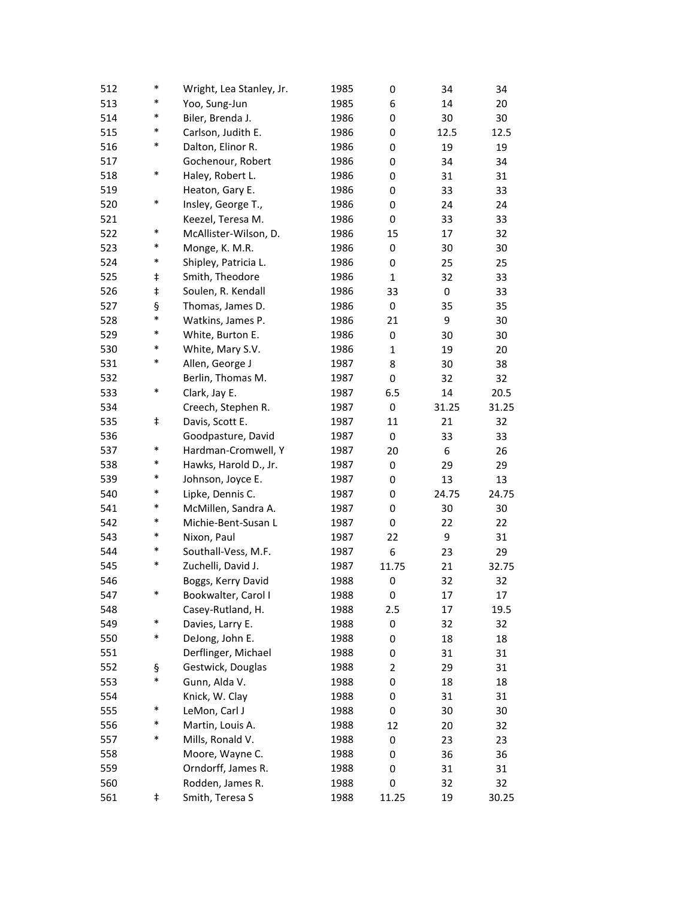| | | | | | | |
|---|---|---|---|---|---|---|
| 512 | * | Wright, Lea Stanley, Jr. | 1985 | 0 | 34 | 34 |
| 513 | * | Yoo, Sung-Jun | 1985 | 6 | 14 | 20 |
| 514 | * | Biler, Brenda J. | 1986 | 0 | 30 | 30 |
| 515 | * | Carlson, Judith E. | 1986 | 0 | 12.5 | 12.5 |
| 516 | * | Dalton, Elinor R. | 1986 | 0 | 19 | 19 |
| 517 | | Gochenour, Robert | 1986 | 0 | 34 | 34 |
| 518 | * | Haley, Robert L. | 1986 | 0 | 31 | 31 |
| 519 | | Heaton, Gary E. | 1986 | 0 | 33 | 33 |
| 520 | * | Insley, George T., | 1986 | 0 | 24 | 24 |
| 521 | | Keezel, Teresa M. | 1986 | 0 | 33 | 33 |
| 522 | * | McAllister-Wilson, D. | 1986 | 15 | 17 | 32 |
| 523 | * | Monge, K. M.R. | 1986 | 0 | 30 | 30 |
| 524 | * | Shipley, Patricia L. | 1986 | 0 | 25 | 25 |
| 525 | ‡ | Smith, Theodore | 1986 | 1 | 32 | 33 |
| 526 | ‡ | Soulen, R. Kendall | 1986 | 33 | 0 | 33 |
| 527 | § | Thomas, James D. | 1986 | 0 | 35 | 35 |
| 528 | * | Watkins, James P. | 1986 | 21 | 9 | 30 |
| 529 | * | White, Burton E. | 1986 | 0 | 30 | 30 |
| 530 | * | White, Mary S.V. | 1986 | 1 | 19 | 20 |
| 531 | * | Allen, George J | 1987 | 8 | 30 | 38 |
| 532 | | Berlin, Thomas M. | 1987 | 0 | 32 | 32 |
| 533 | * | Clark, Jay E. | 1987 | 6.5 | 14 | 20.5 |
| 534 | | Creech, Stephen R. | 1987 | 0 | 31.25 | 31.25 |
| 535 | ‡ | Davis, Scott E. | 1987 | 11 | 21 | 32 |
| 536 | | Goodpasture, David | 1987 | 0 | 33 | 33 |
| 537 | * | Hardman-Cromwell, Y | 1987 | 20 | 6 | 26 |
| 538 | * | Hawks, Harold D., Jr. | 1987 | 0 | 29 | 29 |
| 539 | * | Johnson, Joyce E. | 1987 | 0 | 13 | 13 |
| 540 | * | Lipke, Dennis C. | 1987 | 0 | 24.75 | 24.75 |
| 541 | * | McMillen, Sandra A. | 1987 | 0 | 30 | 30 |
| 542 | * | Michie-Bent-Susan L | 1987 | 0 | 22 | 22 |
| 543 | * | Nixon, Paul | 1987 | 22 | 9 | 31 |
| 544 | * | Southall-Vess, M.F. | 1987 | 6 | 23 | 29 |
| 545 | * | Zuchelli, David J. | 1987 | 11.75 | 21 | 32.75 |
| 546 | | Boggs, Kerry David | 1988 | 0 | 32 | 32 |
| 547 | * | Bookwalter, Carol I | 1988 | 0 | 17 | 17 |
| 548 | | Casey-Rutland, H. | 1988 | 2.5 | 17 | 19.5 |
| 549 | * | Davies, Larry E. | 1988 | 0 | 32 | 32 |
| 550 | * | DeJong, John E. | 1988 | 0 | 18 | 18 |
| 551 | | Derflinger, Michael | 1988 | 0 | 31 | 31 |
| 552 | § | Gestwick, Douglas | 1988 | 2 | 29 | 31 |
| 553 | * | Gunn, Alda V. | 1988 | 0 | 18 | 18 |
| 554 | | Knick, W. Clay | 1988 | 0 | 31 | 31 |
| 555 | * | LeMon, Carl J | 1988 | 0 | 30 | 30 |
| 556 | * | Martin, Louis A. | 1988 | 12 | 20 | 32 |
| 557 | * | Mills, Ronald V. | 1988 | 0 | 23 | 23 |
| 558 | | Moore, Wayne C. | 1988 | 0 | 36 | 36 |
| 559 | | Orndorff, James R. | 1988 | 0 | 31 | 31 |
| 560 | | Rodden, James R. | 1988 | 0 | 32 | 32 |
| 561 | ‡ | Smith, Teresa S | 1988 | 11.25 | 19 | 30.25 |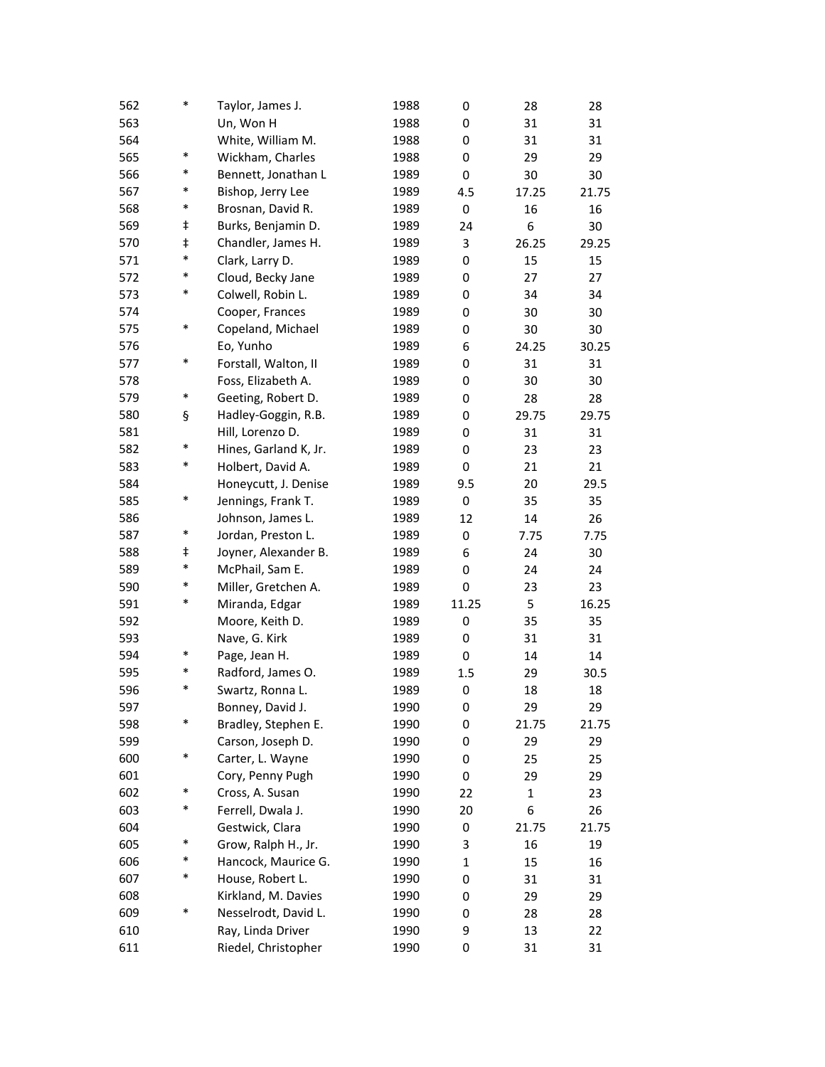| | | | | | | |
|---|---|---|---|---|---|---|
| 562 | * | Taylor, James J. | 1988 | 0 | 28 | 28 |
| 563 | | Un, Won H | 1988 | 0 | 31 | 31 |
| 564 | | White, William M. | 1988 | 0 | 31 | 31 |
| 565 | * | Wickham, Charles | 1988 | 0 | 29 | 29 |
| 566 | * | Bennett, Jonathan L | 1989 | 0 | 30 | 30 |
| 567 | * | Bishop, Jerry Lee | 1989 | 4.5 | 17.25 | 21.75 |
| 568 | * | Brosnan, David R. | 1989 | 0 | 16 | 16 |
| 569 | ‡ | Burks, Benjamin D. | 1989 | 24 | 6 | 30 |
| 570 | ‡ | Chandler, James H. | 1989 | 3 | 26.25 | 29.25 |
| 571 | * | Clark, Larry D. | 1989 | 0 | 15 | 15 |
| 572 | * | Cloud, Becky Jane | 1989 | 0 | 27 | 27 |
| 573 | * | Colwell, Robin L. | 1989 | 0 | 34 | 34 |
| 574 | | Cooper, Frances | 1989 | 0 | 30 | 30 |
| 575 | * | Copeland, Michael | 1989 | 0 | 30 | 30 |
| 576 | | Eo, Yunho | 1989 | 6 | 24.25 | 30.25 |
| 577 | * | Forstall, Walton, II | 1989 | 0 | 31 | 31 |
| 578 | | Foss, Elizabeth A. | 1989 | 0 | 30 | 30 |
| 579 | * | Geeting, Robert D. | 1989 | 0 | 28 | 28 |
| 580 | § | Hadley-Goggin, R.B. | 1989 | 0 | 29.75 | 29.75 |
| 581 | | Hill, Lorenzo D. | 1989 | 0 | 31 | 31 |
| 582 | * | Hines, Garland K, Jr. | 1989 | 0 | 23 | 23 |
| 583 | * | Holbert, David A. | 1989 | 0 | 21 | 21 |
| 584 | | Honeycutt, J. Denise | 1989 | 9.5 | 20 | 29.5 |
| 585 | * | Jennings, Frank T. | 1989 | 0 | 35 | 35 |
| 586 | | Johnson, James L. | 1989 | 12 | 14 | 26 |
| 587 | * | Jordan, Preston L. | 1989 | 0 | 7.75 | 7.75 |
| 588 | ‡ | Joyner, Alexander B. | 1989 | 6 | 24 | 30 |
| 589 | * | McPhail, Sam E. | 1989 | 0 | 24 | 24 |
| 590 | * | Miller, Gretchen A. | 1989 | 0 | 23 | 23 |
| 591 | * | Miranda, Edgar | 1989 | 11.25 | 5 | 16.25 |
| 592 | | Moore, Keith D. | 1989 | 0 | 35 | 35 |
| 593 | | Nave, G. Kirk | 1989 | 0 | 31 | 31 |
| 594 | * | Page, Jean H. | 1989 | 0 | 14 | 14 |
| 595 | * | Radford, James O. | 1989 | 1.5 | 29 | 30.5 |
| 596 | * | Swartz, Ronna L. | 1989 | 0 | 18 | 18 |
| 597 | | Bonney, David J. | 1990 | 0 | 29 | 29 |
| 598 | * | Bradley, Stephen E. | 1990 | 0 | 21.75 | 21.75 |
| 599 | | Carson, Joseph D. | 1990 | 0 | 29 | 29 |
| 600 | * | Carter, L. Wayne | 1990 | 0 | 25 | 25 |
| 601 | | Cory, Penny Pugh | 1990 | 0 | 29 | 29 |
| 602 | * | Cross, A. Susan | 1990 | 22 | 1 | 23 |
| 603 | * | Ferrell, Dwala J. | 1990 | 20 | 6 | 26 |
| 604 | | Gestwick, Clara | 1990 | 0 | 21.75 | 21.75 |
| 605 | * | Grow, Ralph H., Jr. | 1990 | 3 | 16 | 19 |
| 606 | * | Hancock, Maurice G. | 1990 | 1 | 15 | 16 |
| 607 | * | House, Robert L. | 1990 | 0 | 31 | 31 |
| 608 | | Kirkland, M. Davies | 1990 | 0 | 29 | 29 |
| 609 | * | Nesselrodt, David L. | 1990 | 0 | 28 | 28 |
| 610 | | Ray, Linda Driver | 1990 | 9 | 13 | 22 |
| 611 | | Riedel, Christopher | 1990 | 0 | 31 | 31 |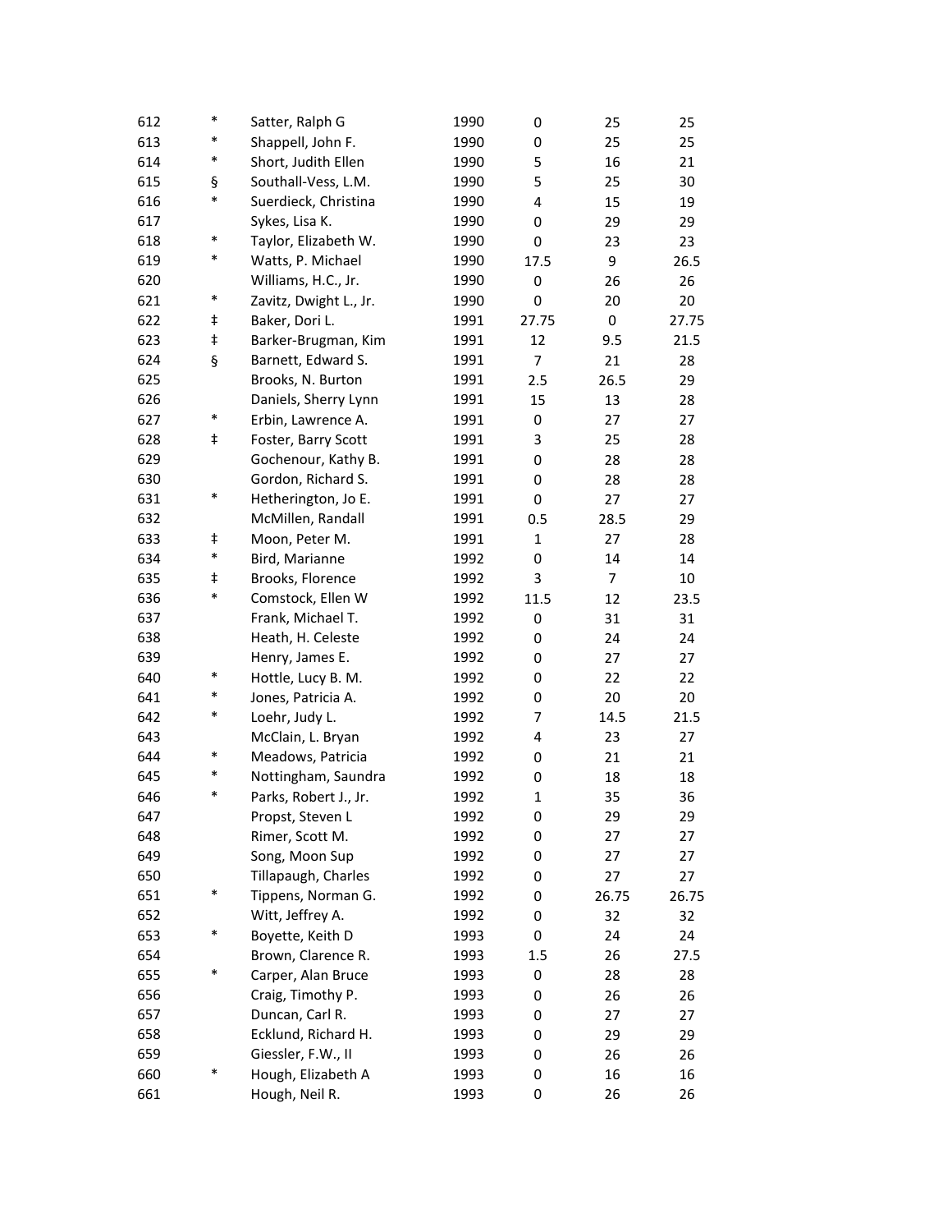| | | | | | | |
|---|---|---|---|---|---|---|
| 612 | * | Satter, Ralph G | 1990 | 0 | 25 | 25 |
| 613 | * | Shappell, John F. | 1990 | 0 | 25 | 25 |
| 614 | * | Short, Judith Ellen | 1990 | 5 | 16 | 21 |
| 615 | § | Southall-Vess, L.M. | 1990 | 5 | 25 | 30 |
| 616 | * | Suerdieck, Christina | 1990 | 4 | 15 | 19 |
| 617 | | Sykes, Lisa K. | 1990 | 0 | 29 | 29 |
| 618 | * | Taylor, Elizabeth W. | 1990 | 0 | 23 | 23 |
| 619 | * | Watts, P. Michael | 1990 | 17.5 | 9 | 26.5 |
| 620 | | Williams, H.C., Jr. | 1990 | 0 | 26 | 26 |
| 621 | * | Zavitz, Dwight L., Jr. | 1990 | 0 | 20 | 20 |
| 622 | ‡ | Baker, Dori L. | 1991 | 27.75 | 0 | 27.75 |
| 623 | ‡ | Barker-Brugman, Kim | 1991 | 12 | 9.5 | 21.5 |
| 624 | § | Barnett, Edward S. | 1991 | 7 | 21 | 28 |
| 625 | | Brooks, N. Burton | 1991 | 2.5 | 26.5 | 29 |
| 626 | | Daniels, Sherry Lynn | 1991 | 15 | 13 | 28 |
| 627 | * | Erbin, Lawrence A. | 1991 | 0 | 27 | 27 |
| 628 | ‡ | Foster, Barry Scott | 1991 | 3 | 25 | 28 |
| 629 | | Gochenour, Kathy B. | 1991 | 0 | 28 | 28 |
| 630 | | Gordon, Richard S. | 1991 | 0 | 28 | 28 |
| 631 | * | Hetherington, Jo E. | 1991 | 0 | 27 | 27 |
| 632 | | McMillen, Randall | 1991 | 0.5 | 28.5 | 29 |
| 633 | ‡ | Moon, Peter M. | 1991 | 1 | 27 | 28 |
| 634 | * | Bird, Marianne | 1992 | 0 | 14 | 14 |
| 635 | ‡ | Brooks, Florence | 1992 | 3 | 7 | 10 |
| 636 | * | Comstock, Ellen W | 1992 | 11.5 | 12 | 23.5 |
| 637 | | Frank, Michael T. | 1992 | 0 | 31 | 31 |
| 638 | | Heath, H. Celeste | 1992 | 0 | 24 | 24 |
| 639 | | Henry, James E. | 1992 | 0 | 27 | 27 |
| 640 | * | Hottle, Lucy B. M. | 1992 | 0 | 22 | 22 |
| 641 | * | Jones, Patricia A. | 1992 | 0 | 20 | 20 |
| 642 | * | Loehr, Judy L. | 1992 | 7 | 14.5 | 21.5 |
| 643 | | McClain, L. Bryan | 1992 | 4 | 23 | 27 |
| 644 | * | Meadows, Patricia | 1992 | 0 | 21 | 21 |
| 645 | * | Nottingham, Saundra | 1992 | 0 | 18 | 18 |
| 646 | * | Parks, Robert J., Jr. | 1992 | 1 | 35 | 36 |
| 647 | | Propst, Steven L | 1992 | 0 | 29 | 29 |
| 648 | | Rimer, Scott M. | 1992 | 0 | 27 | 27 |
| 649 | | Song, Moon Sup | 1992 | 0 | 27 | 27 |
| 650 | | Tillapaugh, Charles | 1992 | 0 | 27 | 27 |
| 651 | * | Tippens, Norman G. | 1992 | 0 | 26.75 | 26.75 |
| 652 | | Witt, Jeffrey A. | 1992 | 0 | 32 | 32 |
| 653 | * | Boyette, Keith D | 1993 | 0 | 24 | 24 |
| 654 | | Brown, Clarence R. | 1993 | 1.5 | 26 | 27.5 |
| 655 | * | Carper, Alan Bruce | 1993 | 0 | 28 | 28 |
| 656 | | Craig, Timothy P. | 1993 | 0 | 26 | 26 |
| 657 | | Duncan, Carl R. | 1993 | 0 | 27 | 27 |
| 658 | | Ecklund, Richard H. | 1993 | 0 | 29 | 29 |
| 659 | | Giessler, F.W., II | 1993 | 0 | 26 | 26 |
| 660 | * | Hough, Elizabeth A | 1993 | 0 | 16 | 16 |
| 661 | | Hough, Neil R. | 1993 | 0 | 26 | 26 |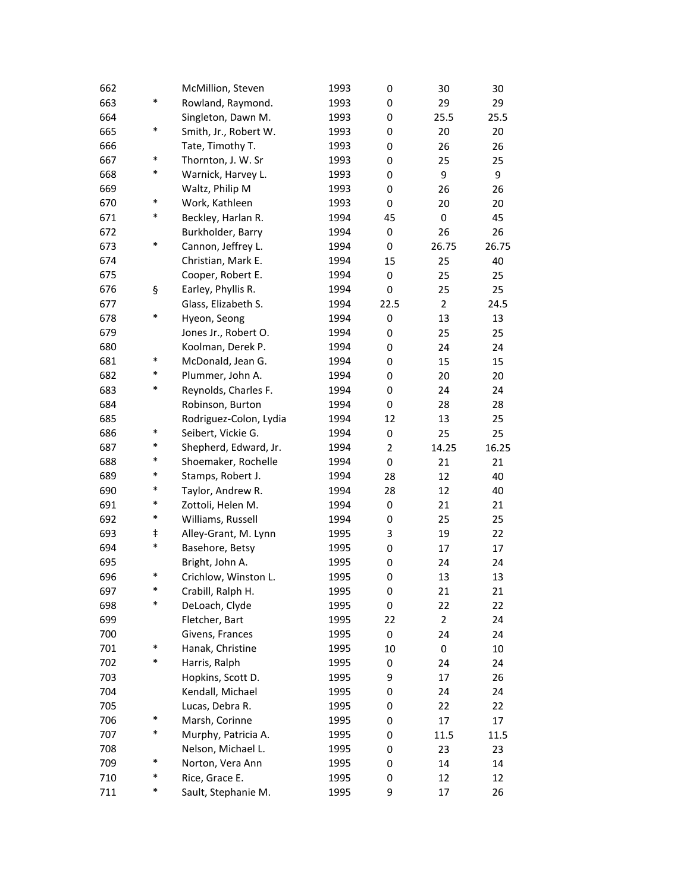| | | | | | | |
|---|---|---|---|---|---|---|
| 662 | | McMillion, Steven | 1993 | 0 | 30 | 30 |
| 663 | * | Rowland, Raymond. | 1993 | 0 | 29 | 29 |
| 664 | | Singleton, Dawn M. | 1993 | 0 | 25.5 | 25.5 |
| 665 | * | Smith, Jr., Robert W. | 1993 | 0 | 20 | 20 |
| 666 | | Tate, Timothy T. | 1993 | 0 | 26 | 26 |
| 667 | * | Thornton, J. W. Sr | 1993 | 0 | 25 | 25 |
| 668 | * | Warnick, Harvey L. | 1993 | 0 | 9 | 9 |
| 669 | | Waltz, Philip M | 1993 | 0 | 26 | 26 |
| 670 | * | Work, Kathleen | 1993 | 0 | 20 | 20 |
| 671 | * | Beckley, Harlan R. | 1994 | 45 | 0 | 45 |
| 672 | | Burkholder, Barry | 1994 | 0 | 26 | 26 |
| 673 | * | Cannon, Jeffrey L. | 1994 | 0 | 26.75 | 26.75 |
| 674 | | Christian, Mark E. | 1994 | 15 | 25 | 40 |
| 675 | | Cooper, Robert E. | 1994 | 0 | 25 | 25 |
| 676 | § | Earley, Phyllis R. | 1994 | 0 | 25 | 25 |
| 677 | | Glass, Elizabeth S. | 1994 | 22.5 | 2 | 24.5 |
| 678 | * | Hyeon, Seong | 1994 | 0 | 13 | 13 |
| 679 | | Jones Jr., Robert O. | 1994 | 0 | 25 | 25 |
| 680 | | Koolman, Derek P. | 1994 | 0 | 24 | 24 |
| 681 | * | McDonald, Jean G. | 1994 | 0 | 15 | 15 |
| 682 | * | Plummer, John A. | 1994 | 0 | 20 | 20 |
| 683 | * | Reynolds, Charles F. | 1994 | 0 | 24 | 24 |
| 684 | | Robinson, Burton | 1994 | 0 | 28 | 28 |
| 685 | | Rodriguez-Colon, Lydia | 1994 | 12 | 13 | 25 |
| 686 | * | Seibert, Vickie G. | 1994 | 0 | 25 | 25 |
| 687 | * | Shepherd, Edward, Jr. | 1994 | 2 | 14.25 | 16.25 |
| 688 | * | Shoemaker, Rochelle | 1994 | 0 | 21 | 21 |
| 689 | * | Stamps, Robert J. | 1994 | 28 | 12 | 40 |
| 690 | * | Taylor, Andrew R. | 1994 | 28 | 12 | 40 |
| 691 | * | Zottoli, Helen M. | 1994 | 0 | 21 | 21 |
| 692 | * | Williams, Russell | 1994 | 0 | 25 | 25 |
| 693 | ‡ | Alley-Grant, M. Lynn | 1995 | 3 | 19 | 22 |
| 694 | * | Basehore, Betsy | 1995 | 0 | 17 | 17 |
| 695 | | Bright, John A. | 1995 | 0 | 24 | 24 |
| 696 | * | Crichlow, Winston L. | 1995 | 0 | 13 | 13 |
| 697 | * | Crabill, Ralph H. | 1995 | 0 | 21 | 21 |
| 698 | * | DeLoach, Clyde | 1995 | 0 | 22 | 22 |
| 699 | | Fletcher, Bart | 1995 | 22 | 2 | 24 |
| 700 | | Givens, Frances | 1995 | 0 | 24 | 24 |
| 701 | * | Hanak, Christine | 1995 | 10 | 0 | 10 |
| 702 | * | Harris, Ralph | 1995 | 0 | 24 | 24 |
| 703 | | Hopkins, Scott D. | 1995 | 9 | 17 | 26 |
| 704 | | Kendall, Michael | 1995 | 0 | 24 | 24 |
| 705 | | Lucas, Debra R. | 1995 | 0 | 22 | 22 |
| 706 | * | Marsh, Corinne | 1995 | 0 | 17 | 17 |
| 707 | * | Murphy, Patricia A. | 1995 | 0 | 11.5 | 11.5 |
| 708 | | Nelson, Michael L. | 1995 | 0 | 23 | 23 |
| 709 | * | Norton, Vera Ann | 1995 | 0 | 14 | 14 |
| 710 | * | Rice, Grace E. | 1995 | 0 | 12 | 12 |
| 711 | * | Sault, Stephanie M. | 1995 | 9 | 17 | 26 |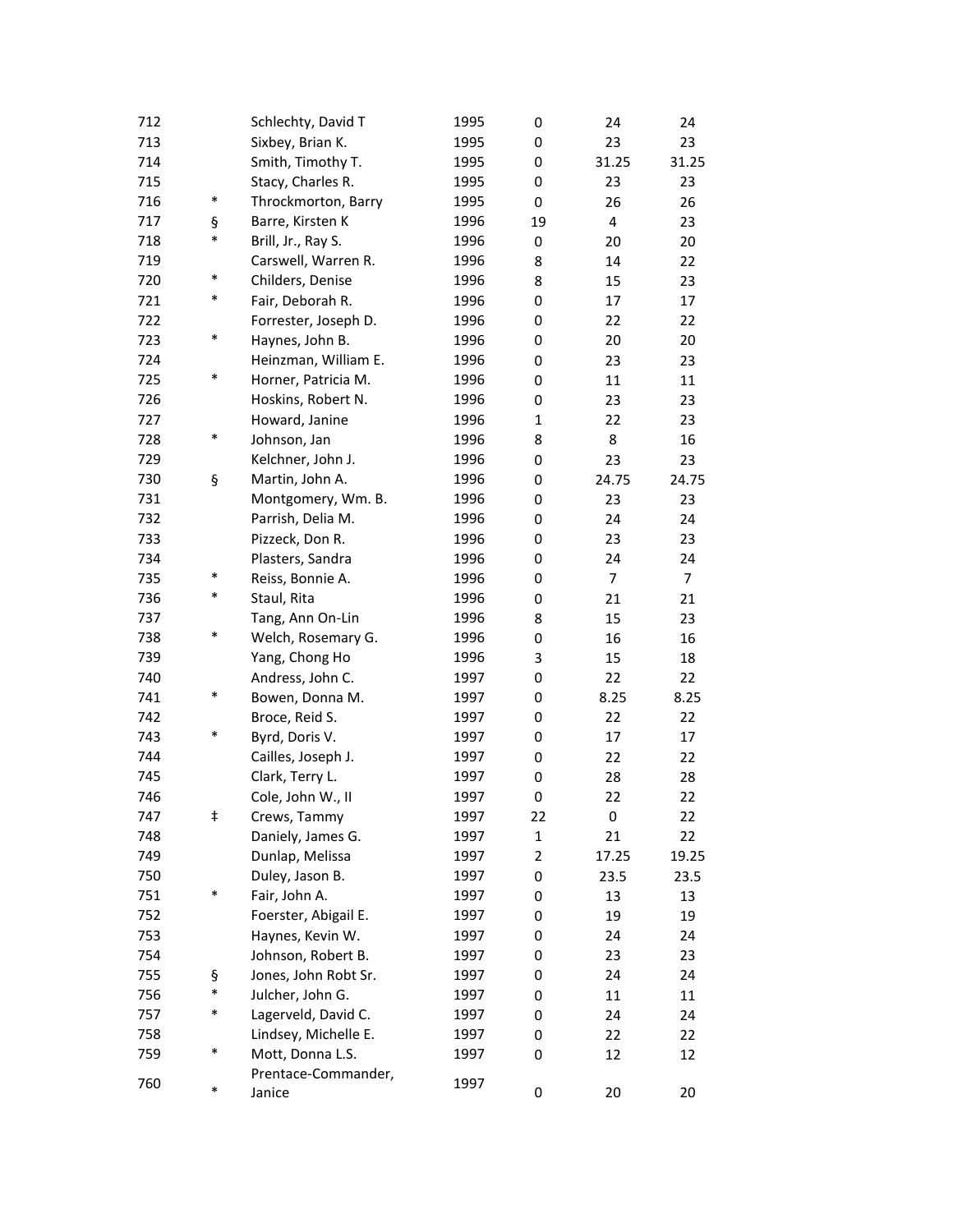| | | | | | | |
|---|---|---|---|---|---|---|
| 712 | | Schlechty, David T | 1995 | 0 | 24 | 24 |
| 713 | | Sixbey, Brian K. | 1995 | 0 | 23 | 23 |
| 714 | | Smith, Timothy T. | 1995 | 0 | 31.25 | 31.25 |
| 715 | | Stacy, Charles R. | 1995 | 0 | 23 | 23 |
| 716 | * | Throckmorton, Barry | 1995 | 0 | 26 | 26 |
| 717 | § | Barre, Kirsten K | 1996 | 19 | 4 | 23 |
| 718 | * | Brill, Jr., Ray S. | 1996 | 0 | 20 | 20 |
| 719 | | Carswell, Warren R. | 1996 | 8 | 14 | 22 |
| 720 | * | Childers, Denise | 1996 | 8 | 15 | 23 |
| 721 | * | Fair, Deborah R. | 1996 | 0 | 17 | 17 |
| 722 | | Forrester, Joseph D. | 1996 | 0 | 22 | 22 |
| 723 | * | Haynes, John B. | 1996 | 0 | 20 | 20 |
| 724 | | Heinzman, William E. | 1996 | 0 | 23 | 23 |
| 725 | * | Horner, Patricia M. | 1996 | 0 | 11 | 11 |
| 726 | | Hoskins, Robert N. | 1996 | 0 | 23 | 23 |
| 727 | | Howard, Janine | 1996 | 1 | 22 | 23 |
| 728 | * | Johnson, Jan | 1996 | 8 | 8 | 16 |
| 729 | | Kelchner, John J. | 1996 | 0 | 23 | 23 |
| 730 | § | Martin, John A. | 1996 | 0 | 24.75 | 24.75 |
| 731 | | Montgomery, Wm. B. | 1996 | 0 | 23 | 23 |
| 732 | | Parrish, Delia M. | 1996 | 0 | 24 | 24 |
| 733 | | Pizzeck, Don R. | 1996 | 0 | 23 | 23 |
| 734 | | Plasters, Sandra | 1996 | 0 | 24 | 24 |
| 735 | * | Reiss, Bonnie A. | 1996 | 0 | 7 | 7 |
| 736 | * | Staul, Rita | 1996 | 0 | 21 | 21 |
| 737 | | Tang, Ann On-Lin | 1996 | 8 | 15 | 23 |
| 738 | * | Welch, Rosemary G. | 1996 | 0 | 16 | 16 |
| 739 | | Yang, Chong Ho | 1996 | 3 | 15 | 18 |
| 740 | | Andress, John C. | 1997 | 0 | 22 | 22 |
| 741 | * | Bowen, Donna M. | 1997 | 0 | 8.25 | 8.25 |
| 742 | | Broce, Reid S. | 1997 | 0 | 22 | 22 |
| 743 | * | Byrd, Doris V. | 1997 | 0 | 17 | 17 |
| 744 | | Cailles, Joseph J. | 1997 | 0 | 22 | 22 |
| 745 | | Clark, Terry L. | 1997 | 0 | 28 | 28 |
| 746 | | Cole, John W., II | 1997 | 0 | 22 | 22 |
| 747 | ‡ | Crews, Tammy | 1997 | 22 | 0 | 22 |
| 748 | | Daniely, James G. | 1997 | 1 | 21 | 22 |
| 749 | | Dunlap, Melissa | 1997 | 2 | 17.25 | 19.25 |
| 750 | | Duley, Jason B. | 1997 | 0 | 23.5 | 23.5 |
| 751 | * | Fair, John A. | 1997 | 0 | 13 | 13 |
| 752 | | Foerster, Abigail E. | 1997 | 0 | 19 | 19 |
| 753 | | Haynes, Kevin W. | 1997 | 0 | 24 | 24 |
| 754 | | Johnson, Robert B. | 1997 | 0 | 23 | 23 |
| 755 | § | Jones, John Robt Sr. | 1997 | 0 | 24 | 24 |
| 756 | * | Julcher, John G. | 1997 | 0 | 11 | 11 |
| 757 | * | Lagerveld, David C. | 1997 | 0 | 24 | 24 |
| 758 | | Lindsey, Michelle E. | 1997 | 0 | 22 | 22 |
| 759 | * | Mott, Donna L.S. | 1997 | 0 | 12 | 12 |
| 760 | * | Prentace-Commander, Janice | 1997 | 0 | 20 | 20 |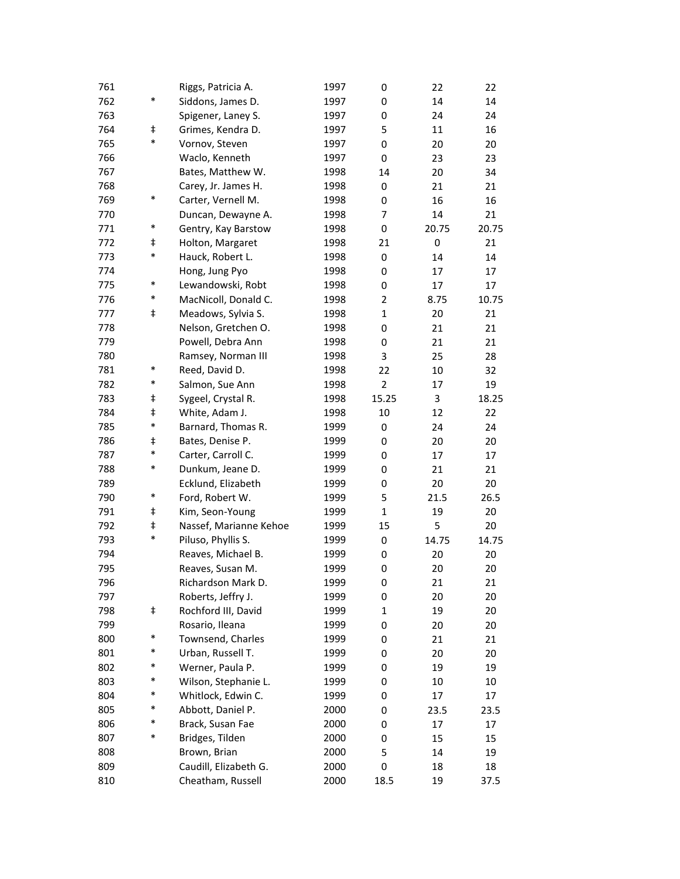| | | | | | | |
|---|---|---|---|---|---|---|
| 761 | | Riggs, Patricia A. | 1997 | 0 | 22 | 22 |
| 762 | * | Siddons, James D. | 1997 | 0 | 14 | 14 |
| 763 | | Spigener, Laney S. | 1997 | 0 | 24 | 24 |
| 764 | ‡ | Grimes, Kendra D. | 1997 | 5 | 11 | 16 |
| 765 | * | Vornov, Steven | 1997 | 0 | 20 | 20 |
| 766 | | Waclo, Kenneth | 1997 | 0 | 23 | 23 |
| 767 | | Bates, Matthew W. | 1998 | 14 | 20 | 34 |
| 768 | | Carey, Jr. James H. | 1998 | 0 | 21 | 21 |
| 769 | * | Carter, Vernell M. | 1998 | 0 | 16 | 16 |
| 770 | | Duncan, Dewayne A. | 1998 | 7 | 14 | 21 |
| 771 | * | Gentry, Kay Barstow | 1998 | 0 | 20.75 | 20.75 |
| 772 | ‡ | Holton, Margaret | 1998 | 21 | 0 | 21 |
| 773 | * | Hauck, Robert L. | 1998 | 0 | 14 | 14 |
| 774 | | Hong, Jung Pyo | 1998 | 0 | 17 | 17 |
| 775 | * | Lewandowski, Robt | 1998 | 0 | 17 | 17 |
| 776 | * | MacNicoll, Donald C. | 1998 | 2 | 8.75 | 10.75 |
| 777 | ‡ | Meadows, Sylvia S. | 1998 | 1 | 20 | 21 |
| 778 | | Nelson, Gretchen O. | 1998 | 0 | 21 | 21 |
| 779 | | Powell, Debra Ann | 1998 | 0 | 21 | 21 |
| 780 | | Ramsey, Norman III | 1998 | 3 | 25 | 28 |
| 781 | * | Reed, David D. | 1998 | 22 | 10 | 32 |
| 782 | * | Salmon, Sue Ann | 1998 | 2 | 17 | 19 |
| 783 | ‡ | Sygeel, Crystal R. | 1998 | 15.25 | 3 | 18.25 |
| 784 | ‡ | White, Adam J. | 1998 | 10 | 12 | 22 |
| 785 | * | Barnard, Thomas R. | 1999 | 0 | 24 | 24 |
| 786 | ‡ | Bates, Denise P. | 1999 | 0 | 20 | 20 |
| 787 | * | Carter, Carroll C. | 1999 | 0 | 17 | 17 |
| 788 | * | Dunkum, Jeane D. | 1999 | 0 | 21 | 21 |
| 789 | | Ecklund, Elizabeth | 1999 | 0 | 20 | 20 |
| 790 | * | Ford, Robert W. | 1999 | 5 | 21.5 | 26.5 |
| 791 | ‡ | Kim, Seon-Young | 1999 | 1 | 19 | 20 |
| 792 | ‡ | Nassef, Marianne Kehoe | 1999 | 15 | 5 | 20 |
| 793 | * | Piluso, Phyllis S. | 1999 | 0 | 14.75 | 14.75 |
| 794 | | Reaves, Michael B. | 1999 | 0 | 20 | 20 |
| 795 | | Reaves, Susan M. | 1999 | 0 | 20 | 20 |
| 796 | | Richardson Mark D. | 1999 | 0 | 21 | 21 |
| 797 | | Roberts, Jeffry J. | 1999 | 0 | 20 | 20 |
| 798 | ‡ | Rochford III, David | 1999 | 1 | 19 | 20 |
| 799 | | Rosario, Ileana | 1999 | 0 | 20 | 20 |
| 800 | * | Townsend, Charles | 1999 | 0 | 21 | 21 |
| 801 | * | Urban, Russell T. | 1999 | 0 | 20 | 20 |
| 802 | * | Werner, Paula P. | 1999 | 0 | 19 | 19 |
| 803 | * | Wilson, Stephanie L. | 1999 | 0 | 10 | 10 |
| 804 | * | Whitlock, Edwin C. | 1999 | 0 | 17 | 17 |
| 805 | * | Abbott, Daniel P. | 2000 | 0 | 23.5 | 23.5 |
| 806 | * | Brack, Susan Fae | 2000 | 0 | 17 | 17 |
| 807 | * | Bridges, Tilden | 2000 | 0 | 15 | 15 |
| 808 | | Brown, Brian | 2000 | 5 | 14 | 19 |
| 809 | | Caudill, Elizabeth G. | 2000 | 0 | 18 | 18 |
| 810 | | Cheatham, Russell | 2000 | 18.5 | 19 | 37.5 |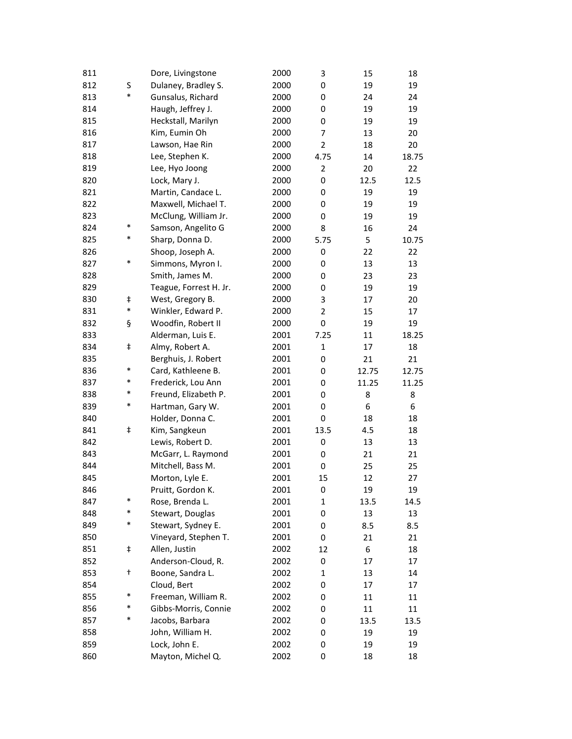| | | | | | | |
|---|---|---|---|---|---|---|
| 811 | | Dore, Livingstone | 2000 | 3 | 15 | 18 |
| 812 | S | Dulaney, Bradley S. | 2000 | 0 | 19 | 19 |
| 813 | * | Gunsalus, Richard | 2000 | 0 | 24 | 24 |
| 814 | | Haugh, Jeffrey J. | 2000 | 0 | 19 | 19 |
| 815 | | Heckstall, Marilyn | 2000 | 0 | 19 | 19 |
| 816 | | Kim, Eumin Oh | 2000 | 7 | 13 | 20 |
| 817 | | Lawson, Hae Rin | 2000 | 2 | 18 | 20 |
| 818 | | Lee, Stephen K. | 2000 | 4.75 | 14 | 18.75 |
| 819 | | Lee, Hyo Joong | 2000 | 2 | 20 | 22 |
| 820 | | Lock, Mary J. | 2000 | 0 | 12.5 | 12.5 |
| 821 | | Martin, Candace L. | 2000 | 0 | 19 | 19 |
| 822 | | Maxwell, Michael T. | 2000 | 0 | 19 | 19 |
| 823 | | McClung, William Jr. | 2000 | 0 | 19 | 19 |
| 824 | * | Samson, Angelito G | 2000 | 8 | 16 | 24 |
| 825 | * | Sharp, Donna D. | 2000 | 5.75 | 5 | 10.75 |
| 826 | | Shoop, Joseph A. | 2000 | 0 | 22 | 22 |
| 827 | * | Simmons, Myron I. | 2000 | 0 | 13 | 13 |
| 828 | | Smith, James M. | 2000 | 0 | 23 | 23 |
| 829 | | Teague, Forrest H. Jr. | 2000 | 0 | 19 | 19 |
| 830 | ‡ | West, Gregory B. | 2000 | 3 | 17 | 20 |
| 831 | * | Winkler, Edward P. | 2000 | 2 | 15 | 17 |
| 832 | § | Woodfin, Robert II | 2000 | 0 | 19 | 19 |
| 833 | | Alderman, Luis E. | 2001 | 7.25 | 11 | 18.25 |
| 834 | ‡ | Almy, Robert A. | 2001 | 1 | 17 | 18 |
| 835 | | Berghuis, J. Robert | 2001 | 0 | 21 | 21 |
| 836 | * | Card, Kathleene B. | 2001 | 0 | 12.75 | 12.75 |
| 837 | * | Frederick, Lou Ann | 2001 | 0 | 11.25 | 11.25 |
| 838 | * | Freund, Elizabeth P. | 2001 | 0 | 8 | 8 |
| 839 | * | Hartman, Gary W. | 2001 | 0 | 6 | 6 |
| 840 | | Holder, Donna C. | 2001 | 0 | 18 | 18 |
| 841 | ‡ | Kim, Sangkeun | 2001 | 13.5 | 4.5 | 18 |
| 842 | | Lewis, Robert D. | 2001 | 0 | 13 | 13 |
| 843 | | McGarr, L. Raymond | 2001 | 0 | 21 | 21 |
| 844 | | Mitchell, Bass M. | 2001 | 0 | 25 | 25 |
| 845 | | Morton, Lyle E. | 2001 | 15 | 12 | 27 |
| 846 | | Pruitt, Gordon K. | 2001 | 0 | 19 | 19 |
| 847 | * | Rose, Brenda L. | 2001 | 1 | 13.5 | 14.5 |
| 848 | * | Stewart, Douglas | 2001 | 0 | 13 | 13 |
| 849 | * | Stewart, Sydney E. | 2001 | 0 | 8.5 | 8.5 |
| 850 | | Vineyard, Stephen T. | 2001 | 0 | 21 | 21 |
| 851 | ‡ | Allen, Justin | 2002 | 12 | 6 | 18 |
| 852 | | Anderson-Cloud, R. | 2002 | 0 | 17 | 17 |
| 853 | † | Boone, Sandra L. | 2002 | 1 | 13 | 14 |
| 854 | | Cloud, Bert | 2002 | 0 | 17 | 17 |
| 855 | * | Freeman, William R. | 2002 | 0 | 11 | 11 |
| 856 | * | Gibbs-Morris, Connie | 2002 | 0 | 11 | 11 |
| 857 | * | Jacobs, Barbara | 2002 | 0 | 13.5 | 13.5 |
| 858 | | John, William H. | 2002 | 0 | 19 | 19 |
| 859 | | Lock, John E. | 2002 | 0 | 19 | 19 |
| 860 | | Mayton, Michel Q. | 2002 | 0 | 18 | 18 |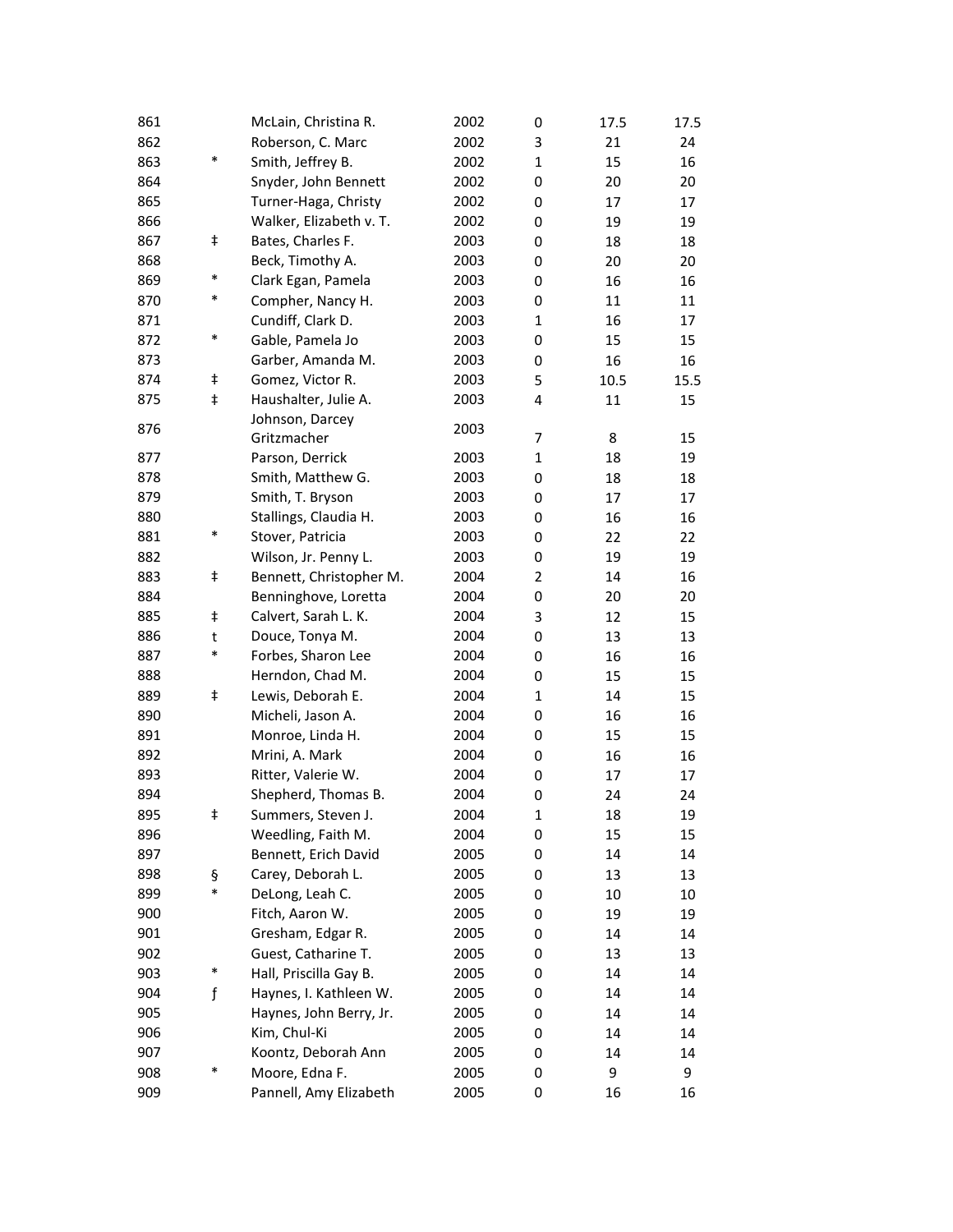| | | | | | | |
|---|---|---|---|---|---|---|
| 861 | | McLain, Christina R. | 2002 | 0 | 17.5 | 17.5 |
| 862 | | Roberson, C. Marc | 2002 | 3 | 21 | 24 |
| 863 | * | Smith, Jeffrey B. | 2002 | 1 | 15 | 16 |
| 864 | | Snyder, John Bennett | 2002 | 0 | 20 | 20 |
| 865 | | Turner-Haga, Christy | 2002 | 0 | 17 | 17 |
| 866 | | Walker, Elizabeth v. T. | 2002 | 0 | 19 | 19 |
| 867 | ‡ | Bates, Charles F. | 2003 | 0 | 18 | 18 |
| 868 | | Beck, Timothy A. | 2003 | 0 | 20 | 20 |
| 869 | * | Clark Egan, Pamela | 2003 | 0 | 16 | 16 |
| 870 | * | Compher, Nancy H. | 2003 | 0 | 11 | 11 |
| 871 | | Cundiff, Clark D. | 2003 | 1 | 16 | 17 |
| 872 | * | Gable, Pamela Jo | 2003 | 0 | 15 | 15 |
| 873 | | Garber, Amanda M. | 2003 | 0 | 16 | 16 |
| 874 | ‡ | Gomez, Victor R. | 2003 | 5 | 10.5 | 15.5 |
| 875 | ‡ | Haushalter, Julie A. | 2003 | 4 | 11 | 15 |
| 876 | | Johnson, Darcey Gritzmacher | 2003 | 7 | 8 | 15 |
| 877 | | Parson, Derrick | 2003 | 1 | 18 | 19 |
| 878 | | Smith, Matthew G. | 2003 | 0 | 18 | 18 |
| 879 | | Smith, T. Bryson | 2003 | 0 | 17 | 17 |
| 880 | | Stallings, Claudia H. | 2003 | 0 | 16 | 16 |
| 881 | * | Stover, Patricia | 2003 | 0 | 22 | 22 |
| 882 | | Wilson, Jr. Penny L. | 2003 | 0 | 19 | 19 |
| 883 | ‡ | Bennett, Christopher M. | 2004 | 2 | 14 | 16 |
| 884 | | Benninghove, Loretta | 2004 | 0 | 20 | 20 |
| 885 | ‡ | Calvert, Sarah L. K. | 2004 | 3 | 12 | 15 |
| 886 | t | Douce, Tonya M. | 2004 | 0 | 13 | 13 |
| 887 | * | Forbes, Sharon Lee | 2004 | 0 | 16 | 16 |
| 888 | | Herndon, Chad M. | 2004 | 0 | 15 | 15 |
| 889 | ‡ | Lewis, Deborah E. | 2004 | 1 | 14 | 15 |
| 890 | | Micheli, Jason A. | 2004 | 0 | 16 | 16 |
| 891 | | Monroe, Linda H. | 2004 | 0 | 15 | 15 |
| 892 | | Mrini, A. Mark | 2004 | 0 | 16 | 16 |
| 893 | | Ritter, Valerie W. | 2004 | 0 | 17 | 17 |
| 894 | | Shepherd, Thomas B. | 2004 | 0 | 24 | 24 |
| 895 | ‡ | Summers, Steven J. | 2004 | 1 | 18 | 19 |
| 896 | | Weedling, Faith M. | 2004 | 0 | 15 | 15 |
| 897 | | Bennett, Erich David | 2005 | 0 | 14 | 14 |
| 898 | § | Carey, Deborah L. | 2005 | 0 | 13 | 13 |
| 899 | * | DeLong, Leah C. | 2005 | 0 | 10 | 10 |
| 900 | | Fitch, Aaron W. | 2005 | 0 | 19 | 19 |
| 901 | | Gresham, Edgar R. | 2005 | 0 | 14 | 14 |
| 902 | | Guest, Catharine T. | 2005 | 0 | 13 | 13 |
| 903 | * | Hall, Priscilla Gay B. | 2005 | 0 | 14 | 14 |
| 904 | ƒ | Haynes, I. Kathleen W. | 2005 | 0 | 14 | 14 |
| 905 | | Haynes, John Berry, Jr. | 2005 | 0 | 14 | 14 |
| 906 | | Kim, Chul-Ki | 2005 | 0 | 14 | 14 |
| 907 | | Koontz, Deborah Ann | 2005 | 0 | 14 | 14 |
| 908 | * | Moore, Edna F. | 2005 | 0 | 9 | 9 |
| 909 | | Pannell, Amy Elizabeth | 2005 | 0 | 16 | 16 |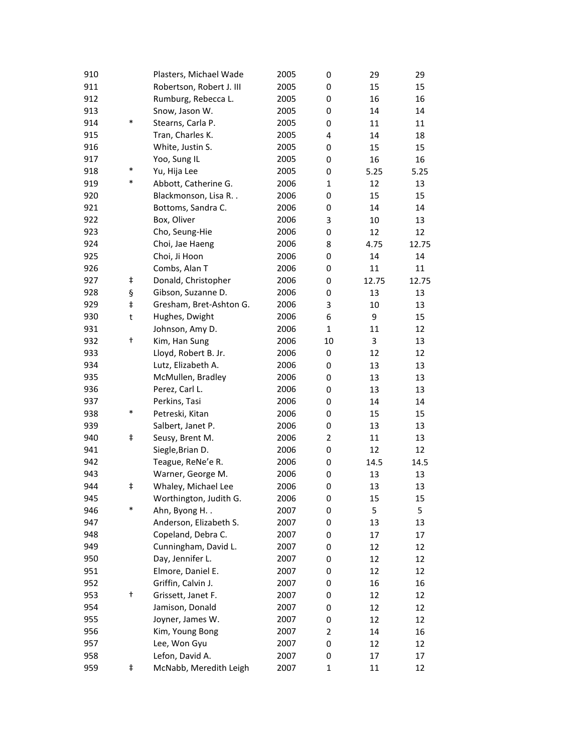| | | | | | | |
|---|---|---|---|---|---|---|
| 910 | | Plasters, Michael Wade | 2005 | 0 | 29 | 29 |
| 911 | | Robertson, Robert J. III | 2005 | 0 | 15 | 15 |
| 912 | | Rumburg, Rebecca L. | 2005 | 0 | 16 | 16 |
| 913 | | Snow, Jason W. | 2005 | 0 | 14 | 14 |
| 914 | * | Stearns, Carla P. | 2005 | 0 | 11 | 11 |
| 915 | | Tran, Charles K. | 2005 | 4 | 14 | 18 |
| 916 | | White, Justin S. | 2005 | 0 | 15 | 15 |
| 917 | | Yoo, Sung IL | 2005 | 0 | 16 | 16 |
| 918 | * | Yu, Hija Lee | 2005 | 0 | 5.25 | 5.25 |
| 919 | * | Abbott, Catherine G. | 2006 | 1 | 12 | 13 |
| 920 | | Blackmonson, Lisa R. . | 2006 | 0 | 15 | 15 |
| 921 | | Bottoms, Sandra C. | 2006 | 0 | 14 | 14 |
| 922 | | Box, Oliver | 2006 | 3 | 10 | 13 |
| 923 | | Cho, Seung-Hie | 2006 | 0 | 12 | 12 |
| 924 | | Choi, Jae Haeng | 2006 | 8 | 4.75 | 12.75 |
| 925 | | Choi, Ji Hoon | 2006 | 0 | 14 | 14 |
| 926 | | Combs, Alan T | 2006 | 0 | 11 | 11 |
| 927 | ‡ | Donald, Christopher | 2006 | 0 | 12.75 | 12.75 |
| 928 | § | Gibson, Suzanne D. | 2006 | 0 | 13 | 13 |
| 929 | ‡ | Gresham, Bret-Ashton G. | 2006 | 3 | 10 | 13 |
| 930 | t | Hughes, Dwight | 2006 | 6 | 9 | 15 |
| 931 | | Johnson, Amy D. | 2006 | 1 | 11 | 12 |
| 932 | † | Kim, Han Sung | 2006 | 10 | 3 | 13 |
| 933 | | Lloyd, Robert B. Jr. | 2006 | 0 | 12 | 12 |
| 934 | | Lutz, Elizabeth A. | 2006 | 0 | 13 | 13 |
| 935 | | McMullen, Bradley | 2006 | 0 | 13 | 13 |
| 936 | | Perez, Carl L. | 2006 | 0 | 13 | 13 |
| 937 | | Perkins, Tasi | 2006 | 0 | 14 | 14 |
| 938 | * | Petreski, Kitan | 2006 | 0 | 15 | 15 |
| 939 | | Salbert, Janet P. | 2006 | 0 | 13 | 13 |
| 940 | ‡ | Seusy, Brent M. | 2006 | 2 | 11 | 13 |
| 941 | | Siegle,Brian D. | 2006 | 0 | 12 | 12 |
| 942 | | Teague, ReNe'e R. | 2006 | 0 | 14.5 | 14.5 |
| 943 | | Warner, George M. | 2006 | 0 | 13 | 13 |
| 944 | ‡ | Whaley, Michael Lee | 2006 | 0 | 13 | 13 |
| 945 | | Worthington, Judith G. | 2006 | 0 | 15 | 15 |
| 946 | * | Ahn, Byong H. . | 2007 | 0 | 5 | 5 |
| 947 | | Anderson, Elizabeth S. | 2007 | 0 | 13 | 13 |
| 948 | | Copeland, Debra C. | 2007 | 0 | 17 | 17 |
| 949 | | Cunningham, David L. | 2007 | 0 | 12 | 12 |
| 950 | | Day, Jennifer L. | 2007 | 0 | 12 | 12 |
| 951 | | Elmore, Daniel E. | 2007 | 0 | 12 | 12 |
| 952 | | Griffin, Calvin J. | 2007 | 0 | 16 | 16 |
| 953 | † | Grissett, Janet F. | 2007 | 0 | 12 | 12 |
| 954 | | Jamison, Donald | 2007 | 0 | 12 | 12 |
| 955 | | Joyner, James W. | 2007 | 0 | 12 | 12 |
| 956 | | Kim, Young Bong | 2007 | 2 | 14 | 16 |
| 957 | | Lee, Won Gyu | 2007 | 0 | 12 | 12 |
| 958 | | Lefon, David A. | 2007 | 0 | 17 | 17 |
| 959 | ‡ | McNabb, Meredith Leigh | 2007 | 1 | 11 | 12 |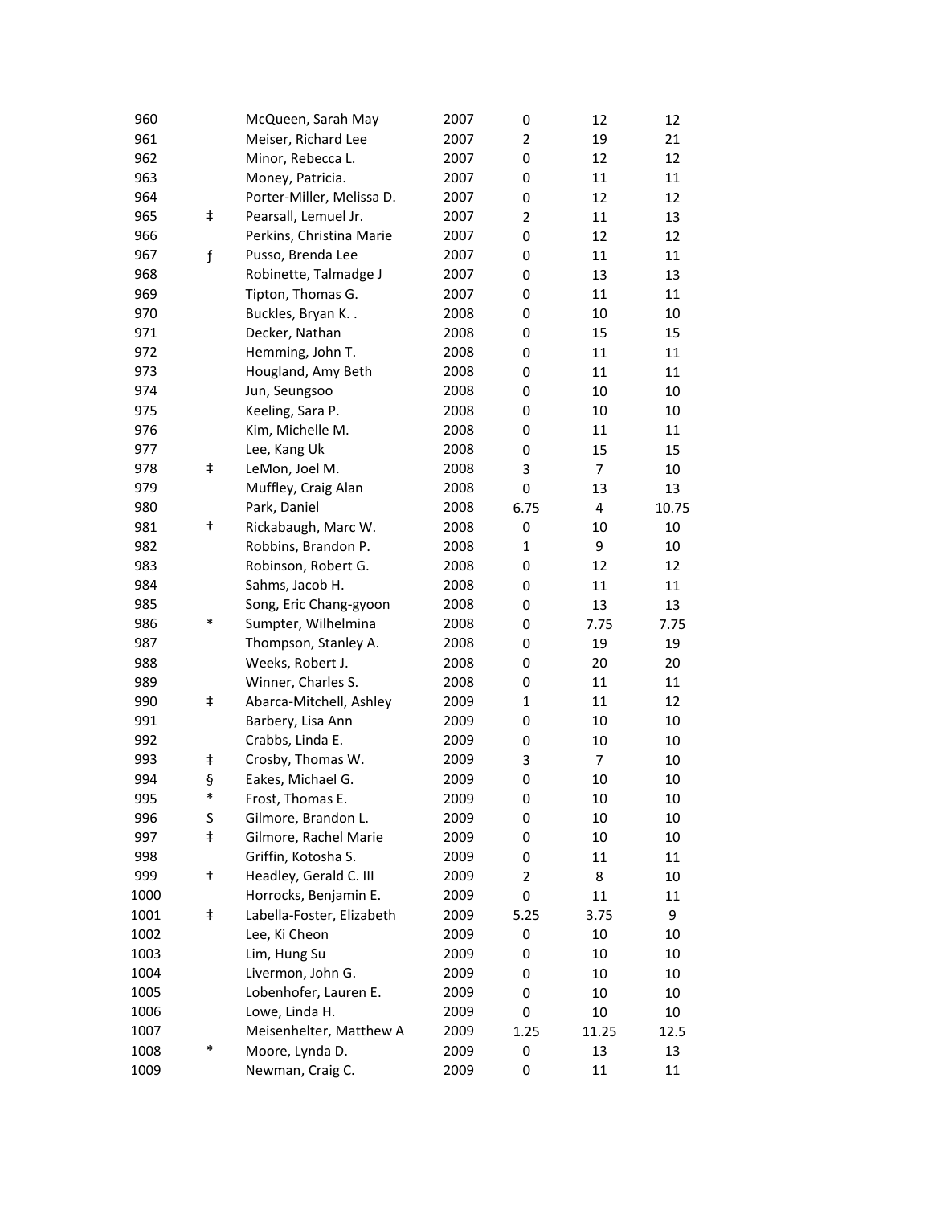| | | | | | | |
|---|---|---|---|---|---|---|
| 960 | | McQueen, Sarah May | 2007 | 0 | 12 | 12 |
| 961 | | Meiser, Richard Lee | 2007 | 2 | 19 | 21 |
| 962 | | Minor, Rebecca L. | 2007 | 0 | 12 | 12 |
| 963 | | Money, Patricia. | 2007 | 0 | 11 | 11 |
| 964 | | Porter-Miller, Melissa D. | 2007 | 0 | 12 | 12 |
| 965 | ‡ | Pearsall, Lemuel Jr. | 2007 | 2 | 11 | 13 |
| 966 | | Perkins, Christina Marie | 2007 | 0 | 12 | 12 |
| 967 | ƒ | Pusso, Brenda Lee | 2007 | 0 | 11 | 11 |
| 968 | | Robinette, Talmadge J | 2007 | 0 | 13 | 13 |
| 969 | | Tipton, Thomas G. | 2007 | 0 | 11 | 11 |
| 970 | | Buckles, Bryan K. . | 2008 | 0 | 10 | 10 |
| 971 | | Decker, Nathan | 2008 | 0 | 15 | 15 |
| 972 | | Hemming, John T. | 2008 | 0 | 11 | 11 |
| 973 | | Hougland, Amy Beth | 2008 | 0 | 11 | 11 |
| 974 | | Jun, Seungsoo | 2008 | 0 | 10 | 10 |
| 975 | | Keeling, Sara P. | 2008 | 0 | 10 | 10 |
| 976 | | Kim, Michelle M. | 2008 | 0 | 11 | 11 |
| 977 | | Lee, Kang Uk | 2008 | 0 | 15 | 15 |
| 978 | ‡ | LeMon, Joel M. | 2008 | 3 | 7 | 10 |
| 979 | | Muffley, Craig Alan | 2008 | 0 | 13 | 13 |
| 980 | | Park, Daniel | 2008 | 6.75 | 4 | 10.75 |
| 981 | † | Rickabaugh, Marc W. | 2008 | 0 | 10 | 10 |
| 982 | | Robbins, Brandon P. | 2008 | 1 | 9 | 10 |
| 983 | | Robinson, Robert G. | 2008 | 0 | 12 | 12 |
| 984 | | Sahms, Jacob H. | 2008 | 0 | 11 | 11 |
| 985 | | Song, Eric Chang-gyoon | 2008 | 0 | 13 | 13 |
| 986 | * | Sumpter, Wilhelmina | 2008 | 0 | 7.75 | 7.75 |
| 987 | | Thompson, Stanley A. | 2008 | 0 | 19 | 19 |
| 988 | | Weeks, Robert J. | 2008 | 0 | 20 | 20 |
| 989 | | Winner, Charles S. | 2008 | 0 | 11 | 11 |
| 990 | ‡ | Abarca-Mitchell, Ashley | 2009 | 1 | 11 | 12 |
| 991 | | Barbery, Lisa Ann | 2009 | 0 | 10 | 10 |
| 992 | | Crabbs, Linda E. | 2009 | 0 | 10 | 10 |
| 993 | ‡ | Crosby, Thomas W. | 2009 | 3 | 7 | 10 |
| 994 | § | Eakes, Michael G. | 2009 | 0 | 10 | 10 |
| 995 | * | Frost, Thomas E. | 2009 | 0 | 10 | 10 |
| 996 | S | Gilmore, Brandon L. | 2009 | 0 | 10 | 10 |
| 997 | ‡ | Gilmore, Rachel Marie | 2009 | 0 | 10 | 10 |
| 998 | | Griffin, Kotosha S. | 2009 | 0 | 11 | 11 |
| 999 | † | Headley, Gerald C. III | 2009 | 2 | 8 | 10 |
| 1000 | | Horrocks, Benjamin E. | 2009 | 0 | 11 | 11 |
| 1001 | ‡ | Labella-Foster, Elizabeth | 2009 | 5.25 | 3.75 | 9 |
| 1002 | | Lee, Ki Cheon | 2009 | 0 | 10 | 10 |
| 1003 | | Lim, Hung Su | 2009 | 0 | 10 | 10 |
| 1004 | | Livermon, John G. | 2009 | 0 | 10 | 10 |
| 1005 | | Lobenhofer, Lauren E. | 2009 | 0 | 10 | 10 |
| 1006 | | Lowe, Linda H. | 2009 | 0 | 10 | 10 |
| 1007 | | Meisenhelter, Matthew A | 2009 | 1.25 | 11.25 | 12.5 |
| 1008 | * | Moore, Lynda D. | 2009 | 0 | 13 | 13 |
| 1009 | | Newman, Craig C. | 2009 | 0 | 11 | 11 |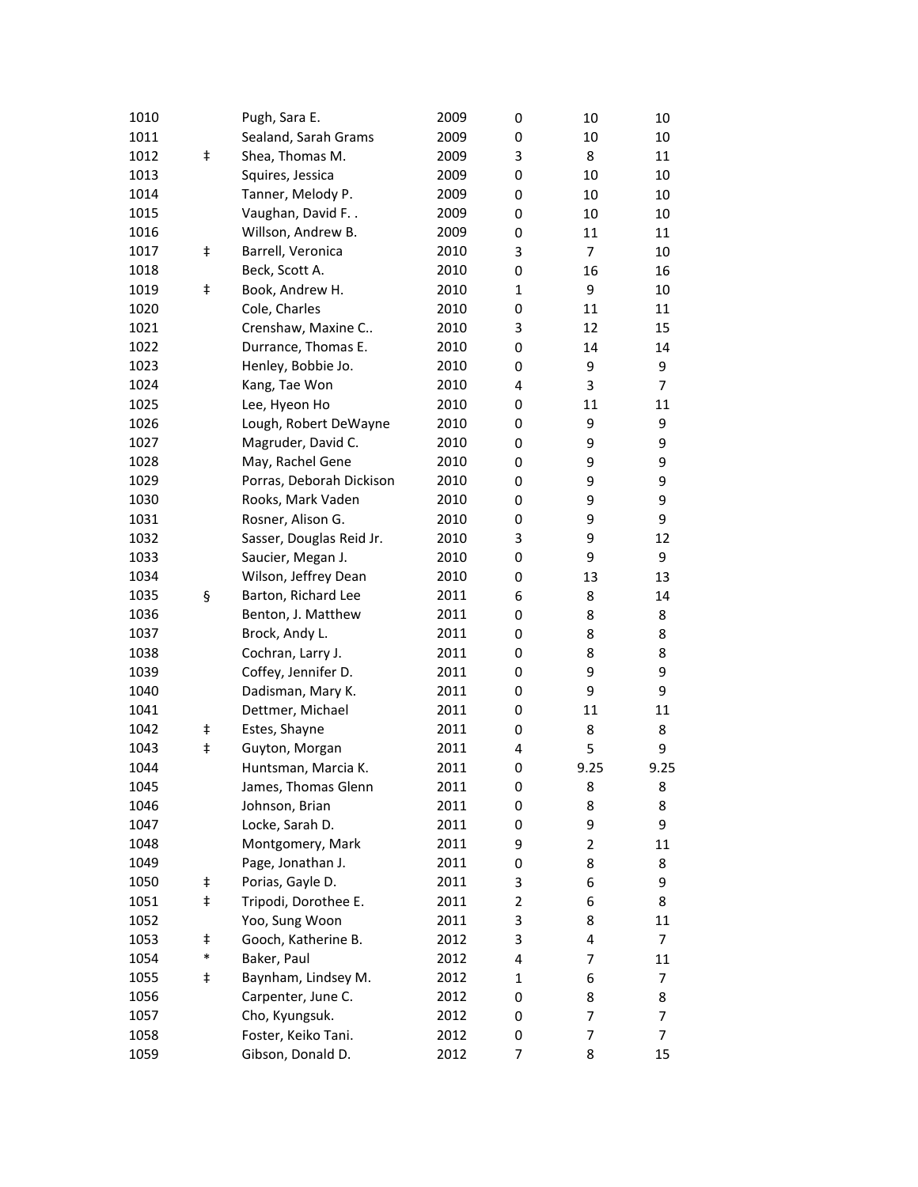| | | | | | | |
|---|---|---|---|---|---|---|
| 1010 | | Pugh, Sara E. | 2009 | 0 | 10 | 10 |
| 1011 | | Sealand, Sarah Grams | 2009 | 0 | 10 | 10 |
| 1012 | ‡ | Shea, Thomas M. | 2009 | 3 | 8 | 11 |
| 1013 | | Squires, Jessica | 2009 | 0 | 10 | 10 |
| 1014 | | Tanner, Melody P. | 2009 | 0 | 10 | 10 |
| 1015 | | Vaughan, David F. . | 2009 | 0 | 10 | 10 |
| 1016 | | Willson, Andrew B. | 2009 | 0 | 11 | 11 |
| 1017 | ‡ | Barrell, Veronica | 2010 | 3 | 7 | 10 |
| 1018 | | Beck, Scott A. | 2010 | 0 | 16 | 16 |
| 1019 | ‡ | Book, Andrew H. | 2010 | 1 | 9 | 10 |
| 1020 | | Cole, Charles | 2010 | 0 | 11 | 11 |
| 1021 | | Crenshaw, Maxine C.. | 2010 | 3 | 12 | 15 |
| 1022 | | Durrance, Thomas E. | 2010 | 0 | 14 | 14 |
| 1023 | | Henley, Bobbie Jo. | 2010 | 0 | 9 | 9 |
| 1024 | | Kang, Tae Won | 2010 | 4 | 3 | 7 |
| 1025 | | Lee, Hyeon Ho | 2010 | 0 | 11 | 11 |
| 1026 | | Lough, Robert DeWayne | 2010 | 0 | 9 | 9 |
| 1027 | | Magruder, David C. | 2010 | 0 | 9 | 9 |
| 1028 | | May, Rachel Gene | 2010 | 0 | 9 | 9 |
| 1029 | | Porras, Deborah Dickison | 2010 | 0 | 9 | 9 |
| 1030 | | Rooks, Mark Vaden | 2010 | 0 | 9 | 9 |
| 1031 | | Rosner, Alison G. | 2010 | 0 | 9 | 9 |
| 1032 | | Sasser, Douglas Reid Jr. | 2010 | 3 | 9 | 12 |
| 1033 | | Saucier, Megan J. | 2010 | 0 | 9 | 9 |
| 1034 | | Wilson, Jeffrey Dean | 2010 | 0 | 13 | 13 |
| 1035 | § | Barton, Richard Lee | 2011 | 6 | 8 | 14 |
| 1036 | | Benton, J. Matthew | 2011 | 0 | 8 | 8 |
| 1037 | | Brock, Andy L. | 2011 | 0 | 8 | 8 |
| 1038 | | Cochran, Larry J. | 2011 | 0 | 8 | 8 |
| 1039 | | Coffey, Jennifer D. | 2011 | 0 | 9 | 9 |
| 1040 | | Dadisman, Mary K. | 2011 | 0 | 9 | 9 |
| 1041 | | Dettmer, Michael | 2011 | 0 | 11 | 11 |
| 1042 | ‡ | Estes, Shayne | 2011 | 0 | 8 | 8 |
| 1043 | ‡ | Guyton, Morgan | 2011 | 4 | 5 | 9 |
| 1044 | | Huntsman, Marcia K. | 2011 | 0 | 9.25 | 9.25 |
| 1045 | | James, Thomas Glenn | 2011 | 0 | 8 | 8 |
| 1046 | | Johnson, Brian | 2011 | 0 | 8 | 8 |
| 1047 | | Locke, Sarah D. | 2011 | 0 | 9 | 9 |
| 1048 | | Montgomery, Mark | 2011 | 9 | 2 | 11 |
| 1049 | | Page, Jonathan J. | 2011 | 0 | 8 | 8 |
| 1050 | ‡ | Porias, Gayle D. | 2011 | 3 | 6 | 9 |
| 1051 | ‡ | Tripodi, Dorothee E. | 2011 | 2 | 6 | 8 |
| 1052 | | Yoo, Sung Woon | 2011 | 3 | 8 | 11 |
| 1053 | ‡ | Gooch, Katherine B. | 2012 | 3 | 4 | 7 |
| 1054 | * | Baker, Paul | 2012 | 4 | 7 | 11 |
| 1055 | ‡ | Baynham, Lindsey M. | 2012 | 1 | 6 | 7 |
| 1056 | | Carpenter, June C. | 2012 | 0 | 8 | 8 |
| 1057 | | Cho, Kyungsuk. | 2012 | 0 | 7 | 7 |
| 1058 | | Foster, Keiko Tani. | 2012 | 0 | 7 | 7 |
| 1059 | | Gibson, Donald D. | 2012 | 7 | 8 | 15 |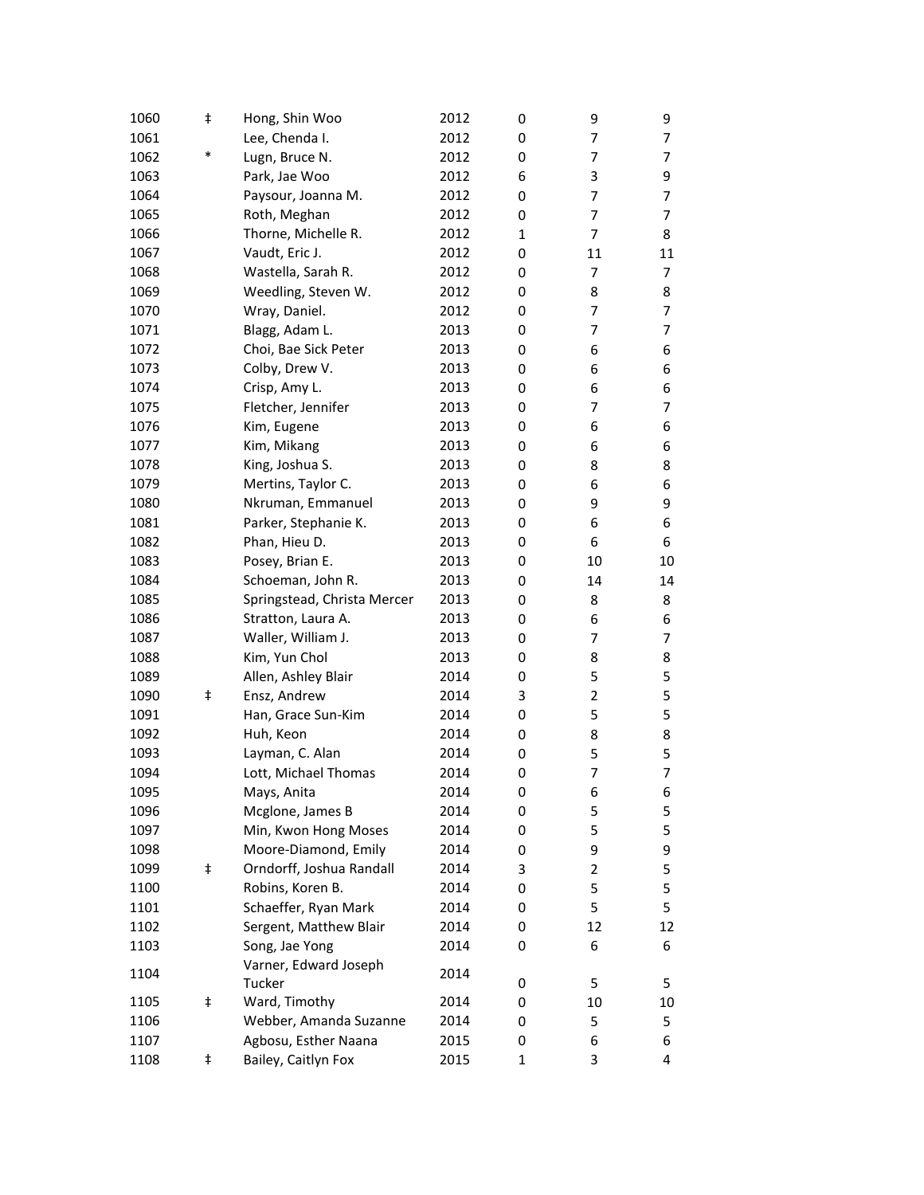| | | | | | | |
|---|---|---|---|---|---|---|
| 1060 | ‡ | Hong, Shin Woo | 2012 | 0 | 9 | 9 |
| 1061 | | Lee, Chenda I. | 2012 | 0 | 7 | 7 |
| 1062 | * | Lugn, Bruce N. | 2012 | 0 | 7 | 7 |
| 1063 | | Park, Jae Woo | 2012 | 6 | 3 | 9 |
| 1064 | | Paysour, Joanna M. | 2012 | 0 | 7 | 7 |
| 1065 | | Roth, Meghan | 2012 | 0 | 7 | 7 |
| 1066 | | Thorne, Michelle R. | 2012 | 1 | 7 | 8 |
| 1067 | | Vaudt, Eric J. | 2012 | 0 | 11 | 11 |
| 1068 | | Wastella, Sarah R. | 2012 | 0 | 7 | 7 |
| 1069 | | Weedling, Steven W. | 2012 | 0 | 8 | 8 |
| 1070 | | Wray, Daniel. | 2012 | 0 | 7 | 7 |
| 1071 | | Blagg, Adam L. | 2013 | 0 | 7 | 7 |
| 1072 | | Choi, Bae Sick Peter | 2013 | 0 | 6 | 6 |
| 1073 | | Colby, Drew V. | 2013 | 0 | 6 | 6 |
| 1074 | | Crisp, Amy L. | 2013 | 0 | 6 | 6 |
| 1075 | | Fletcher, Jennifer | 2013 | 0 | 7 | 7 |
| 1076 | | Kim, Eugene | 2013 | 0 | 6 | 6 |
| 1077 | | Kim, Mikang | 2013 | 0 | 6 | 6 |
| 1078 | | King, Joshua S. | 2013 | 0 | 8 | 8 |
| 1079 | | Mertins, Taylor C. | 2013 | 0 | 6 | 6 |
| 1080 | | Nkruman, Emmanuel | 2013 | 0 | 9 | 9 |
| 1081 | | Parker, Stephanie K. | 2013 | 0 | 6 | 6 |
| 1082 | | Phan, Hieu D. | 2013 | 0 | 6 | 6 |
| 1083 | | Posey, Brian E. | 2013 | 0 | 10 | 10 |
| 1084 | | Schoeman, John R. | 2013 | 0 | 14 | 14 |
| 1085 | | Springstead, Christa Mercer | 2013 | 0 | 8 | 8 |
| 1086 | | Stratton, Laura A. | 2013 | 0 | 6 | 6 |
| 1087 | | Waller, William J. | 2013 | 0 | 7 | 7 |
| 1088 | | Kim, Yun Chol | 2013 | 0 | 8 | 8 |
| 1089 | | Allen, Ashley Blair | 2014 | 0 | 5 | 5 |
| 1090 | ‡ | Ensz, Andrew | 2014 | 3 | 2 | 5 |
| 1091 | | Han, Grace Sun-Kim | 2014 | 0 | 5 | 5 |
| 1092 | | Huh, Keon | 2014 | 0 | 8 | 8 |
| 1093 | | Layman, C. Alan | 2014 | 0 | 5 | 5 |
| 1094 | | Lott, Michael Thomas | 2014 | 0 | 7 | 7 |
| 1095 | | Mays, Anita | 2014 | 0 | 6 | 6 |
| 1096 | | Mcglone, James B | 2014 | 0 | 5 | 5 |
| 1097 | | Min, Kwon Hong Moses | 2014 | 0 | 5 | 5 |
| 1098 | | Moore-Diamond, Emily | 2014 | 0 | 9 | 9 |
| 1099 | ‡ | Orndorff, Joshua Randall | 2014 | 3 | 2 | 5 |
| 1100 | | Robins, Koren B. | 2014 | 0 | 5 | 5 |
| 1101 | | Schaeffer, Ryan Mark | 2014 | 0 | 5 | 5 |
| 1102 | | Sergent, Matthew Blair | 2014 | 0 | 12 | 12 |
| 1103 | | Song, Jae Yong | 2014 | 0 | 6 | 6 |
| 1104 | | Varner, Edward Joseph Tucker | 2014 | 0 | 5 | 5 |
| 1105 | ‡ | Ward, Timothy | 2014 | 0 | 10 | 10 |
| 1106 | | Webber, Amanda Suzanne | 2014 | 0 | 5 | 5 |
| 1107 | | Agbosu, Esther Naana | 2015 | 0 | 6 | 6 |
| 1108 | ‡ | Bailey, Caitlyn Fox | 2015 | 1 | 3 | 4 |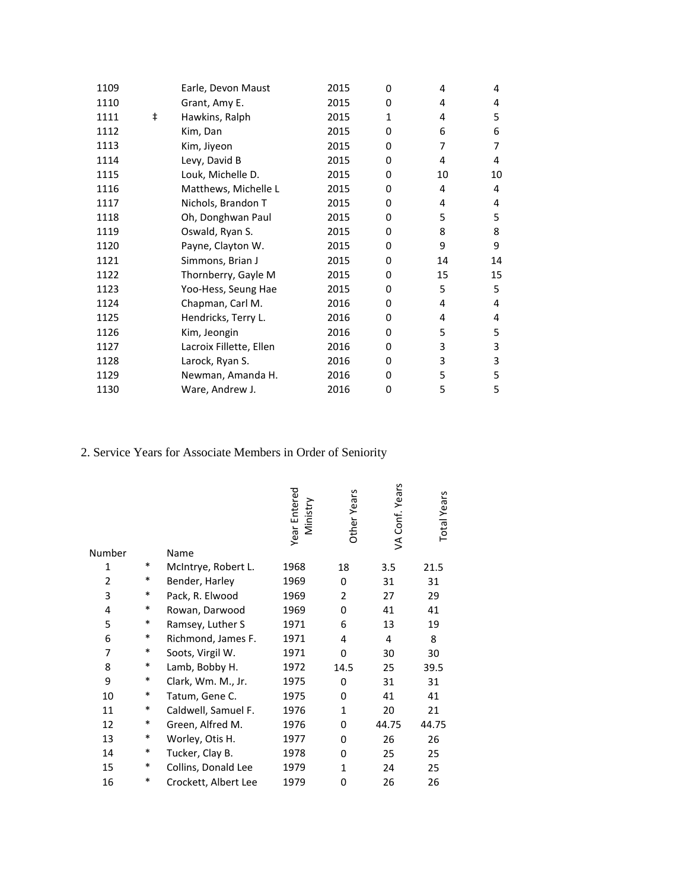| | | | | | | |
|---|---|---|---|---|---|---|
| 1109 | | Earle, Devon Maust | 2015 | 0 | 4 | 4 |
| 1110 | | Grant, Amy E. | 2015 | 0 | 4 | 4 |
| 1111 | ‡ | Hawkins, Ralph | 2015 | 1 | 4 | 5 |
| 1112 | | Kim, Dan | 2015 | 0 | 6 | 6 |
| 1113 | | Kim, Jiyeon | 2015 | 0 | 7 | 7 |
| 1114 | | Levy, David B | 2015 | 0 | 4 | 4 |
| 1115 | | Louk, Michelle D. | 2015 | 0 | 10 | 10 |
| 1116 | | Matthews, Michelle L | 2015 | 0 | 4 | 4 |
| 1117 | | Nichols, Brandon T | 2015 | 0 | 4 | 4 |
| 1118 | | Oh, Donghwan Paul | 2015 | 0 | 5 | 5 |
| 1119 | | Oswald, Ryan S. | 2015 | 0 | 8 | 8 |
| 1120 | | Payne, Clayton W. | 2015 | 0 | 9 | 9 |
| 1121 | | Simmons, Brian J | 2015 | 0 | 14 | 14 |
| 1122 | | Thornberry, Gayle M | 2015 | 0 | 15 | 15 |
| 1123 | | Yoo-Hess, Seung Hae | 2015 | 0 | 5 | 5 |
| 1124 | | Chapman, Carl M. | 2016 | 0 | 4 | 4 |
| 1125 | | Hendricks, Terry L. | 2016 | 0 | 4 | 4 |
| 1126 | | Kim, Jeongin | 2016 | 0 | 5 | 5 |
| 1127 | | Lacroix Fillette, Ellen | 2016 | 0 | 3 | 3 |
| 1128 | | Larock, Ryan S. | 2016 | 0 | 3 | 3 |
| 1129 | | Newman, Amanda H. | 2016 | 0 | 5 | 5 |
| 1130 | | Ware, Andrew J. | 2016 | 0 | 5 | 5 |

## 2. Service Years for Associate Members in Order of Seniority

| Number | | Name | Year Entered Ministry | Other Years | VA Conf. Years | Total Years |
|---|---|---|---|---|---|---|
| 1 | * | McIntrye, Robert L. | 1968 | 18 | 3.5 | 21.5 |
| 2 | * | Bender, Harley | 1969 | 0 | 31 | 31 |
| 3 | * | Pack, R. Elwood | 1969 | 2 | 27 | 29 |
| 4 | * | Rowan, Darwood | 1969 | 0 | 41 | 41 |
| 5 | * | Ramsey, Luther S | 1971 | 6 | 13 | 19 |
| 6 | * | Richmond, James F. | 1971 | 4 | 4 | 8 |
| 7 | * | Soots, Virgil W. | 1971 | 0 | 30 | 30 |
| 8 | * | Lamb, Bobby H. | 1972 | 14.5 | 25 | 39.5 |
| 9 | * | Clark, Wm. M., Jr. | 1975 | 0 | 31 | 31 |
| 10 | * | Tatum, Gene C. | 1975 | 0 | 41 | 41 |
| 11 | * | Caldwell, Samuel F. | 1976 | 1 | 20 | 21 |
| 12 | * | Green, Alfred M. | 1976 | 0 | 44.75 | 44.75 |
| 13 | * | Worley, Otis H. | 1977 | 0 | 26 | 26 |
| 14 | * | Tucker, Clay B. | 1978 | 0 | 25 | 25 |
| 15 | * | Collins, Donald Lee | 1979 | 1 | 24 | 25 |
| 16 | * | Crockett, Albert Lee | 1979 | 0 | 26 | 26 |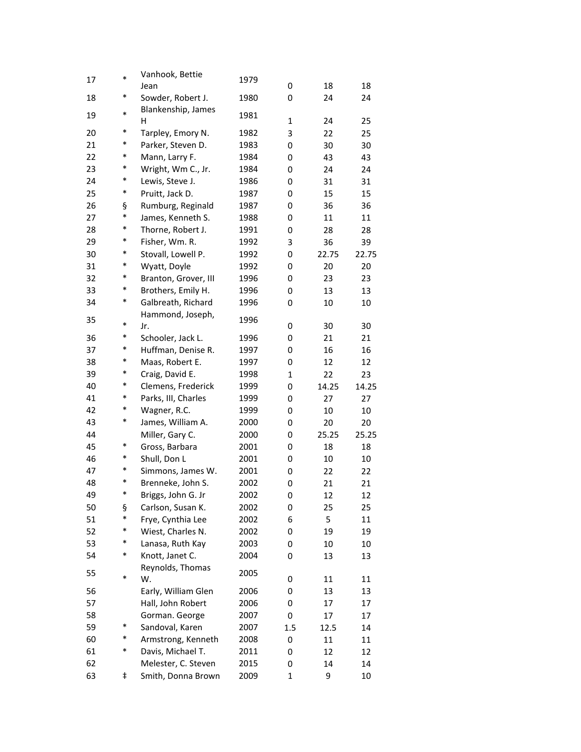| | | | | | | |
|---|---|---|---|---|---|---|
| 17 | * | Vanhook, Bettie Jean | 1979 | 0 | 18 | 18 |
| 18 | * | Sowder, Robert J. | 1980 | 0 | 24 | 24 |
| 19 | * | Blankenship, James H | 1981 | 1 | 24 | 25 |
| 20 | * | Tarpley, Emory N. | 1982 | 3 | 22 | 25 |
| 21 | * | Parker, Steven D. | 1983 | 0 | 30 | 30 |
| 22 | * | Mann, Larry F. | 1984 | 0 | 43 | 43 |
| 23 | * | Wright, Wm C., Jr. | 1984 | 0 | 24 | 24 |
| 24 | * | Lewis, Steve J. | 1986 | 0 | 31 | 31 |
| 25 | * | Pruitt, Jack D. | 1987 | 0 | 15 | 15 |
| 26 | § | Rumburg, Reginald | 1987 | 0 | 36 | 36 |
| 27 | * | James, Kenneth S. | 1988 | 0 | 11 | 11 |
| 28 | * | Thorne, Robert J. | 1991 | 0 | 28 | 28 |
| 29 | * | Fisher, Wm. R. | 1992 | 3 | 36 | 39 |
| 30 | * | Stovall, Lowell P. | 1992 | 0 | 22.75 | 22.75 |
| 31 | * | Wyatt, Doyle | 1992 | 0 | 20 | 20 |
| 32 | * | Branton, Grover, III | 1996 | 0 | 23 | 23 |
| 33 | * | Brothers, Emily H. | 1996 | 0 | 13 | 13 |
| 34 | * | Galbreath, Richard | 1996 | 0 | 10 | 10 |
| 35 | * | Hammond, Joseph, Jr. | 1996 | 0 | 30 | 30 |
| 36 | * | Schooler, Jack L. | 1996 | 0 | 21 | 21 |
| 37 | * | Huffman, Denise R. | 1997 | 0 | 16 | 16 |
| 38 | * | Maas, Robert E. | 1997 | 0 | 12 | 12 |
| 39 | * | Craig, David E. | 1998 | 1 | 22 | 23 |
| 40 | * | Clemens, Frederick | 1999 | 0 | 14.25 | 14.25 |
| 41 | * | Parks, III, Charles | 1999 | 0 | 27 | 27 |
| 42 | * | Wagner, R.C. | 1999 | 0 | 10 | 10 |
| 43 | * | James, William A. | 2000 | 0 | 20 | 20 |
| 44 | | Miller, Gary C. | 2000 | 0 | 25.25 | 25.25 |
| 45 | * | Gross, Barbara | 2001 | 0 | 18 | 18 |
| 46 | * | Shull, Don L | 2001 | 0 | 10 | 10 |
| 47 | * | Simmons, James W. | 2001 | 0 | 22 | 22 |
| 48 | * | Brenneke, John S. | 2002 | 0 | 21 | 21 |
| 49 | * | Briggs, John G. Jr | 2002 | 0 | 12 | 12 |
| 50 | § | Carlson, Susan K. | 2002 | 0 | 25 | 25 |
| 51 | * | Frye, Cynthia Lee | 2002 | 6 | 5 | 11 |
| 52 | * | Wiest, Charles N. | 2002 | 0 | 19 | 19 |
| 53 | * | Lanasa, Ruth Kay | 2003 | 0 | 10 | 10 |
| 54 | * | Knott, Janet C. | 2004 | 0 | 13 | 13 |
| 55 | * | Reynolds, Thomas W. | 2005 | 0 | 11 | 11 |
| 56 | | Early, William Glen | 2006 | 0 | 13 | 13 |
| 57 | | Hall, John Robert | 2006 | 0 | 17 | 17 |
| 58 | | Gorman. George | 2007 | 0 | 17 | 17 |
| 59 | * | Sandoval, Karen | 2007 | 1.5 | 12.5 | 14 |
| 60 | * | Armstrong, Kenneth | 2008 | 0 | 11 | 11 |
| 61 | * | Davis, Michael T. | 2011 | 0 | 12 | 12 |
| 62 | | Melester, C. Steven | 2015 | 0 | 14 | 14 |
| 63 | ‡ | Smith, Donna Brown | 2009 | 1 | 9 | 10 |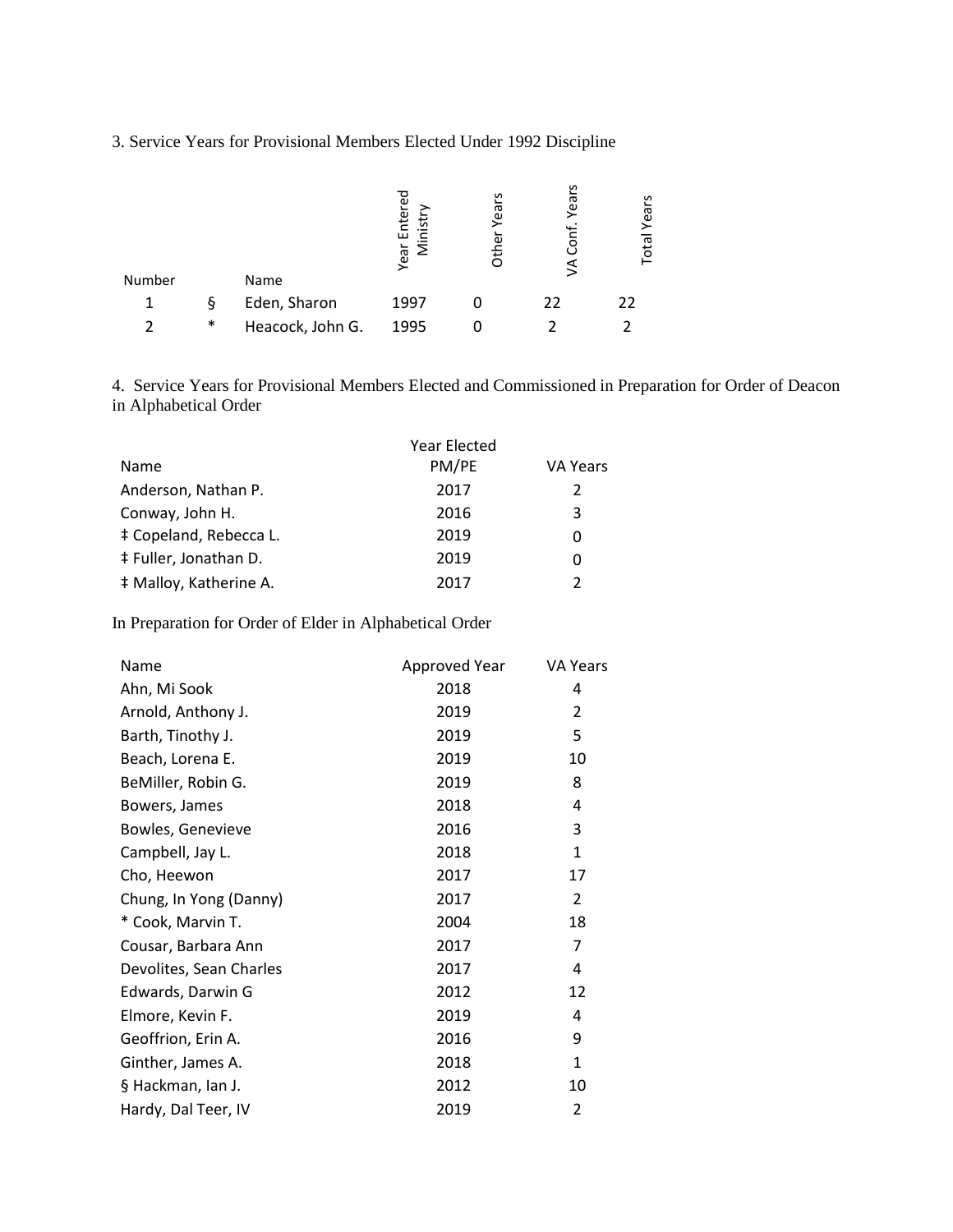3. Service Years for Provisional Members Elected Under 1992 Discipline

| Number | | Name | Year Entered Ministry | Other Years | VA Conf. Years | Total Years |
|---|---|---|---|---|---|---|
| 1 | § | Eden, Sharon | 1997 | 0 | 22 | 22 |
| 2 | * | Heacock, John G. | 1995 | 0 | 2 | 2 |

4. Service Years for Provisional Members Elected and Commissioned in Preparation for Order of Deacon in Alphabetical Order

| Name | Year Elected PM/PE | VA Years |
|---|---|---|
| Anderson, Nathan P. | 2017 | 2 |
| Conway, John H. | 2016 | 3 |
| ‡ Copeland, Rebecca L. | 2019 | 0 |
| ‡ Fuller, Jonathan D. | 2019 | 0 |
| ‡ Malloy, Katherine A. | 2017 | 2 |

In Preparation for Order of Elder in Alphabetical Order

| Name | Approved Year | VA Years |
|---|---|---|
| Ahn, Mi Sook | 2018 | 4 |
| Arnold, Anthony J. | 2019 | 2 |
| Barth, Timothy J. | 2019 | 5 |
| Beach, Lorena E. | 2019 | 10 |
| BeMiller, Robin G. | 2019 | 8 |
| Bowers, James | 2018 | 4 |
| Bowles, Genevieve | 2016 | 3 |
| Campbell, Jay L. | 2018 | 1 |
| Cho, Heewon | 2017 | 17 |
| Chung, In Yong (Danny) | 2017 | 2 |
| * Cook, Marvin T. | 2004 | 18 |
| Cousar, Barbara Ann | 2017 | 7 |
| Devolites, Sean Charles | 2017 | 4 |
| Edwards, Darwin G | 2012 | 12 |
| Elmore, Kevin F. | 2019 | 4 |
| Geoffrion, Erin A. | 2016 | 9 |
| Ginther, James A. | 2018 | 1 |
| § Hackman, Ian J. | 2012 | 10 |
| Hardy, Dal Teer, IV | 2019 | 2 |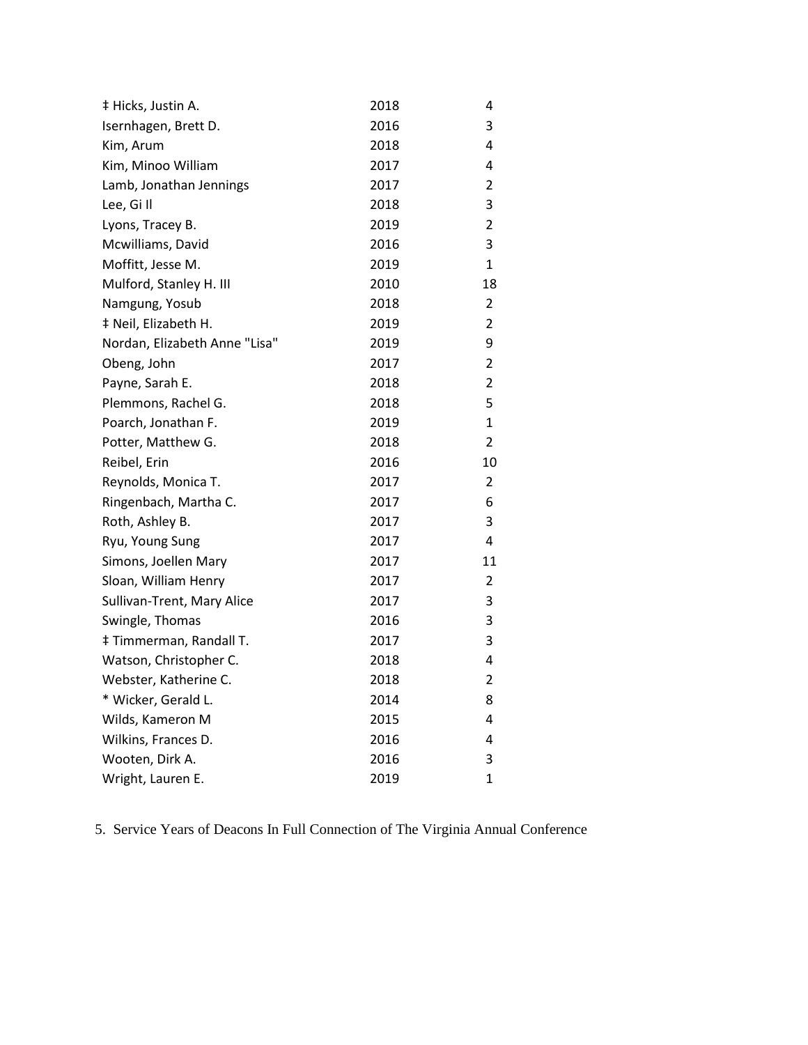| | | |
|---|---|---|
| ‡ Hicks, Justin A. | 2018 | 4 |
| Isernhagen, Brett D. | 2016 | 3 |
| Kim, Arum | 2018 | 4 |
| Kim, Minoo William | 2017 | 4 |
| Lamb, Jonathan Jennings | 2017 | 2 |
| Lee, Gi Il | 2018 | 3 |
| Lyons, Tracey B. | 2019 | 2 |
| Mcwilliams, David | 2016 | 3 |
| Moffitt, Jesse M. | 2019 | 1 |
| Mulford, Stanley H. III | 2010 | 18 |
| Namgung, Yosub | 2018 | 2 |
| ‡ Neil, Elizabeth H. | 2019 | 2 |
| Nordan, Elizabeth Anne "Lisa" | 2019 | 9 |
| Obeng, John | 2017 | 2 |
| Payne, Sarah E. | 2018 | 2 |
| Plemmons, Rachel G. | 2018 | 5 |
| Poarch, Jonathan F. | 2019 | 1 |
| Potter, Matthew G. | 2018 | 2 |
| Reibel, Erin | 2016 | 10 |
| Reynolds, Monica T. | 2017 | 2 |
| Ringenbach, Martha C. | 2017 | 6 |
| Roth, Ashley B. | 2017 | 3 |
| Ryu, Young Sung | 2017 | 4 |
| Simons, Joellen Mary | 2017 | 11 |
| Sloan, William Henry | 2017 | 2 |
| Sullivan-Trent, Mary Alice | 2017 | 3 |
| Swingle, Thomas | 2016 | 3 |
| ‡ Timmerman, Randall T. | 2017 | 3 |
| Watson, Christopher C. | 2018 | 4 |
| Webster, Katherine C. | 2018 | 2 |
| * Wicker, Gerald L. | 2014 | 8 |
| Wilds, Kameron M | 2015 | 4 |
| Wilkins, Frances D. | 2016 | 4 |
| Wooten, Dirk A. | 2016 | 3 |
| Wright, Lauren E. | 2019 | 1 |

5. Service Years of Deacons In Full Connection of The Virginia Annual Conference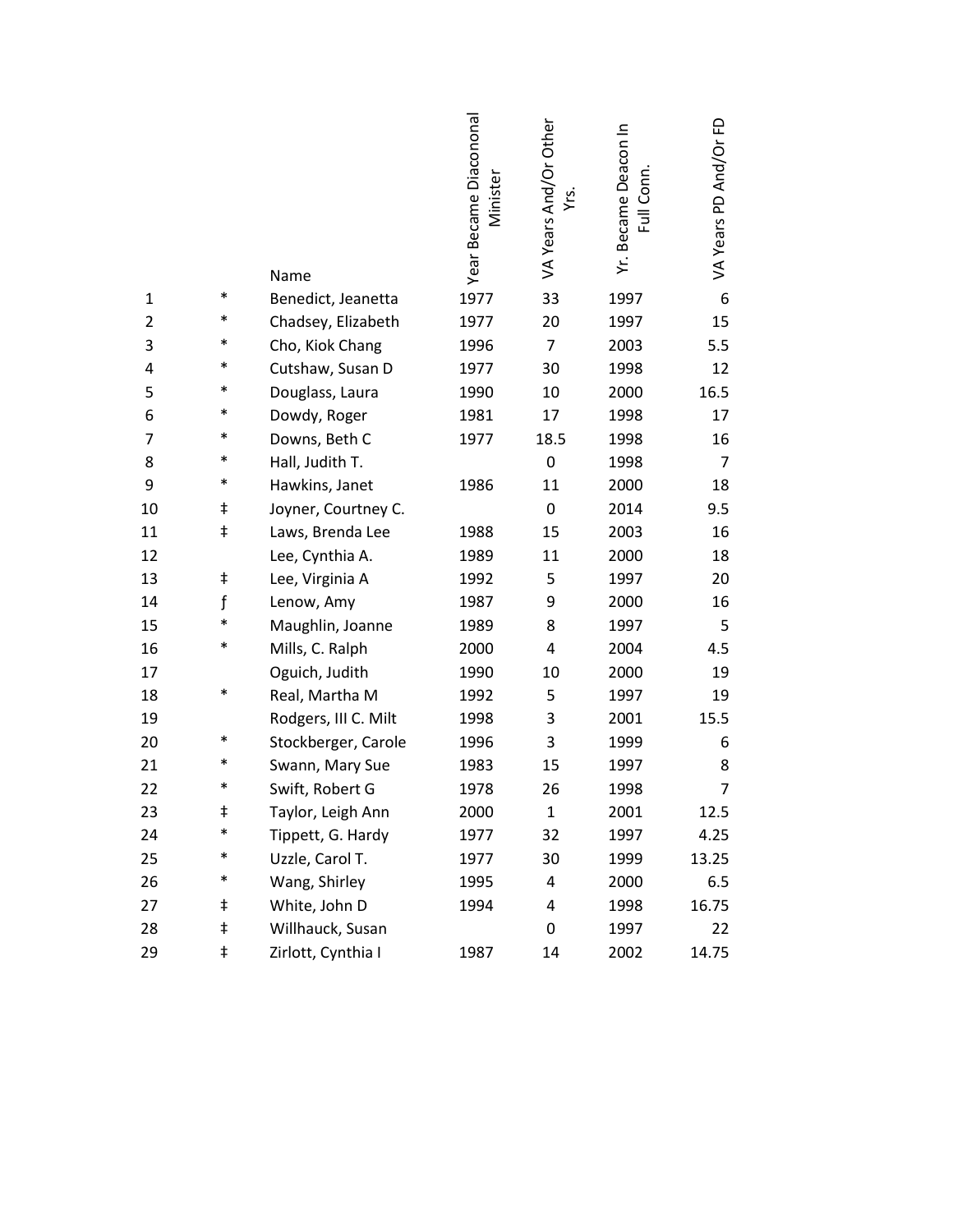|  |  | Name | Year Became Diacononal Minister | VA Years And/Or Other Yrs. | Yr. Became Deacon In Full Conn. | VA Years PD And/Or FD |
|---|---|---|---|---|---|---|
| 1 | * | Benedict, Jeanetta | 1977 | 33 | 1997 | 6 |
| 2 | * | Chadsey, Elizabeth | 1977 | 20 | 1997 | 15 |
| 3 | * | Cho, Kiok Chang | 1996 | 7 | 2003 | 5.5 |
| 4 | * | Cutshaw, Susan D | 1977 | 30 | 1998 | 12 |
| 5 | * | Douglass, Laura | 1990 | 10 | 2000 | 16.5 |
| 6 | * | Dowdy, Roger | 1981 | 17 | 1998 | 17 |
| 7 | * | Downs, Beth C | 1977 | 18.5 | 1998 | 16 |
| 8 | * | Hall, Judith T. |  | 0 | 1998 | 7 |
| 9 | * | Hawkins, Janet | 1986 | 11 | 2000 | 18 |
| 10 | ‡ | Joyner, Courtney C. |  | 0 | 2014 | 9.5 |
| 11 | ‡ | Laws, Brenda Lee | 1988 | 15 | 2003 | 16 |
| 12 |  | Lee, Cynthia A. | 1989 | 11 | 2000 | 18 |
| 13 | ‡ | Lee, Virginia A | 1992 | 5 | 1997 | 20 |
| 14 | ƒ | Lenow, Amy | 1987 | 9 | 2000 | 16 |
| 15 | * | Maughlin, Joanne | 1989 | 8 | 1997 | 5 |
| 16 | * | Mills, C. Ralph | 2000 | 4 | 2004 | 4.5 |
| 17 |  | Oguich, Judith | 1990 | 10 | 2000 | 19 |
| 18 | * | Real, Martha M | 1992 | 5 | 1997 | 19 |
| 19 |  | Rodgers, III C. Milt | 1998 | 3 | 2001 | 15.5 |
| 20 | * | Stockberger, Carole | 1996 | 3 | 1999 | 6 |
| 21 | * | Swann, Mary Sue | 1983 | 15 | 1997 | 8 |
| 22 | * | Swift, Robert G | 1978 | 26 | 1998 | 7 |
| 23 | ‡ | Taylor, Leigh Ann | 2000 | 1 | 2001 | 12.5 |
| 24 | * | Tippett, G. Hardy | 1977 | 32 | 1997 | 4.25 |
| 25 | * | Uzzle, Carol T. | 1977 | 30 | 1999 | 13.25 |
| 26 | * | Wang, Shirley | 1995 | 4 | 2000 | 6.5 |
| 27 | ‡ | White, John D | 1994 | 4 | 1998 | 16.75 |
| 28 | ‡ | Willhauck, Susan |  | 0 | 1997 | 22 |
| 29 | ‡ | Zirlott, Cynthia I | 1987 | 14 | 2002 | 14.75 |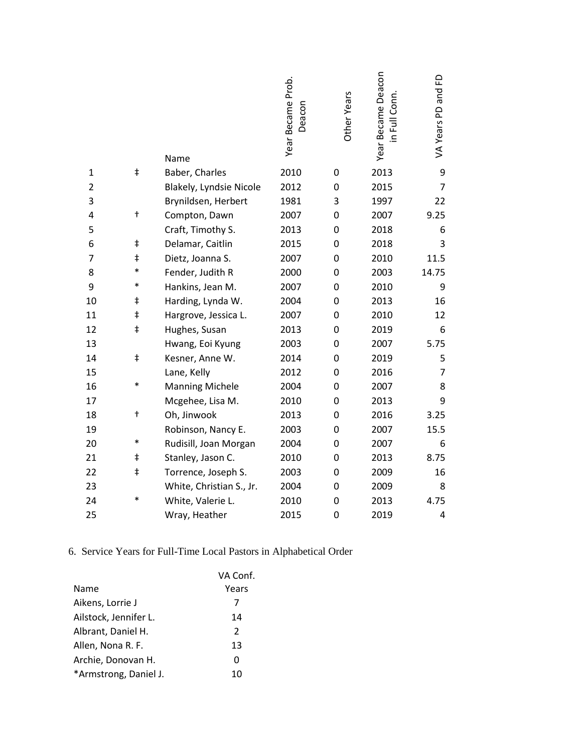| | | Name | Year Became Prob. Deacon | Other Years | Year Became Deacon in Full Conn. | VA Years PD and FD |
|---|---|---|---|---|---|---|
| 1 | ‡ | Baber, Charles | 2010 | 0 | 2013 | 9 |
| 2 | | Blakely, Lyndsie Nicole | 2012 | 0 | 2015 | 7 |
| 3 | | Brynildsen, Herbert | 1981 | 3 | 1997 | 22 |
| 4 | † | Compton, Dawn | 2007 | 0 | 2007 | 9.25 |
| 5 | | Craft, Timothy S. | 2013 | 0 | 2018 | 6 |
| 6 | ‡ | Delamar, Caitlin | 2015 | 0 | 2018 | 3 |
| 7 | ‡ | Dietz, Joanna S. | 2007 | 0 | 2010 | 11.5 |
| 8 | * | Fender, Judith R | 2000 | 0 | 2003 | 14.75 |
| 9 | * | Hankins, Jean M. | 2007 | 0 | 2010 | 9 |
| 10 | ‡ | Harding, Lynda W. | 2004 | 0 | 2013 | 16 |
| 11 | ‡ | Hargrove, Jessica L. | 2007 | 0 | 2010 | 12 |
| 12 | ‡ | Hughes, Susan | 2013 | 0 | 2019 | 6 |
| 13 | | Hwang, Eoi Kyung | 2003 | 0 | 2007 | 5.75 |
| 14 | ‡ | Kesner, Anne W. | 2014 | 0 | 2019 | 5 |
| 15 | | Lane, Kelly | 2012 | 0 | 2016 | 7 |
| 16 | * | Manning Michele | 2004 | 0 | 2007 | 8 |
| 17 | | Mcgehee, Lisa M. | 2010 | 0 | 2013 | 9 |
| 18 | † | Oh, Jinwook | 2013 | 0 | 2016 | 3.25 |
| 19 | | Robinson, Nancy E. | 2003 | 0 | 2007 | 15.5 |
| 20 | * | Rudisill, Joan Morgan | 2004 | 0 | 2007 | 6 |
| 21 | ‡ | Stanley, Jason C. | 2010 | 0 | 2013 | 8.75 |
| 22 | ‡ | Torrence, Joseph S. | 2003 | 0 | 2009 | 16 |
| 23 | | White, Christian S., Jr. | 2004 | 0 | 2009 | 8 |
| 24 | * | White, Valerie L. | 2010 | 0 | 2013 | 4.75 |
| 25 | | Wray, Heather | 2015 | 0 | 2019 | 4 |

6. Service Years for Full-Time Local Pastors in Alphabetical Order

| Name | VA Conf. Years |
|---|---|
| Aikens, Lorrie J | 7 |
| Ailstock, Jennifer L. | 14 |
| Albrant, Daniel H. | 2 |
| Allen, Nona R. F. | 13 |
| Archie, Donovan H. | 0 |
| *Armstrong, Daniel J. | 10 |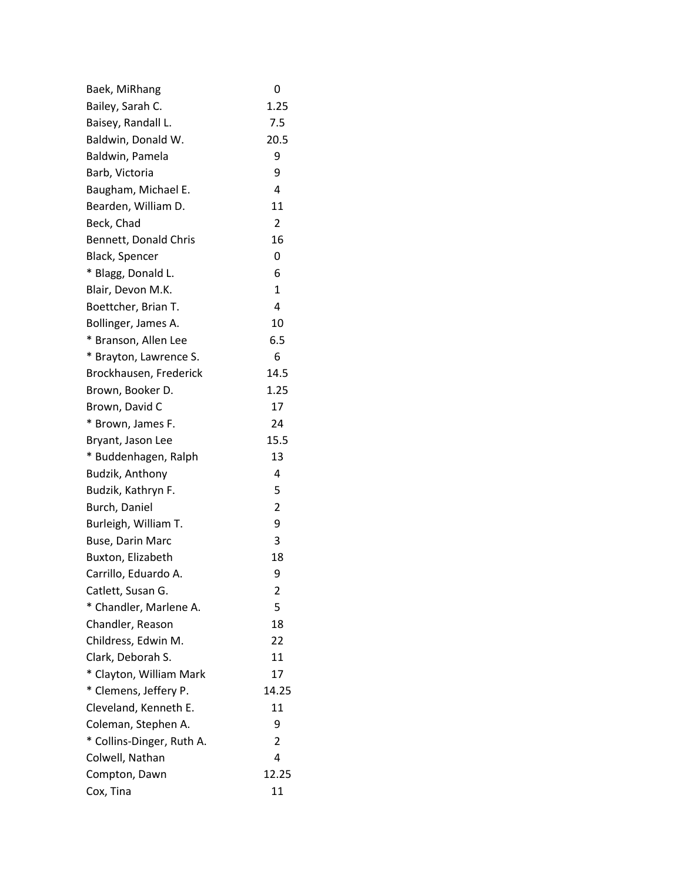| | |
|---|---|
| Baek, MiRhang | 0 |
| Bailey, Sarah C. | 1.25 |
| Baisey, Randall L. | 7.5 |
| Baldwin, Donald W. | 20.5 |
| Baldwin, Pamela | 9 |
| Barb, Victoria | 9 |
| Baugham, Michael E. | 4 |
| Bearden, William D. | 11 |
| Beck, Chad | 2 |
| Bennett, Donald Chris | 16 |
| Black, Spencer | 0 |
| * Blagg, Donald L. | 6 |
| Blair, Devon M.K. | 1 |
| Boettcher, Brian T. | 4 |
| Bollinger, James A. | 10 |
| * Branson, Allen Lee | 6.5 |
| * Brayton, Lawrence S. | 6 |
| Brockhausen, Frederick | 14.5 |
| Brown, Booker D. | 1.25 |
| Brown, David C | 17 |
| * Brown, James F. | 24 |
| Bryant, Jason Lee | 15.5 |
| * Buddenhagen, Ralph | 13 |
| Budzik, Anthony | 4 |
| Budzik, Kathryn F. | 5 |
| Burch, Daniel | 2 |
| Burleigh, William T. | 9 |
| Buse, Darin Marc | 3 |
| Buxton, Elizabeth | 18 |
| Carrillo, Eduardo A. | 9 |
| Catlett, Susan G. | 2 |
| * Chandler, Marlene A. | 5 |
| Chandler, Reason | 18 |
| Childress, Edwin M. | 22 |
| Clark, Deborah S. | 11 |
| * Clayton, William Mark | 17 |
| * Clemens, Jeffery P. | 14.25 |
| Cleveland, Kenneth E. | 11 |
| Coleman, Stephen A. | 9 |
| * Collins-Dinger, Ruth A. | 2 |
| Colwell, Nathan | 4 |
| Compton, Dawn | 12.25 |
| Cox, Tina | 11 |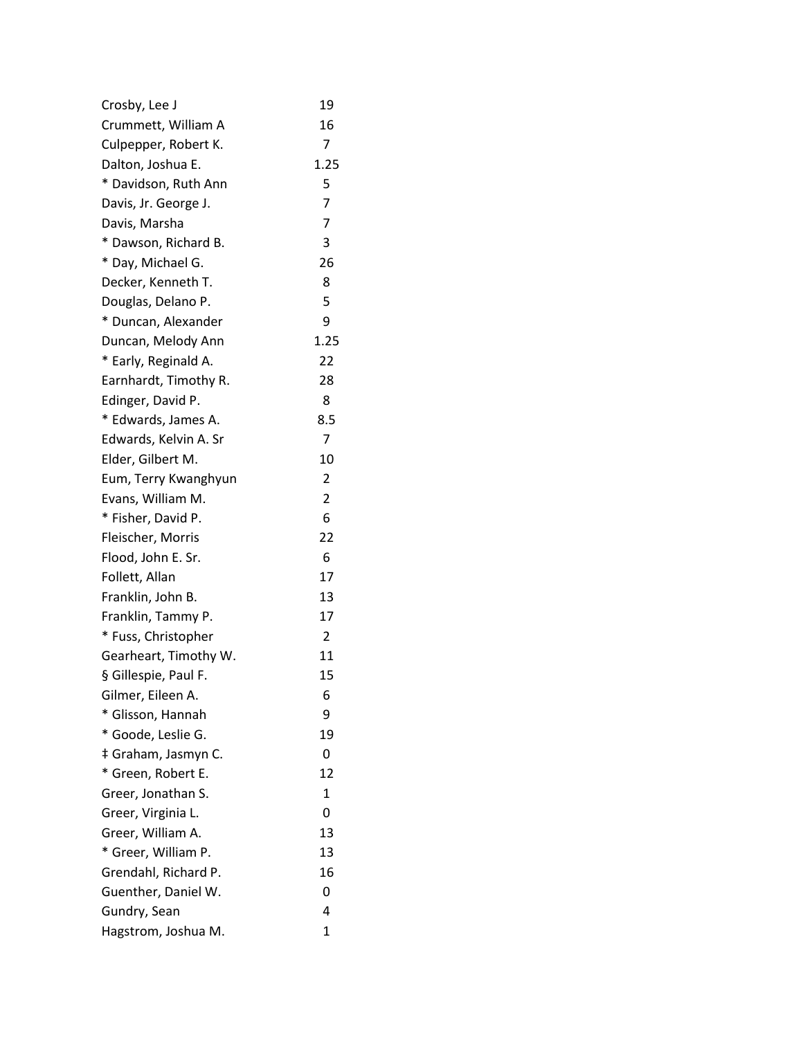| | |
|---|---|
| Crosby, Lee J | 19 |
| Crummett, William A | 16 |
| Culpepper, Robert K. | 7 |
| Dalton, Joshua E. | 1.25 |
| * Davidson, Ruth Ann | 5 |
| Davis, Jr. George J. | 7 |
| Davis, Marsha | 7 |
| * Dawson, Richard B. | 3 |
| * Day, Michael G. | 26 |
| Decker, Kenneth T. | 8 |
| Douglas, Delano P. | 5 |
| * Duncan, Alexander | 9 |
| Duncan, Melody Ann | 1.25 |
| * Early, Reginald A. | 22 |
| Earnhardt, Timothy R. | 28 |
| Edinger, David P. | 8 |
| * Edwards, James A. | 8.5 |
| Edwards, Kelvin A. Sr | 7 |
| Elder, Gilbert M. | 10 |
| Eum, Terry Kwanghyun | 2 |
| Evans, William M. | 2 |
| * Fisher, David P. | 6 |
| Fleischer, Morris | 22 |
| Flood, John E. Sr. | 6 |
| Follett, Allan | 17 |
| Franklin, John B. | 13 |
| Franklin, Tammy P. | 17 |
| * Fuss, Christopher | 2 |
| Gearheart, Timothy W. | 11 |
| § Gillespie, Paul F. | 15 |
| Gilmer, Eileen A. | 6 |
| * Glisson, Hannah | 9 |
| * Goode, Leslie G. | 19 |
| ‡ Graham, Jasmyn C. | 0 |
| * Green, Robert E. | 12 |
| Greer, Jonathan S. | 1 |
| Greer, Virginia L. | 0 |
| Greer, William A. | 13 |
| * Greer, William P. | 13 |
| Grendahl, Richard P. | 16 |
| Guenther, Daniel W. | 0 |
| Gundry, Sean | 4 |
| Hagstrom, Joshua M. | 1 |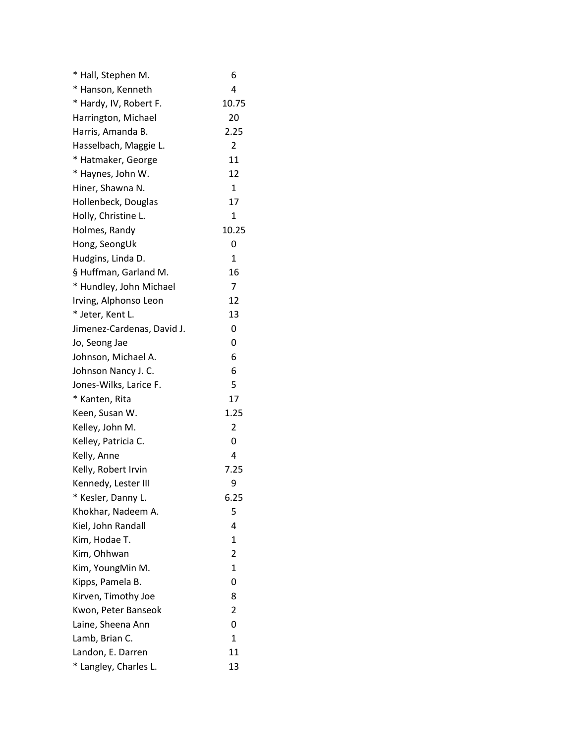| | |
|---|---|
| * Hall, Stephen M. | 6 |
| * Hanson, Kenneth | 4 |
| * Hardy, IV, Robert F. | 10.75 |
| Harrington, Michael | 20 |
| Harris, Amanda B. | 2.25 |
| Hasselbach, Maggie L. | 2 |
| * Hatmaker, George | 11 |
| * Haynes, John W. | 12 |
| Hiner, Shawna N. | 1 |
| Hollenbeck, Douglas | 17 |
| Holly, Christine L. | 1 |
| Holmes, Randy | 10.25 |
| Hong, SeongUk | 0 |
| Hudgins, Linda D. | 1 |
| § Huffman, Garland M. | 16 |
| * Hundley, John Michael | 7 |
| Irving, Alphonso Leon | 12 |
| * Jeter, Kent L. | 13 |
| Jimenez-Cardenas, David J. | 0 |
| Jo, Seong Jae | 0 |
| Johnson, Michael A. | 6 |
| Johnson Nancy J. C. | 6 |
| Jones-Wilks, Larice F. | 5 |
| * Kanten, Rita | 17 |
| Keen, Susan W. | 1.25 |
| Kelley, John M. | 2 |
| Kelley, Patricia C. | 0 |
| Kelly, Anne | 4 |
| Kelly, Robert Irvin | 7.25 |
| Kennedy, Lester III | 9 |
| * Kesler, Danny L. | 6.25 |
| Khokhar, Nadeem A. | 5 |
| Kiel, John Randall | 4 |
| Kim, Hodae T. | 1 |
| Kim, Ohhwan | 2 |
| Kim, YoungMin M. | 1 |
| Kipps, Pamela B. | 0 |
| Kirven, Timothy Joe | 8 |
| Kwon, Peter Banseok | 2 |
| Laine, Sheena Ann | 0 |
| Lamb, Brian C. | 1 |
| Landon, E. Darren | 11 |
| * Langley, Charles L. | 13 |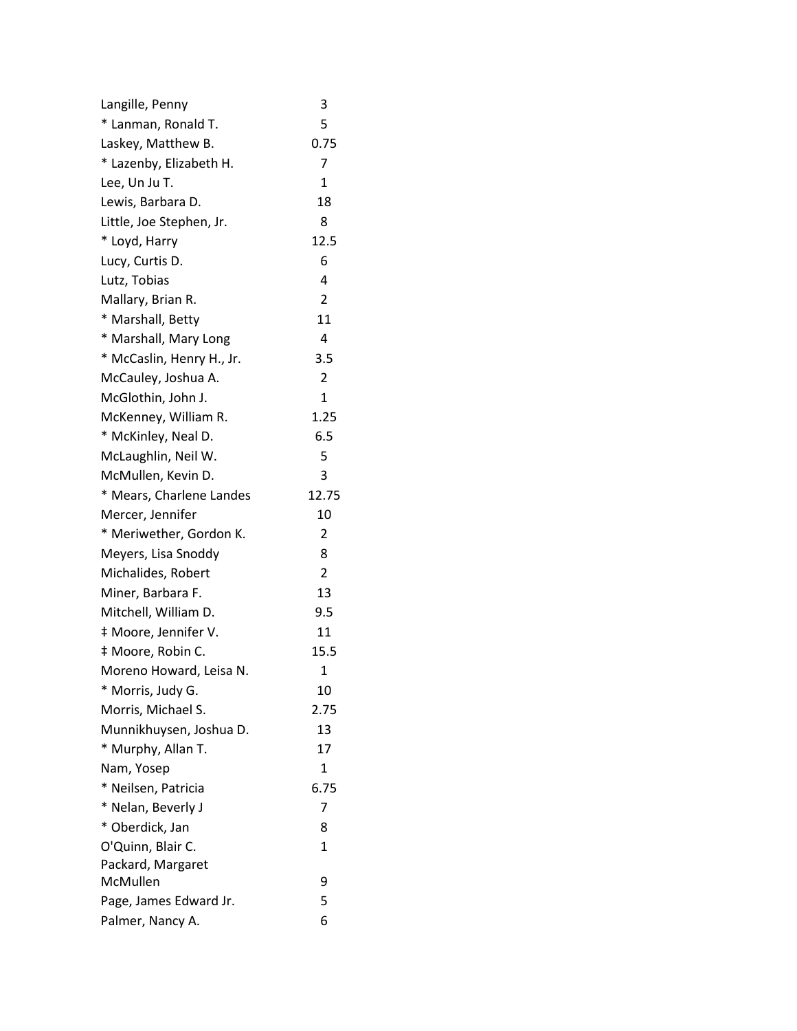| | |
|---|---|
| Langille, Penny | 3 |
| * Lanman, Ronald T. | 5 |
| Laskey, Matthew B. | 0.75 |
| * Lazenby, Elizabeth H. | 7 |
| Lee, Un Ju T. | 1 |
| Lewis, Barbara D. | 18 |
| Little, Joe Stephen, Jr. | 8 |
| * Loyd, Harry | 12.5 |
| Lucy, Curtis D. | 6 |
| Lutz, Tobias | 4 |
| Mallary, Brian R. | 2 |
| * Marshall, Betty | 11 |
| * Marshall, Mary Long | 4 |
| * McCaslin, Henry H., Jr. | 3.5 |
| McCauley, Joshua A. | 2 |
| McGlothin, John J. | 1 |
| McKenney, William R. | 1.25 |
| * McKinley, Neal D. | 6.5 |
| McLaughlin, Neil W. | 5 |
| McMullen, Kevin D. | 3 |
| * Mears, Charlene Landes | 12.75 |
| Mercer, Jennifer | 10 |
| * Meriwether, Gordon K. | 2 |
| Meyers, Lisa Snoddy | 8 |
| Michalides, Robert | 2 |
| Miner, Barbara F. | 13 |
| Mitchell, William D. | 9.5 |
| ‡ Moore, Jennifer V. | 11 |
| ‡ Moore, Robin C. | 15.5 |
| Moreno Howard, Leisa N. | 1 |
| * Morris, Judy G. | 10 |
| Morris, Michael S. | 2.75 |
| Munnikhuysen, Joshua D. | 13 |
| * Murphy, Allan T. | 17 |
| Nam, Yosep | 1 |
| * Neilsen, Patricia | 6.75 |
| * Nelan, Beverly J | 7 |
| * Oberdick, Jan | 8 |
| O'Quinn, Blair C. | 1 |
| Packard, Margaret McMullen | 9 |
| Page, James Edward Jr. | 5 |
| Palmer, Nancy A. | 6 |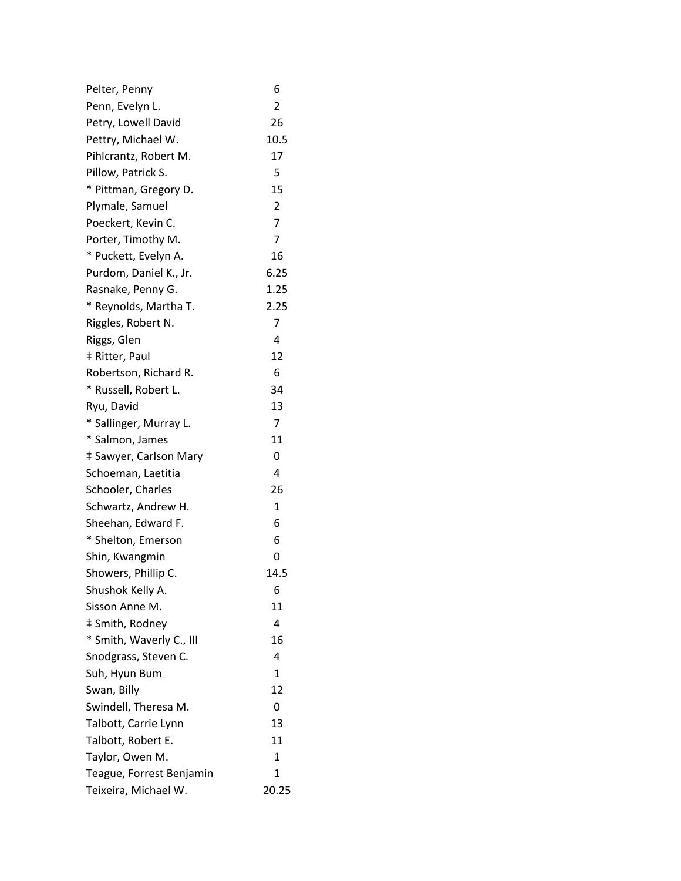| | |
|---|---|
| Pelter, Penny | 6 |
| Penn, Evelyn L. | 2 |
| Petry, Lowell David | 26 |
| Pettry, Michael W. | 10.5 |
| Pihlcrantz, Robert M. | 17 |
| Pillow, Patrick S. | 5 |
| * Pittman, Gregory D. | 15 |
| Plymale, Samuel | 2 |
| Poeckert, Kevin C. | 7 |
| Porter, Timothy M. | 7 |
| * Puckett, Evelyn A. | 16 |
| Purdom, Daniel K., Jr. | 6.25 |
| Rasnake, Penny G. | 1.25 |
| * Reynolds, Martha T. | 2.25 |
| Riggles, Robert N. | 7 |
| Riggs, Glen | 4 |
| ‡ Ritter, Paul | 12 |
| Robertson, Richard R. | 6 |
| * Russell, Robert L. | 34 |
| Ryu, David | 13 |
| * Sallinger, Murray L. | 7 |
| * Salmon, James | 11 |
| ‡ Sawyer, Carlson Mary | 0 |
| Schoeman, Laetitia | 4 |
| Schooler, Charles | 26 |
| Schwartz, Andrew H. | 1 |
| Sheehan, Edward F. | 6 |
| * Shelton, Emerson | 6 |
| Shin, Kwangmin | 0 |
| Showers, Phillip C. | 14.5 |
| Shushok Kelly A. | 6 |
| Sisson Anne M. | 11 |
| ‡ Smith, Rodney | 4 |
| * Smith, Waverly C., III | 16 |
| Snodgrass, Steven C. | 4 |
| Suh, Hyun Bum | 1 |
| Swan, Billy | 12 |
| Swindell, Theresa M. | 0 |
| Talbott, Carrie Lynn | 13 |
| Talbott, Robert E. | 11 |
| Taylor, Owen M. | 1 |
| Teague, Forrest Benjamin | 1 |
| Teixeira, Michael W. | 20.25 |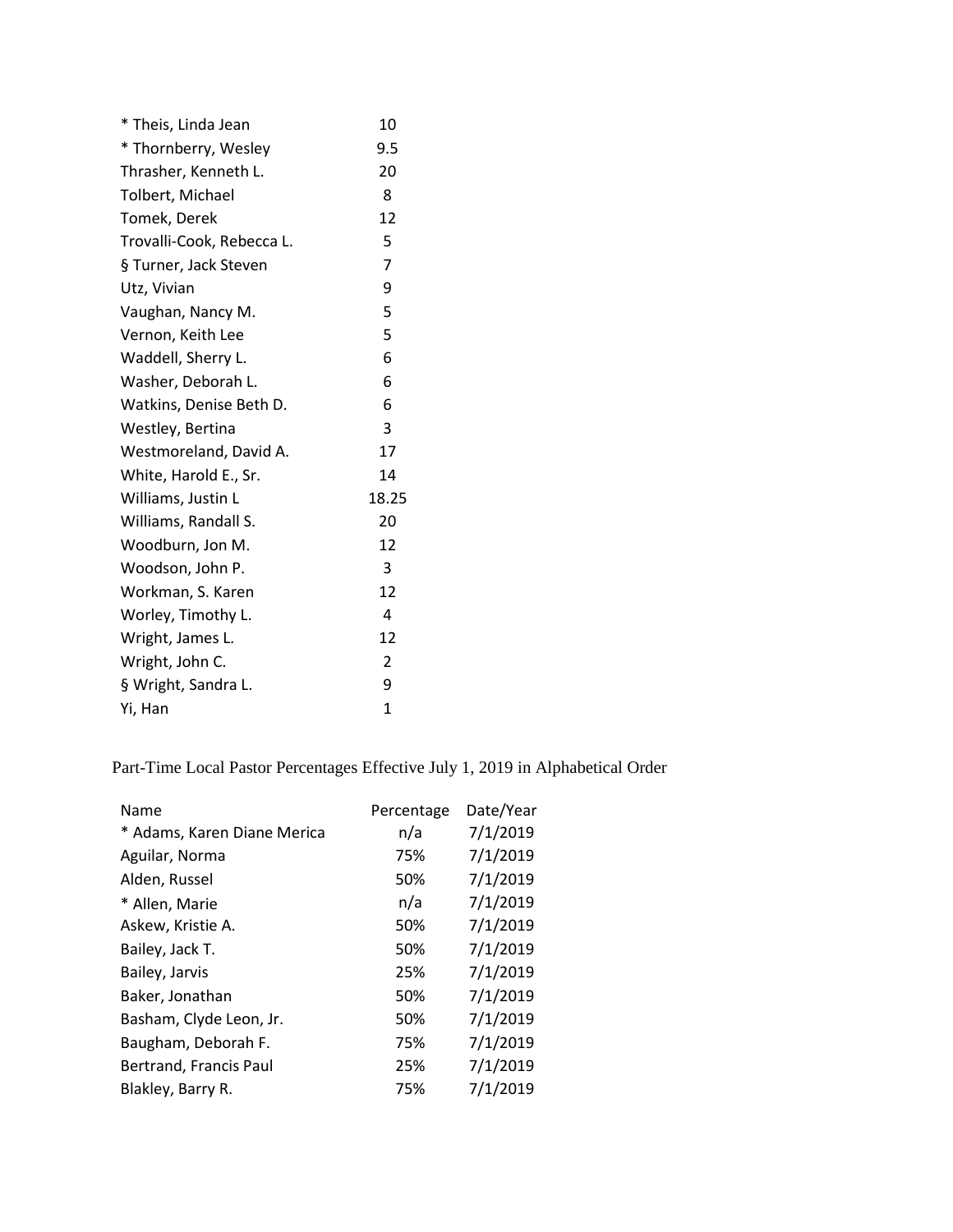| | |
|---|---|
| * Theis, Linda Jean | 10 |
| * Thornberry, Wesley | 9.5 |
| Thrasher, Kenneth L. | 20 |
| Tolbert, Michael | 8 |
| Tomek, Derek | 12 |
| Trovalli-Cook, Rebecca L. | 5 |
| § Turner, Jack Steven | 7 |
| Utz, Vivian | 9 |
| Vaughan, Nancy M. | 5 |
| Vernon, Keith Lee | 5 |
| Waddell, Sherry L. | 6 |
| Washer, Deborah L. | 6 |
| Watkins, Denise Beth D. | 6 |
| Westley, Bertina | 3 |
| Westmoreland, David A. | 17 |
| White, Harold E., Sr. | 14 |
| Williams, Justin L | 18.25 |
| Williams, Randall S. | 20 |
| Woodburn, Jon M. | 12 |
| Woodson, John P. | 3 |
| Workman, S. Karen | 12 |
| Worley, Timothy L. | 4 |
| Wright, James L. | 12 |
| Wright, John C. | 2 |
| § Wright, Sandra L. | 9 |
| Yi, Han | 1 |

Part-Time Local Pastor Percentages Effective July 1, 2019 in Alphabetical Order

| Name | Percentage | Date/Year |
|---|---|---|
| * Adams, Karen Diane Merica | n/a | 7/1/2019 |
| Aguilar, Norma | 75% | 7/1/2019 |
| Alden, Russel | 50% | 7/1/2019 |
| * Allen, Marie | n/a | 7/1/2019 |
| Askew, Kristie A. | 50% | 7/1/2019 |
| Bailey, Jack T. | 50% | 7/1/2019 |
| Bailey, Jarvis | 25% | 7/1/2019 |
| Baker, Jonathan | 50% | 7/1/2019 |
| Basham, Clyde Leon, Jr. | 50% | 7/1/2019 |
| Baugham, Deborah F. | 75% | 7/1/2019 |
| Bertrand, Francis Paul | 25% | 7/1/2019 |
| Blakley, Barry R. | 75% | 7/1/2019 |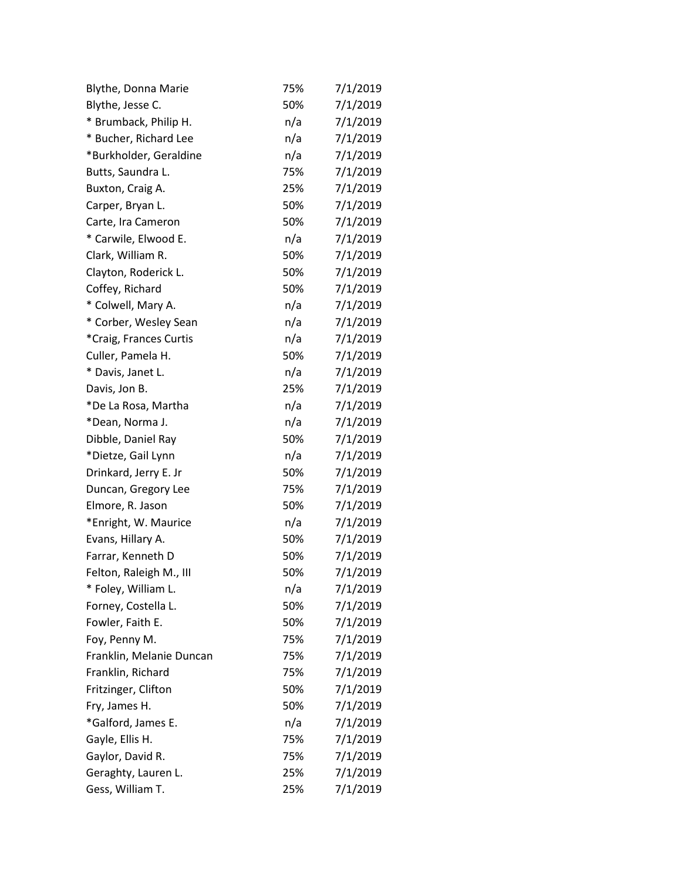| | | |
|---|---|---|
| Blythe, Donna Marie | 75% | 7/1/2019 |
| Blythe, Jesse C. | 50% | 7/1/2019 |
| * Brumback, Philip H. | n/a | 7/1/2019 |
| * Bucher, Richard Lee | n/a | 7/1/2019 |
| *Burkholder, Geraldine | n/a | 7/1/2019 |
| Butts, Saundra L. | 75% | 7/1/2019 |
| Buxton, Craig A. | 25% | 7/1/2019 |
| Carper, Bryan L. | 50% | 7/1/2019 |
| Carte, Ira Cameron | 50% | 7/1/2019 |
| * Carwile, Elwood E. | n/a | 7/1/2019 |
| Clark, William R. | 50% | 7/1/2019 |
| Clayton, Roderick L. | 50% | 7/1/2019 |
| Coffey, Richard | 50% | 7/1/2019 |
| * Colwell, Mary A. | n/a | 7/1/2019 |
| * Corber, Wesley Sean | n/a | 7/1/2019 |
| *Craig, Frances Curtis | n/a | 7/1/2019 |
| Culler, Pamela H. | 50% | 7/1/2019 |
| * Davis, Janet L. | n/a | 7/1/2019 |
| Davis, Jon B. | 25% | 7/1/2019 |
| *De La Rosa, Martha | n/a | 7/1/2019 |
| *Dean, Norma J. | n/a | 7/1/2019 |
| Dibble, Daniel Ray | 50% | 7/1/2019 |
| *Dietze, Gail Lynn | n/a | 7/1/2019 |
| Drinkard, Jerry E. Jr | 50% | 7/1/2019 |
| Duncan, Gregory Lee | 75% | 7/1/2019 |
| Elmore, R. Jason | 50% | 7/1/2019 |
| *Enright, W. Maurice | n/a | 7/1/2019 |
| Evans, Hillary A. | 50% | 7/1/2019 |
| Farrar, Kenneth D | 50% | 7/1/2019 |
| Felton, Raleigh M., III | 50% | 7/1/2019 |
| * Foley, William L. | n/a | 7/1/2019 |
| Forney, Costella L. | 50% | 7/1/2019 |
| Fowler, Faith E. | 50% | 7/1/2019 |
| Foy, Penny M. | 75% | 7/1/2019 |
| Franklin, Melanie Duncan | 75% | 7/1/2019 |
| Franklin, Richard | 75% | 7/1/2019 |
| Fritzinger, Clifton | 50% | 7/1/2019 |
| Fry, James H. | 50% | 7/1/2019 |
| *Galford, James E. | n/a | 7/1/2019 |
| Gayle, Ellis H. | 75% | 7/1/2019 |
| Gaylor, David R. | 75% | 7/1/2019 |
| Geraghty, Lauren L. | 25% | 7/1/2019 |
| Gess, William T. | 25% | 7/1/2019 |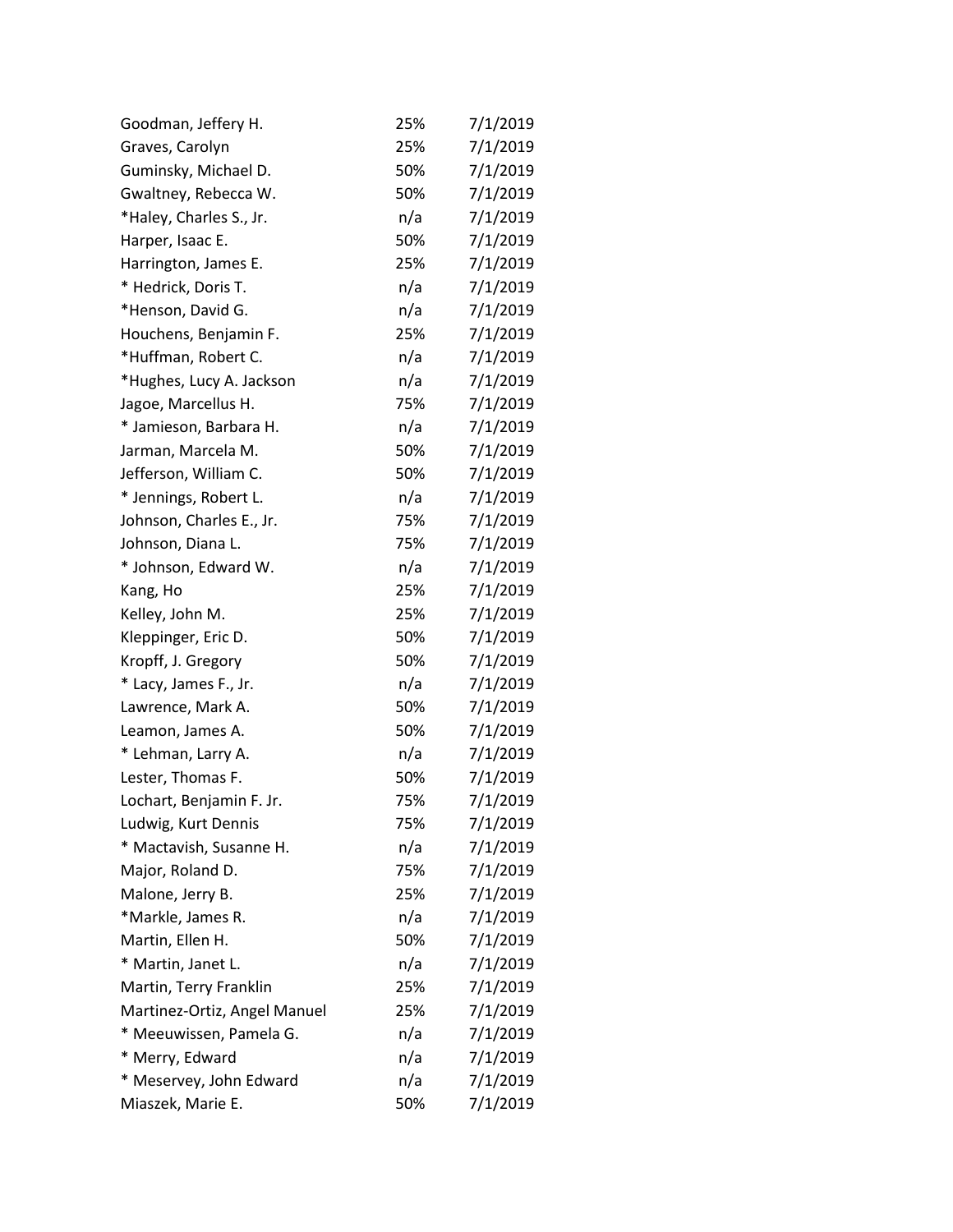| | | |
|---|---|---|
| Goodman, Jeffery H. | 25% | 7/1/2019 |
| Graves, Carolyn | 25% | 7/1/2019 |
| Guminsky, Michael D. | 50% | 7/1/2019 |
| Gwaltney, Rebecca W. | 50% | 7/1/2019 |
| *Haley, Charles S., Jr. | n/a | 7/1/2019 |
| Harper, Isaac E. | 50% | 7/1/2019 |
| Harrington, James E. | 25% | 7/1/2019 |
| * Hedrick, Doris T. | n/a | 7/1/2019 |
| *Henson, David G. | n/a | 7/1/2019 |
| Houchens, Benjamin F. | 25% | 7/1/2019 |
| *Huffman, Robert C. | n/a | 7/1/2019 |
| *Hughes, Lucy A. Jackson | n/a | 7/1/2019 |
| Jagoe, Marcellus H. | 75% | 7/1/2019 |
| * Jamieson, Barbara H. | n/a | 7/1/2019 |
| Jarman, Marcela M. | 50% | 7/1/2019 |
| Jefferson, William C. | 50% | 7/1/2019 |
| * Jennings, Robert L. | n/a | 7/1/2019 |
| Johnson, Charles E., Jr. | 75% | 7/1/2019 |
| Johnson, Diana L. | 75% | 7/1/2019 |
| * Johnson, Edward W. | n/a | 7/1/2019 |
| Kang, Ho | 25% | 7/1/2019 |
| Kelley, John M. | 25% | 7/1/2019 |
| Kleppinger, Eric D. | 50% | 7/1/2019 |
| Kropff, J. Gregory | 50% | 7/1/2019 |
| * Lacy, James F., Jr. | n/a | 7/1/2019 |
| Lawrence, Mark A. | 50% | 7/1/2019 |
| Leamon, James A. | 50% | 7/1/2019 |
| * Lehman, Larry A. | n/a | 7/1/2019 |
| Lester, Thomas F. | 50% | 7/1/2019 |
| Lochart, Benjamin F. Jr. | 75% | 7/1/2019 |
| Ludwig, Kurt Dennis | 75% | 7/1/2019 |
| * Mactavish, Susanne H. | n/a | 7/1/2019 |
| Major, Roland D. | 75% | 7/1/2019 |
| Malone, Jerry B. | 25% | 7/1/2019 |
| *Markle, James R. | n/a | 7/1/2019 |
| Martin, Ellen H. | 50% | 7/1/2019 |
| * Martin, Janet L. | n/a | 7/1/2019 |
| Martin, Terry Franklin | 25% | 7/1/2019 |
| Martinez-Ortiz, Angel Manuel | 25% | 7/1/2019 |
| * Meeuwissen, Pamela G. | n/a | 7/1/2019 |
| * Merry, Edward | n/a | 7/1/2019 |
| * Meservey, John Edward | n/a | 7/1/2019 |
| Miaszek, Marie E. | 50% | 7/1/2019 |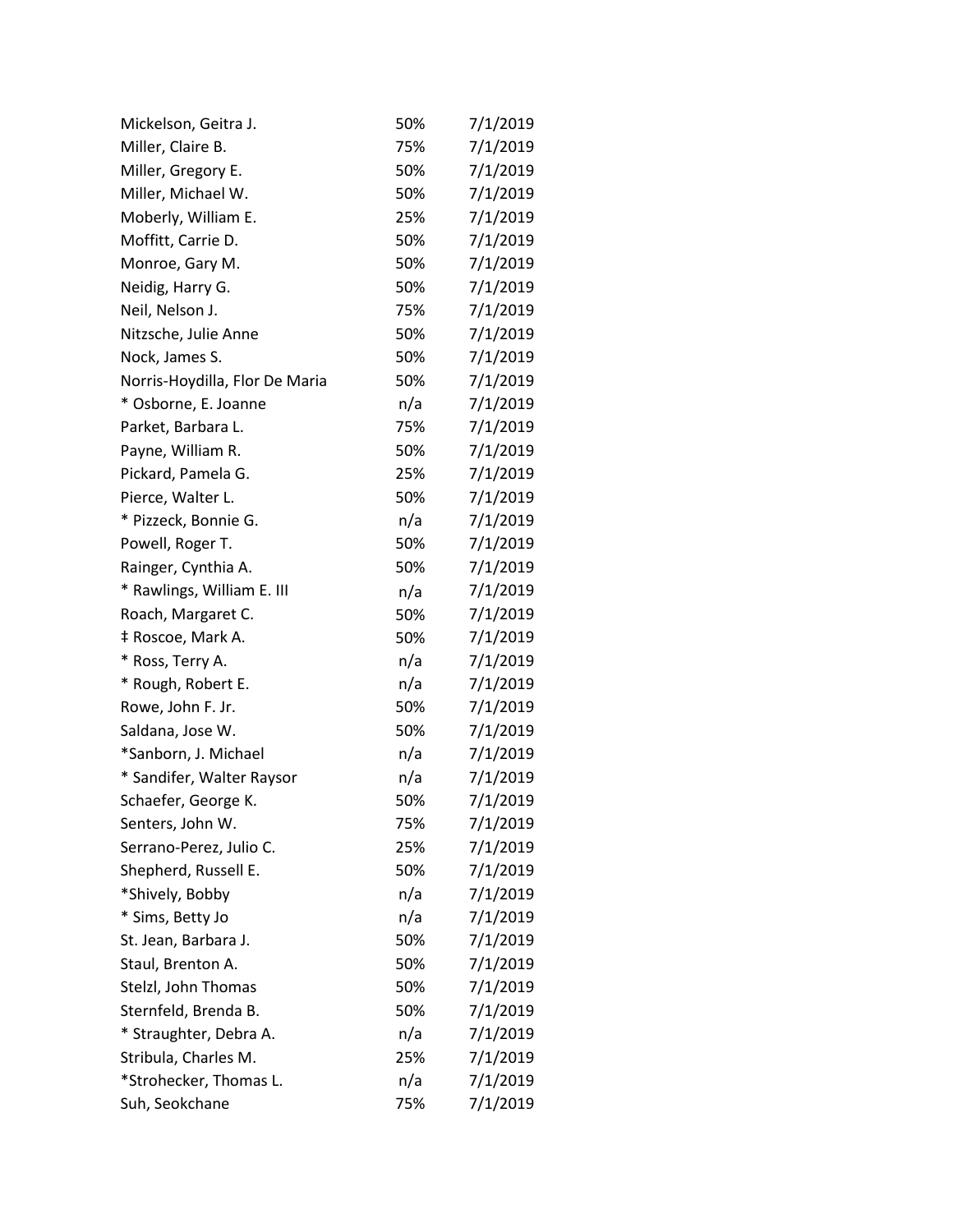| | | |
|---|---|---|
| Mickelson, Geitra J. | 50% | 7/1/2019 |
| Miller, Claire B. | 75% | 7/1/2019 |
| Miller, Gregory E. | 50% | 7/1/2019 |
| Miller, Michael W. | 50% | 7/1/2019 |
| Moberly, William E. | 25% | 7/1/2019 |
| Moffitt, Carrie D. | 50% | 7/1/2019 |
| Monroe, Gary M. | 50% | 7/1/2019 |
| Neidig, Harry G. | 50% | 7/1/2019 |
| Neil, Nelson J. | 75% | 7/1/2019 |
| Nitzsche, Julie Anne | 50% | 7/1/2019 |
| Nock, James S. | 50% | 7/1/2019 |
| Norris-Hoydilla, Flor De Maria | 50% | 7/1/2019 |
| * Osborne, E. Joanne | n/a | 7/1/2019 |
| Parket, Barbara L. | 75% | 7/1/2019 |
| Payne, William R. | 50% | 7/1/2019 |
| Pickard, Pamela G. | 25% | 7/1/2019 |
| Pierce, Walter L. | 50% | 7/1/2019 |
| * Pizzeck, Bonnie G. | n/a | 7/1/2019 |
| Powell, Roger T. | 50% | 7/1/2019 |
| Rainger, Cynthia A. | 50% | 7/1/2019 |
| * Rawlings, William E. III | n/a | 7/1/2019 |
| Roach, Margaret C. | 50% | 7/1/2019 |
| ‡ Roscoe, Mark A. | 50% | 7/1/2019 |
| * Ross, Terry A. | n/a | 7/1/2019 |
| * Rough, Robert E. | n/a | 7/1/2019 |
| Rowe, John F. Jr. | 50% | 7/1/2019 |
| Saldana, Jose W. | 50% | 7/1/2019 |
| *Sanborn, J. Michael | n/a | 7/1/2019 |
| * Sandifer, Walter Raysor | n/a | 7/1/2019 |
| Schaefer, George K. | 50% | 7/1/2019 |
| Senters, John W. | 75% | 7/1/2019 |
| Serrano-Perez, Julio C. | 25% | 7/1/2019 |
| Shepherd, Russell E. | 50% | 7/1/2019 |
| *Shively, Bobby | n/a | 7/1/2019 |
| * Sims, Betty Jo | n/a | 7/1/2019 |
| St. Jean, Barbara J. | 50% | 7/1/2019 |
| Staul, Brenton A. | 50% | 7/1/2019 |
| Stelzl, John Thomas | 50% | 7/1/2019 |
| Sternfeld, Brenda B. | 50% | 7/1/2019 |
| * Straughter, Debra A. | n/a | 7/1/2019 |
| Stribula, Charles M. | 25% | 7/1/2019 |
| *Strohecker, Thomas L. | n/a | 7/1/2019 |
| Suh, Seokchane | 75% | 7/1/2019 |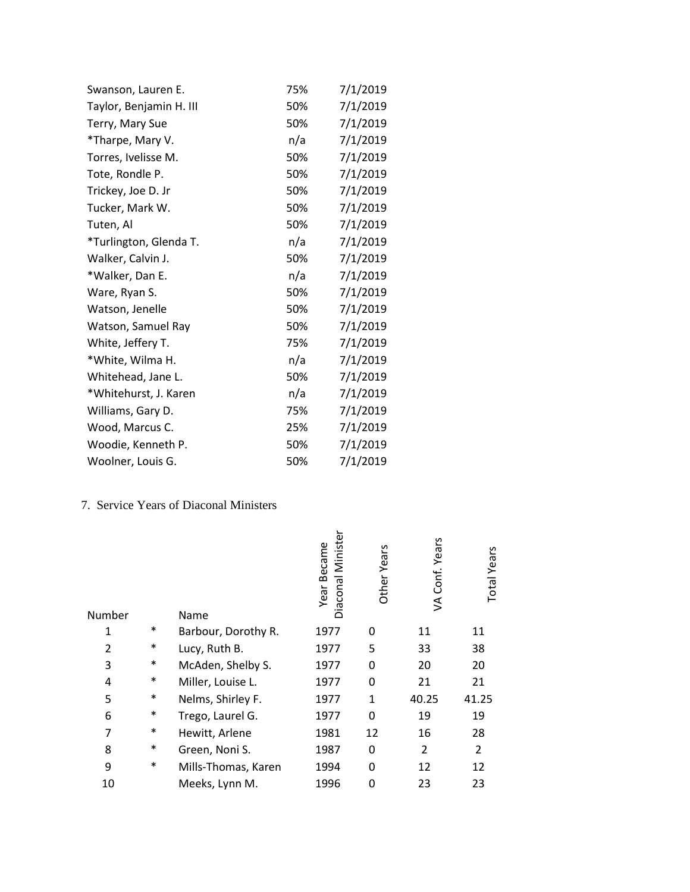| | | |
|---|---|---|
| Swanson, Lauren E. | 75% | 7/1/2019 |
| Taylor, Benjamin H. III | 50% | 7/1/2019 |
| Terry, Mary Sue | 50% | 7/1/2019 |
| *Tharpe, Mary V. | n/a | 7/1/2019 |
| Torres, Ivelisse M. | 50% | 7/1/2019 |
| Tote, Rondle P. | 50% | 7/1/2019 |
| Trickey, Joe D. Jr | 50% | 7/1/2019 |
| Tucker, Mark W. | 50% | 7/1/2019 |
| Tuten, Al | 50% | 7/1/2019 |
| *Turlington, Glenda T. | n/a | 7/1/2019 |
| Walker, Calvin J. | 50% | 7/1/2019 |
| *Walker, Dan E. | n/a | 7/1/2019 |
| Ware, Ryan S. | 50% | 7/1/2019 |
| Watson, Jenelle | 50% | 7/1/2019 |
| Watson, Samuel Ray | 50% | 7/1/2019 |
| White, Jeffery T. | 75% | 7/1/2019 |
| *White, Wilma H. | n/a | 7/1/2019 |
| Whitehead, Jane L. | 50% | 7/1/2019 |
| *Whitehurst, J. Karen | n/a | 7/1/2019 |
| Williams, Gary D. | 75% | 7/1/2019 |
| Wood, Marcus C. | 25% | 7/1/2019 |
| Woodie, Kenneth P. | 50% | 7/1/2019 |
| Woolner, Louis G. | 50% | 7/1/2019 |

7. Service Years of Diaconal Ministers

| Number | | Name | Year Became Diaconal Minister | Other Years | VA Conf. Years | Total Years |
|---|---|---|---|---|---|---|
| 1 | * | Barbour, Dorothy R. | 1977 | 0 | 11 | 11 |
| 2 | * | Lucy, Ruth B. | 1977 | 5 | 33 | 38 |
| 3 | * | McAden, Shelby S. | 1977 | 0 | 20 | 20 |
| 4 | * | Miller, Louise L. | 1977 | 0 | 21 | 21 |
| 5 | * | Nelms, Shirley F. | 1977 | 1 | 40.25 | 41.25 |
| 6 | * | Trego, Laurel G. | 1977 | 0 | 19 | 19 |
| 7 | * | Hewitt, Arlene | 1981 | 12 | 16 | 28 |
| 8 | * | Green, Noni S. | 1987 | 0 | 2 | 2 |
| 9 | * | Mills-Thomas, Karen | 1994 | 0 | 12 | 12 |
| 10 | | Meeks, Lynn M. | 1996 | 0 | 23 | 23 |